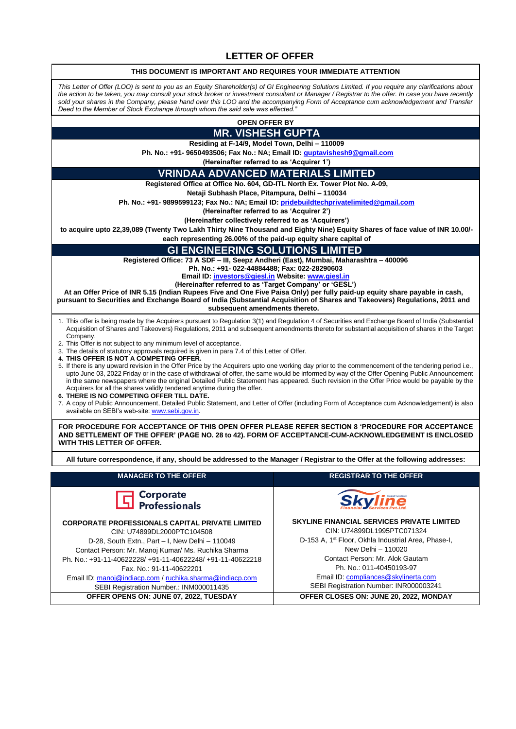# LETTER OF OFFER

**THIS DOCUMENT IS IMPORTANT AND REQUIRES YOUR IMMEDIATE ATTENTION**

*This Letter of Offer (LOO) is sent to you as an Equity Shareholder(s) of GI Engineering Solutions Limited. If you require any clarifications about the action to be taken, you may consult your stock broker or investment consultant or Manager / Registrar to the offer. In case you have recently sold your shares in the Company, please hand over this LOO and the accompanying Form of Acceptance cum acknowledgement and Transfer Deed to the Member of Stock Exchange through whom the said sale was effected."*

**OPEN OFFER BY**

## MR. VISHESH GUPTA

**Residing at F-14/9, Model Town, Delhi – 110009**

**Ph. No.: +91- 9650493506; Fax No.: NA; Email ID: guptavishesh9@gmail.com**

**(Hereinafter referred to as 'Acquirer 1')**

## VRINDAA ADVANCED MATERIALS LIMITED

**Registered Office at Office No. 604, GD-ITL North Ex. Tower Plot No. A-09,**

**Netaji Subhash Place, Pitampura, Delhi – 110034**

**Ph. No.: +91- 9899599123; Fax No.: NA; Email ID: pridebuildtechprivatelimited@gmail.com**

**(Hereinafter referred to as 'Acquirer 2')**

**(Hereinafter collectively referred to as 'Acquirers')**

**to acquire upto 22,39,089 (Twenty Two Lakh Thirty Nine Thousand and Eighty Nine) Equity Shares of face value of INR 10.00/- each representing 26.00% of the paid-up equity share capital of**

## GI ENGINEERING SOLUTIONS LIMITED

**Registered Office: 73 A SDF – III, Seepz Andheri (East), Mumbai, Maharashtra – 400096**

**Ph. No.: +91- 022-44884488; Fax: 022-28290603**

**Email ID: investors@giesl.in Website: www.giesl.in**

**(Hereinafter referred to as 'Target Company' or 'GESL')**

**At an Offer Price of INR 5.15 (Indian Rupees Five and One Five Paisa Only) per fully paid-up equity share payable in cash, pursuant to Securities and Exchange Board of India (Substantial Acquisition of Shares and Takeovers) Regulations, 2011 and subsequent amendments thereto.**

1. This offer is being made by the Acquirers pursuant to Regulation 3(1) and Regulation 4 of Securities and Exchange Board of India (Substantial Acquisition of Shares and Takeovers) Regulations, 2011 and subsequent amendments thereto for substantial acquisition of shares in the Target Company.
2. This Offer is not subject to any minimum level of acceptance.
3. The details of statutory approvals required is given in para 7.4 of this Letter of Offer.
4. **THIS OFFER IS NOT A COMPETING OFFER.**
5. If there is any upward revision in the Offer Price by the Acquirers upto one working day prior to the commencement of the tendering period i.e., upto June 03, 2022 Friday or in the case of withdrawal of offer, the same would be informed by way of the Offer Opening Public Announcement in the same newspapers where the original Detailed Public Statement has appeared. Such revision in the Offer Price would be payable by the Acquirers for all the shares validly tendered anytime during the offer.
6. **THERE IS NO COMPETING OFFER TILL DATE.**
7. A copy of Public Announcement, Detailed Public Statement, and Letter of Offer (including Form of Acceptance cum Acknowledgement) is also available on SEBI's web-site: www.sebi.gov.in.

**FOR PROCEDURE FOR ACCEPTANCE OF THIS OPEN OFFER PLEASE REFER SECTION 8 'PROCEDURE FOR ACCEPTANCE AND SETTLEMENT OF THE OFFER' (PAGE NO. 28 to 42). FORM OF ACCEPTANCE-CUM-ACKNOWLEDGEMENT IS ENCLOSED WITH THIS LETTER OF OFFER.**

**All future correspondence, if any, should be addressed to the Manager / Registrar to the Offer at the following addresses:**

| MANAGER TO THE OFFER | REGISTRAR TO THE OFFER |
|---|---|
| Corporate Professionals | Skyline Financial Services Pvt. Ltd. |
| **CORPORATE PROFESSIONALS CAPITAL PRIVATE LIMITED** | **SKYLINE FINANCIAL SERVICES PRIVATE LIMITED** |
| CIN: U74899DL2000PTC104508 | CIN: U74899DL1995PTC071324 |
| D-28, South Extn., Part – I, New Delhi – 110049 | D-153 A, 1st Floor, Okhla Industrial Area, Phase-I, New Delhi – 110020 |
| Contact Person: Mr. Manoj Kumar/ Ms. Ruchika Sharma | Contact Person: Mr. Alok Gautam |
| Ph. No.: +91-11-40622228/ +91-11-40622248/ +91-11-40622218 | Ph. No.: 011-40450193-97 |
| Fax. No.: 91-11-40622201 | Email ID: compliances@skylinerta.com |
| Email ID: manoj@indiacp.com / ruchika.sharma@indiacp.com | SEBI Registration Number: INR000003241 |
| SEBI Registration Number.: INM000011435 | |
| **OFFER OPENS ON: JUNE 07, 2022, TUESDAY** | **OFFER CLOSES ON: JUNE 20, 2022, MONDAY** |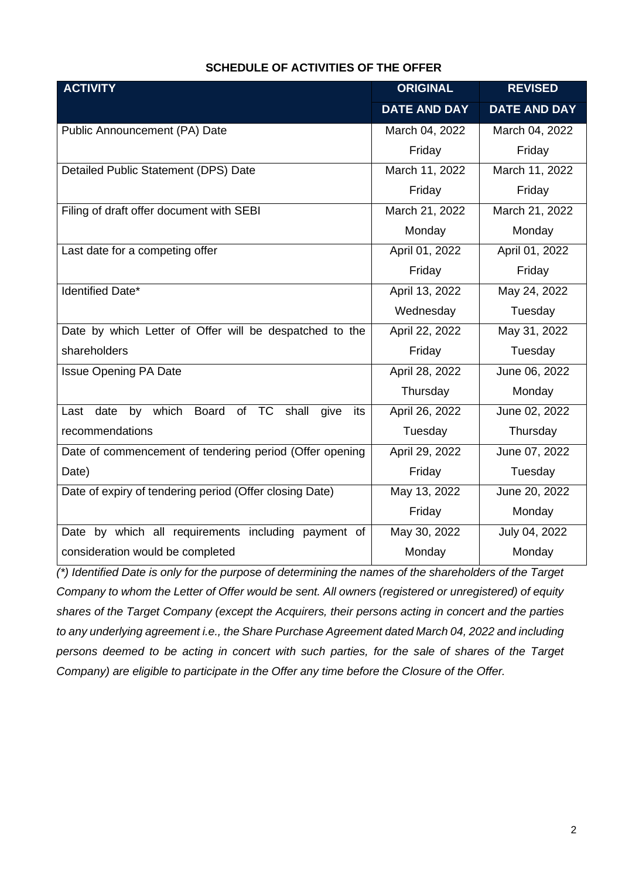**SCHEDULE OF ACTIVITIES OF THE OFFER**

| ACTIVITY | ORIGINAL DATE AND DAY | REVISED DATE AND DAY |
|---|---|---|
| Public Announcement (PA) Date | March 04, 2022 Friday | March 04, 2022 Friday |
| Detailed Public Statement (DPS) Date | March 11, 2022 Friday | March 11, 2022 Friday |
| Filing of draft offer document with SEBI | March 21, 2022 Monday | March 21, 2022 Monday |
| Last date for a competing offer | April 01, 2022 Friday | April 01, 2022 Friday |
| Identified Date* | April 13, 2022 Wednesday | May 24, 2022 Tuesday |
| Date by which Letter of Offer will be despatched to the shareholders | April 22, 2022 Friday | May 31, 2022 Tuesday |
| Issue Opening PA Date | April 28, 2022 Thursday | June 06, 2022 Monday |
| Last date by which Board of TC shall give its recommendations | April 26, 2022 Tuesday | June 02, 2022 Thursday |
| Date of commencement of tendering period (Offer opening Date) | April 29, 2022 Friday | June 07, 2022 Tuesday |
| Date of expiry of tendering period (Offer closing Date) | May 13, 2022 Friday | June 20, 2022 Monday |
| Date by which all requirements including payment of consideration would be completed | May 30, 2022 Monday | July 04, 2022 Monday |

*(\*) Identified Date is only for the purpose of determining the names of the shareholders of the Target Company to whom the Letter of Offer would be sent. All owners (registered or unregistered) of equity shares of the Target Company (except the Acquirers, their persons acting in concert and the parties to any underlying agreement i.e., the Share Purchase Agreement dated March 04, 2022 and including persons deemed to be acting in concert with such parties, for the sale of shares of the Target Company) are eligible to participate in the Offer any time before the Closure of the Offer.*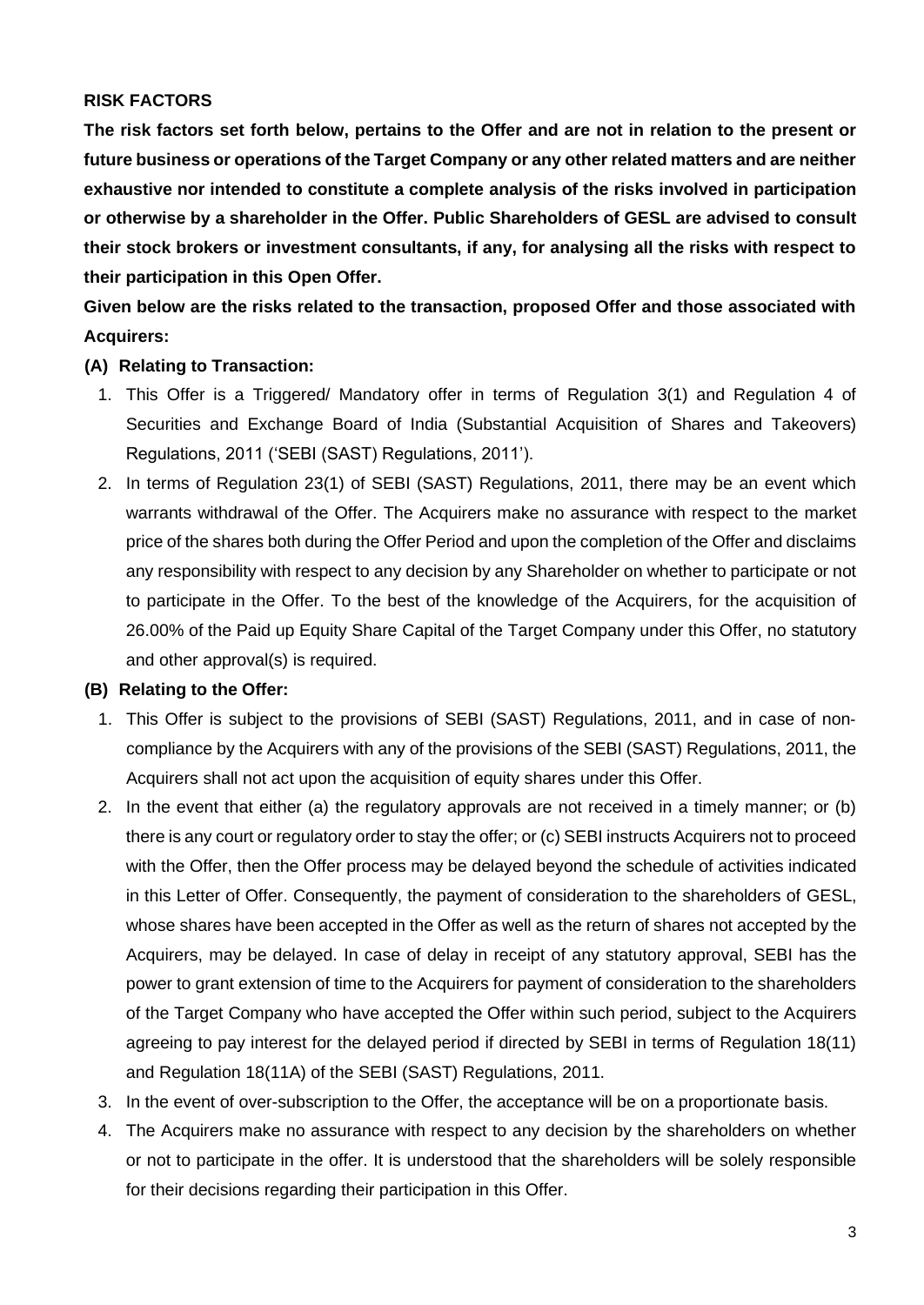## RISK FACTORS

**The risk factors set forth below, pertains to the Offer and are not in relation to the present or future business or operations of the Target Company or any other related matters and are neither exhaustive nor intended to constitute a complete analysis of the risks involved in participation or otherwise by a shareholder in the Offer. Public Shareholders of GESL are advised to consult their stock brokers or investment consultants, if any, for analysing all the risks with respect to their participation in this Open Offer.**

**Given below are the risks related to the transaction, proposed Offer and those associated with Acquirers:**

### (A) Relating to Transaction:

1. This Offer is a Triggered/ Mandatory offer in terms of Regulation 3(1) and Regulation 4 of Securities and Exchange Board of India (Substantial Acquisition of Shares and Takeovers) Regulations, 2011 ('SEBI (SAST) Regulations, 2011').
2. In terms of Regulation 23(1) of SEBI (SAST) Regulations, 2011, there may be an event which warrants withdrawal of the Offer. The Acquirers make no assurance with respect to the market price of the shares both during the Offer Period and upon the completion of the Offer and disclaims any responsibility with respect to any decision by any Shareholder on whether to participate or not to participate in the Offer. To the best of the knowledge of the Acquirers, for the acquisition of 26.00% of the Paid up Equity Share Capital of the Target Company under this Offer, no statutory and other approval(s) is required.

### (B) Relating to the Offer:

1. This Offer is subject to the provisions of SEBI (SAST) Regulations, 2011, and in case of non-compliance by the Acquirers with any of the provisions of the SEBI (SAST) Regulations, 2011, the Acquirers shall not act upon the acquisition of equity shares under this Offer.
2. In the event that either (a) the regulatory approvals are not received in a timely manner; or (b) there is any court or regulatory order to stay the offer; or (c) SEBI instructs Acquirers not to proceed with the Offer, then the Offer process may be delayed beyond the schedule of activities indicated in this Letter of Offer. Consequently, the payment of consideration to the shareholders of GESL, whose shares have been accepted in the Offer as well as the return of shares not accepted by the Acquirers, may be delayed. In case of delay in receipt of any statutory approval, SEBI has the power to grant extension of time to the Acquirers for payment of consideration to the shareholders of the Target Company who have accepted the Offer within such period, subject to the Acquirers agreeing to pay interest for the delayed period if directed by SEBI in terms of Regulation 18(11) and Regulation 18(11A) of the SEBI (SAST) Regulations, 2011.
3. In the event of over-subscription to the Offer, the acceptance will be on a proportionate basis.
4. The Acquirers make no assurance with respect to any decision by the shareholders on whether or not to participate in the offer. It is understood that the shareholders will be solely responsible for their decisions regarding their participation in this Offer.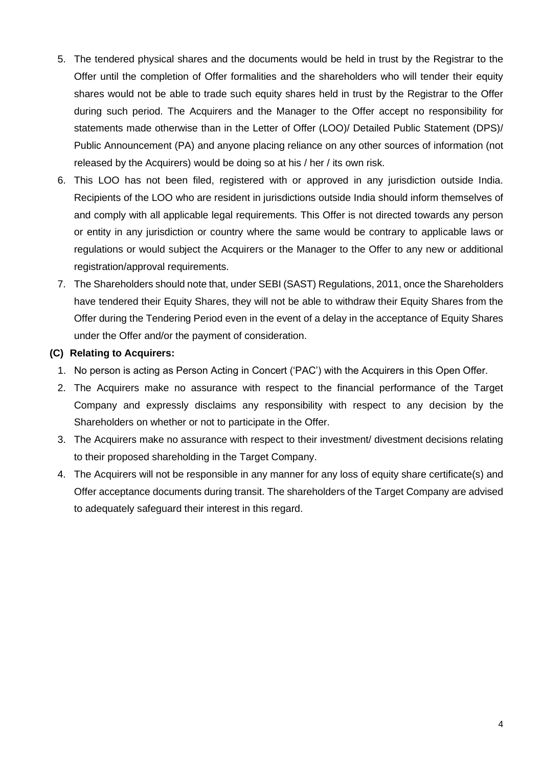5. The tendered physical shares and the documents would be held in trust by the Registrar to the Offer until the completion of Offer formalities and the shareholders who will tender their equity shares would not be able to trade such equity shares held in trust by the Registrar to the Offer during such period. The Acquirers and the Manager to the Offer accept no responsibility for statements made otherwise than in the Letter of Offer (LOO)/ Detailed Public Statement (DPS)/ Public Announcement (PA) and anyone placing reliance on any other sources of information (not released by the Acquirers) would be doing so at his / her / its own risk.
6. This LOO has not been filed, registered with or approved in any jurisdiction outside India. Recipients of the LOO who are resident in jurisdictions outside India should inform themselves of and comply with all applicable legal requirements. This Offer is not directed towards any person or entity in any jurisdiction or country where the same would be contrary to applicable laws or regulations or would subject the Acquirers or the Manager to the Offer to any new or additional registration/approval requirements.
7. The Shareholders should note that, under SEBI (SAST) Regulations, 2011, once the Shareholders have tendered their Equity Shares, they will not be able to withdraw their Equity Shares from the Offer during the Tendering Period even in the event of a delay in the acceptance of Equity Shares under the Offer and/or the payment of consideration.

**(C) Relating to Acquirers:**

1. No person is acting as Person Acting in Concert ('PAC') with the Acquirers in this Open Offer.
2. The Acquirers make no assurance with respect to the financial performance of the Target Company and expressly disclaims any responsibility with respect to any decision by the Shareholders on whether or not to participate in the Offer.
3. The Acquirers make no assurance with respect to their investment/ divestment decisions relating to their proposed shareholding in the Target Company.
4. The Acquirers will not be responsible in any manner for any loss of equity share certificate(s) and Offer acceptance documents during transit. The shareholders of the Target Company are advised to adequately safeguard their interest in this regard.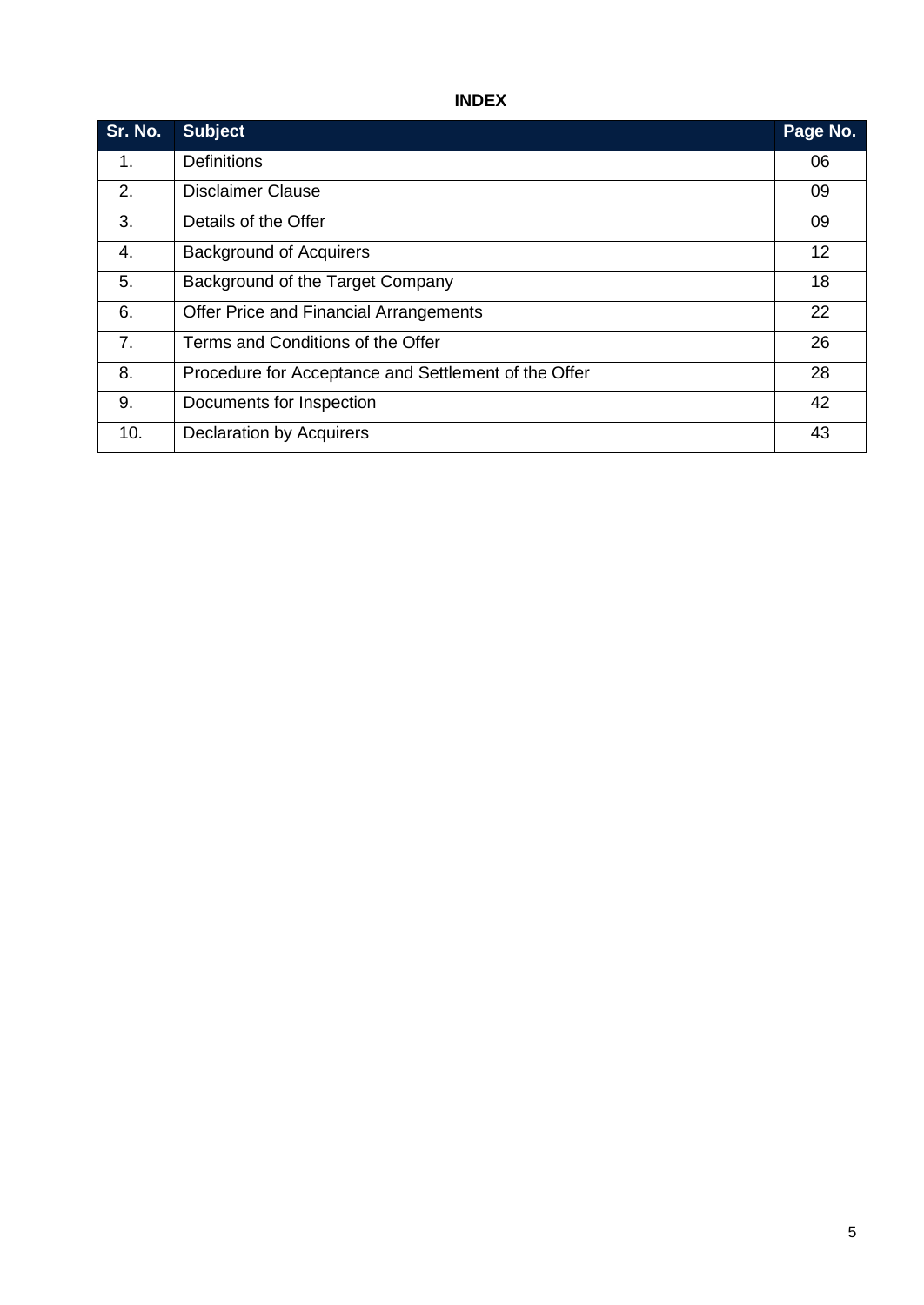**INDEX**

| Sr. No. | Subject | Page No. |
|---|---|---|
| 1. | Definitions | 06 |
| 2. | Disclaimer Clause | 09 |
| 3. | Details of the Offer | 09 |
| 4. | Background of Acquirers | 12 |
| 5. | Background of the Target Company | 18 |
| 6. | Offer Price and Financial Arrangements | 22 |
| 7. | Terms and Conditions of the Offer | 26 |
| 8. | Procedure for Acceptance and Settlement of the Offer | 28 |
| 9. | Documents for Inspection | 42 |
| 10. | Declaration by Acquirers | 43 |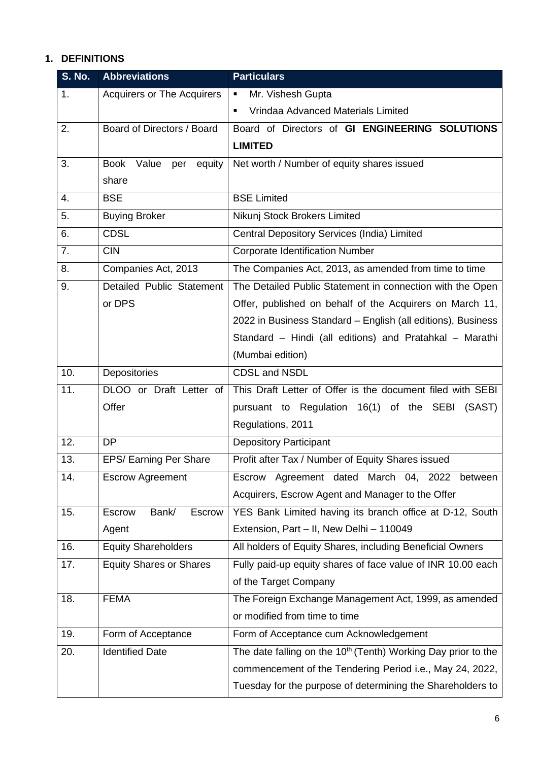## 1. DEFINITIONS

| S. No. | Abbreviations | Particulars |
|---|---|---|
| 1. | Acquirers or The Acquirers | ▪ Mr. Vishesh Gupta<br>▪ Vrindaa Advanced Materials Limited |
| 2. | Board of Directors / Board | Board of Directors of **GI ENGINEERING SOLUTIONS LIMITED** |
| 3. | Book Value per equity share | Net worth / Number of equity shares issued |
| 4. | BSE | BSE Limited |
| 5. | Buying Broker | Nikunj Stock Brokers Limited |
| 6. | CDSL | Central Depository Services (India) Limited |
| 7. | CIN | Corporate Identification Number |
| 8. | Companies Act, 2013 | The Companies Act, 2013, as amended from time to time |
| 9. | Detailed Public Statement or DPS | The Detailed Public Statement in connection with the Open Offer, published on behalf of the Acquirers on March 11, 2022 in Business Standard – English (all editions), Business Standard – Hindi (all editions) and Pratahkal – Marathi (Mumbai edition) |
| 10. | Depositories | CDSL and NSDL |
| 11. | DLOO or Draft Letter of Offer | This Draft Letter of Offer is the document filed with SEBI pursuant to Regulation 16(1) of the SEBI (SAST) Regulations, 2011 |
| 12. | DP | Depository Participant |
| 13. | EPS/ Earning Per Share | Profit after Tax / Number of Equity Shares issued |
| 14. | Escrow Agreement | Escrow Agreement dated March 04, 2022 between Acquirers, Escrow Agent and Manager to the Offer |
| 15. | Escrow Bank/ Escrow Agent | YES Bank Limited having its branch office at D-12, South Extension, Part – II, New Delhi – 110049 |
| 16. | Equity Shareholders | All holders of Equity Shares, including Beneficial Owners |
| 17. | Equity Shares or Shares | Fully paid-up equity shares of face value of INR 10.00 each of the Target Company |
| 18. | FEMA | The Foreign Exchange Management Act, 1999, as amended or modified from time to time |
| 19. | Form of Acceptance | Form of Acceptance cum Acknowledgement |
| 20. | Identified Date | The date falling on the 10th (Tenth) Working Day prior to the commencement of the Tendering Period i.e., May 24, 2022, Tuesday for the purpose of determining the Shareholders to |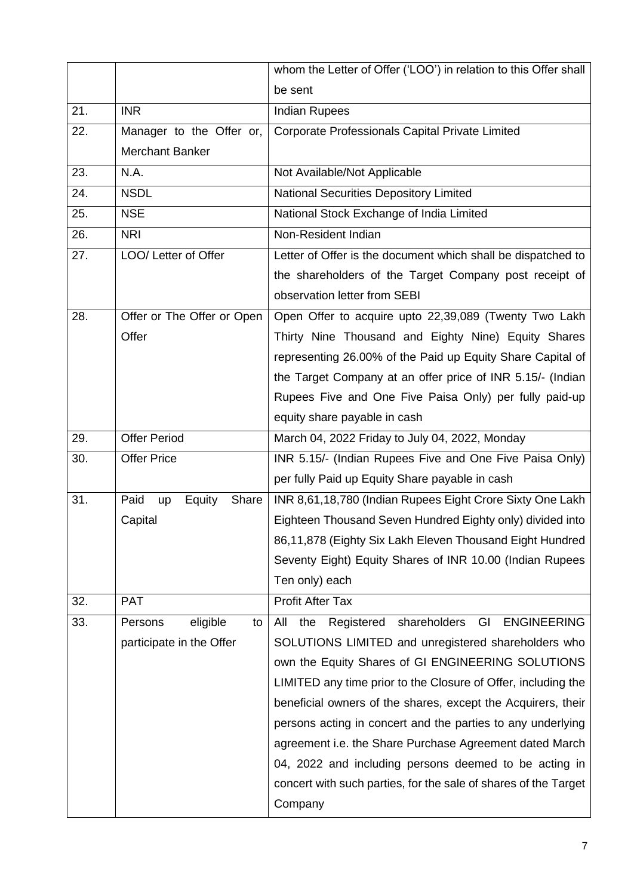| | | |
|---|---|---|
| | | whom the Letter of Offer ('LOO') in relation to this Offer shall be sent |
| 21. | INR | Indian Rupees |
| 22. | Manager to the Offer or, Merchant Banker | Corporate Professionals Capital Private Limited |
| 23. | N.A. | Not Available/Not Applicable |
| 24. | NSDL | National Securities Depository Limited |
| 25. | NSE | National Stock Exchange of India Limited |
| 26. | NRI | Non-Resident Indian |
| 27. | LOO/ Letter of Offer | Letter of Offer is the document which shall be dispatched to the shareholders of the Target Company post receipt of observation letter from SEBI |
| 28. | Offer or The Offer or Open Offer | Open Offer to acquire upto 22,39,089 (Twenty Two Lakh Thirty Nine Thousand and Eighty Nine) Equity Shares representing 26.00% of the Paid up Equity Share Capital of the Target Company at an offer price of INR 5.15/- (Indian Rupees Five and One Five Paisa Only) per fully paid-up equity share payable in cash |
| 29. | Offer Period | March 04, 2022 Friday to July 04, 2022, Monday |
| 30. | Offer Price | INR 5.15/- (Indian Rupees Five and One Five Paisa Only) per fully Paid up Equity Share payable in cash |
| 31. | Paid up Equity Share Capital | INR 8,61,18,780 (Indian Rupees Eight Crore Sixty One Lakh Eighteen Thousand Seven Hundred Eighty only) divided into 86,11,878 (Eighty Six Lakh Eleven Thousand Eight Hundred Seventy Eight) Equity Shares of INR 10.00 (Indian Rupees Ten only) each |
| 32. | PAT | Profit After Tax |
| 33. | Persons eligible to participate in the Offer | All the Registered shareholders GI ENGINEERING SOLUTIONS LIMITED and unregistered shareholders who own the Equity Shares of GI ENGINEERING SOLUTIONS LIMITED any time prior to the Closure of Offer, including the beneficial owners of the shares, except the Acquirers, their persons acting in concert and the parties to any underlying agreement i.e. the Share Purchase Agreement dated March 04, 2022 and including persons deemed to be acting in concert with such parties, for the sale of shares of the Target Company |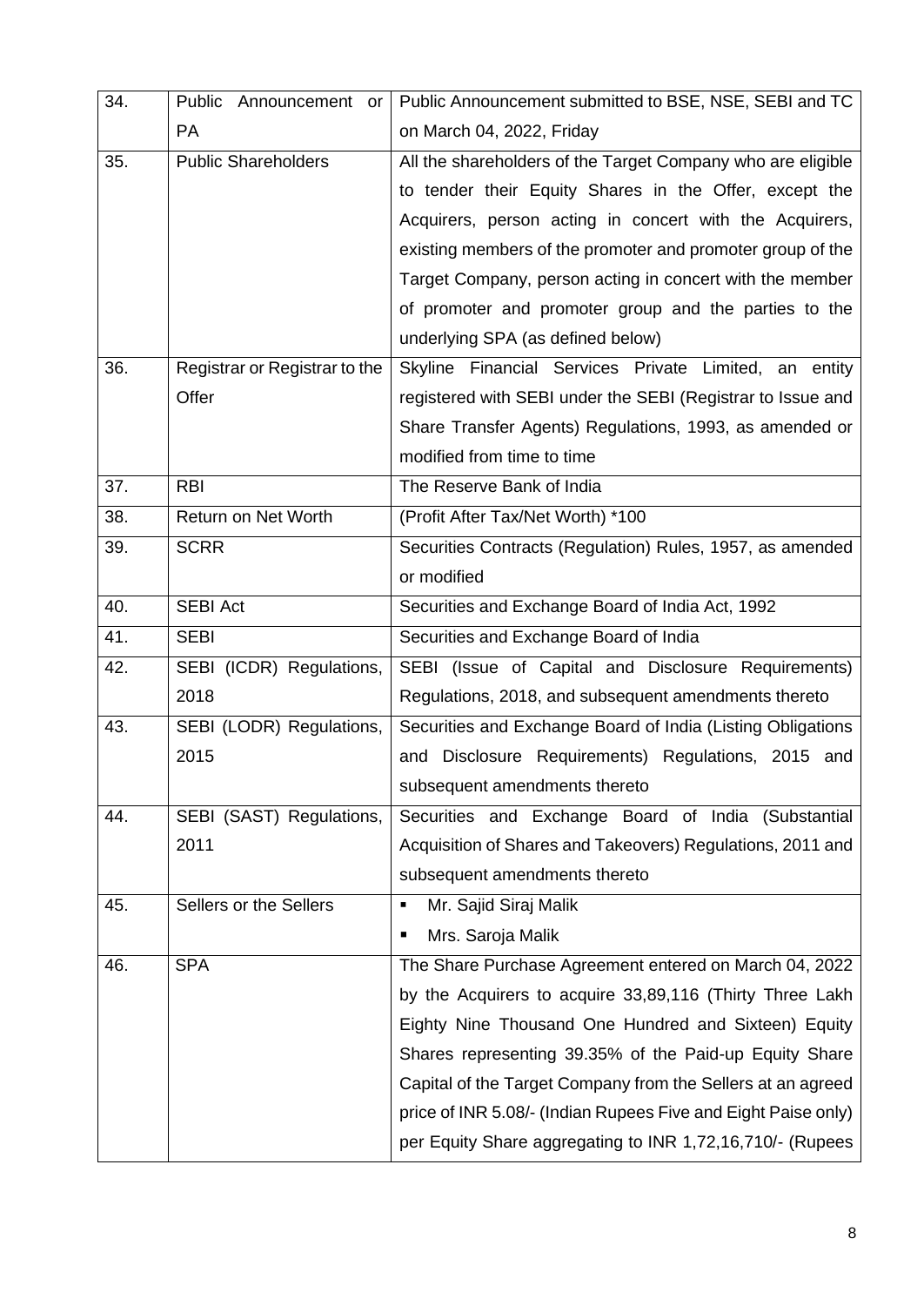| | | |
|---|---|---|
| 34. | Public Announcement or PA | Public Announcement submitted to BSE, NSE, SEBI and TC on March 04, 2022, Friday |
| 35. | Public Shareholders | All the shareholders of the Target Company who are eligible to tender their Equity Shares in the Offer, except the Acquirers, person acting in concert with the Acquirers, existing members of the promoter and promoter group of the Target Company, person acting in concert with the member of promoter and promoter group and the parties to the underlying SPA (as defined below) |
| 36. | Registrar or Registrar to the Offer | Skyline Financial Services Private Limited, an entity registered with SEBI under the SEBI (Registrar to Issue and Share Transfer Agents) Regulations, 1993, as amended or modified from time to time |
| 37. | RBI | The Reserve Bank of India |
| 38. | Return on Net Worth | (Profit After Tax/Net Worth) *100 |
| 39. | SCRR | Securities Contracts (Regulation) Rules, 1957, as amended or modified |
| 40. | SEBI Act | Securities and Exchange Board of India Act, 1992 |
| 41. | SEBI | Securities and Exchange Board of India |
| 42. | SEBI (ICDR) Regulations, 2018 | SEBI (Issue of Capital and Disclosure Requirements) Regulations, 2018, and subsequent amendments thereto |
| 43. | SEBI (LODR) Regulations, 2015 | Securities and Exchange Board of India (Listing Obligations and Disclosure Requirements) Regulations, 2015 and subsequent amendments thereto |
| 44. | SEBI (SAST) Regulations, 2011 | Securities and Exchange Board of India (Substantial Acquisition of Shares and Takeovers) Regulations, 2011 and subsequent amendments thereto |
| 45. | Sellers or the Sellers | ▪ Mr. Sajid Siraj Malik<br>▪ Mrs. Saroja Malik |
| 46. | SPA | The Share Purchase Agreement entered on March 04, 2022 by the Acquirers to acquire 33,89,116 (Thirty Three Lakh Eighty Nine Thousand One Hundred and Sixteen) Equity Shares representing 39.35% of the Paid-up Equity Share Capital of the Target Company from the Sellers at an agreed price of INR 5.08/- (Indian Rupees Five and Eight Paise only) per Equity Share aggregating to INR 1,72,16,710/- (Rupees |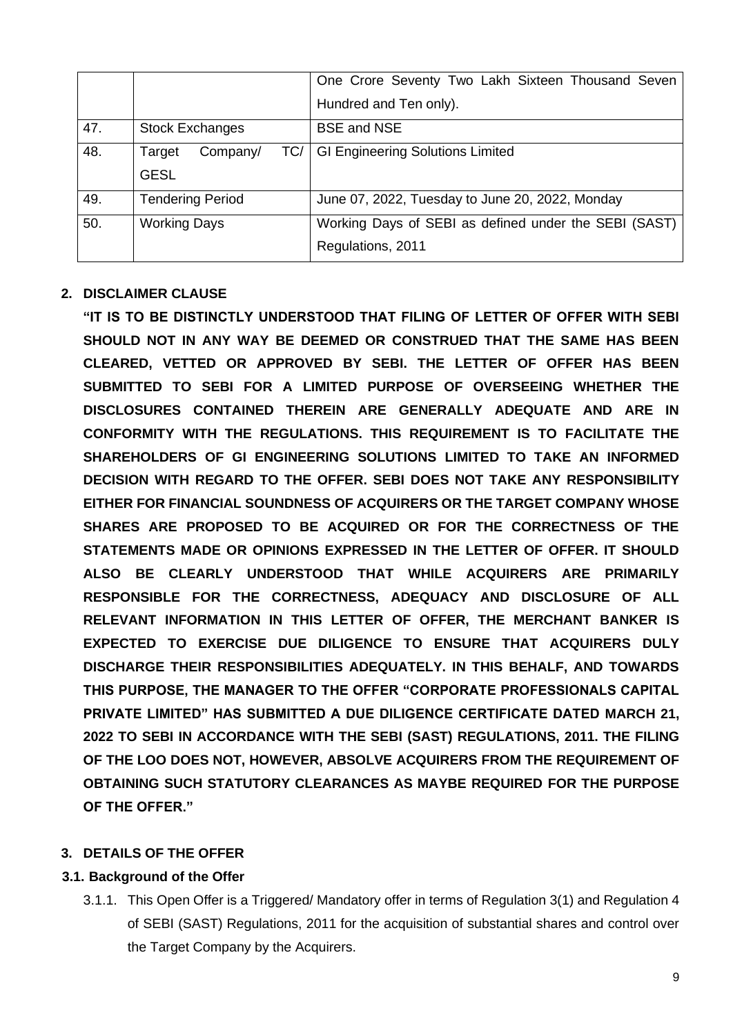| | | |
|---|---|---|
| | | One Crore Seventy Two Lakh Sixteen Thousand Seven Hundred and Ten only). |
| 47. | Stock Exchanges | BSE and NSE |
| 48. | Target Company/ TC/ GESL | GI Engineering Solutions Limited |
| 49. | Tendering Period | June 07, 2022, Tuesday to June 20, 2022, Monday |
| 50. | Working Days | Working Days of SEBI as defined under the SEBI (SAST) Regulations, 2011 |

## 2. DISCLAIMER CLAUSE

**"IT IS TO BE DISTINCTLY UNDERSTOOD THAT FILING OF LETTER OF OFFER WITH SEBI SHOULD NOT IN ANY WAY BE DEEMED OR CONSTRUED THAT THE SAME HAS BEEN CLEARED, VETTED OR APPROVED BY SEBI. THE LETTER OF OFFER HAS BEEN SUBMITTED TO SEBI FOR A LIMITED PURPOSE OF OVERSEEING WHETHER THE DISCLOSURES CONTAINED THEREIN ARE GENERALLY ADEQUATE AND ARE IN CONFORMITY WITH THE REGULATIONS. THIS REQUIREMENT IS TO FACILITATE THE SHAREHOLDERS OF GI ENGINEERING SOLUTIONS LIMITED TO TAKE AN INFORMED DECISION WITH REGARD TO THE OFFER. SEBI DOES NOT TAKE ANY RESPONSIBILITY EITHER FOR FINANCIAL SOUNDNESS OF ACQUIRERS OR THE TARGET COMPANY WHOSE SHARES ARE PROPOSED TO BE ACQUIRED OR FOR THE CORRECTNESS OF THE STATEMENTS MADE OR OPINIONS EXPRESSED IN THE LETTER OF OFFER. IT SHOULD ALSO BE CLEARLY UNDERSTOOD THAT WHILE ACQUIRERS ARE PRIMARILY RESPONSIBLE FOR THE CORRECTNESS, ADEQUACY AND DISCLOSURE OF ALL RELEVANT INFORMATION IN THIS LETTER OF OFFER, THE MERCHANT BANKER IS EXPECTED TO EXERCISE DUE DILIGENCE TO ENSURE THAT ACQUIRERS DULY DISCHARGE THEIR RESPONSIBILITIES ADEQUATELY. IN THIS BEHALF, AND TOWARDS THIS PURPOSE, THE MANAGER TO THE OFFER "CORPORATE PROFESSIONALS CAPITAL PRIVATE LIMITED" HAS SUBMITTED A DUE DILIGENCE CERTIFICATE DATED MARCH 21, 2022 TO SEBI IN ACCORDANCE WITH THE SEBI (SAST) REGULATIONS, 2011. THE FILING OF THE LOO DOES NOT, HOWEVER, ABSOLVE ACQUIRERS FROM THE REQUIREMENT OF OBTAINING SUCH STATUTORY CLEARANCES AS MAYBE REQUIRED FOR THE PURPOSE OF THE OFFER."**

## 3. DETAILS OF THE OFFER

### 3.1. Background of the Offer

3.1.1. This Open Offer is a Triggered/ Mandatory offer in terms of Regulation 3(1) and Regulation 4 of SEBI (SAST) Regulations, 2011 for the acquisition of substantial shares and control over the Target Company by the Acquirers.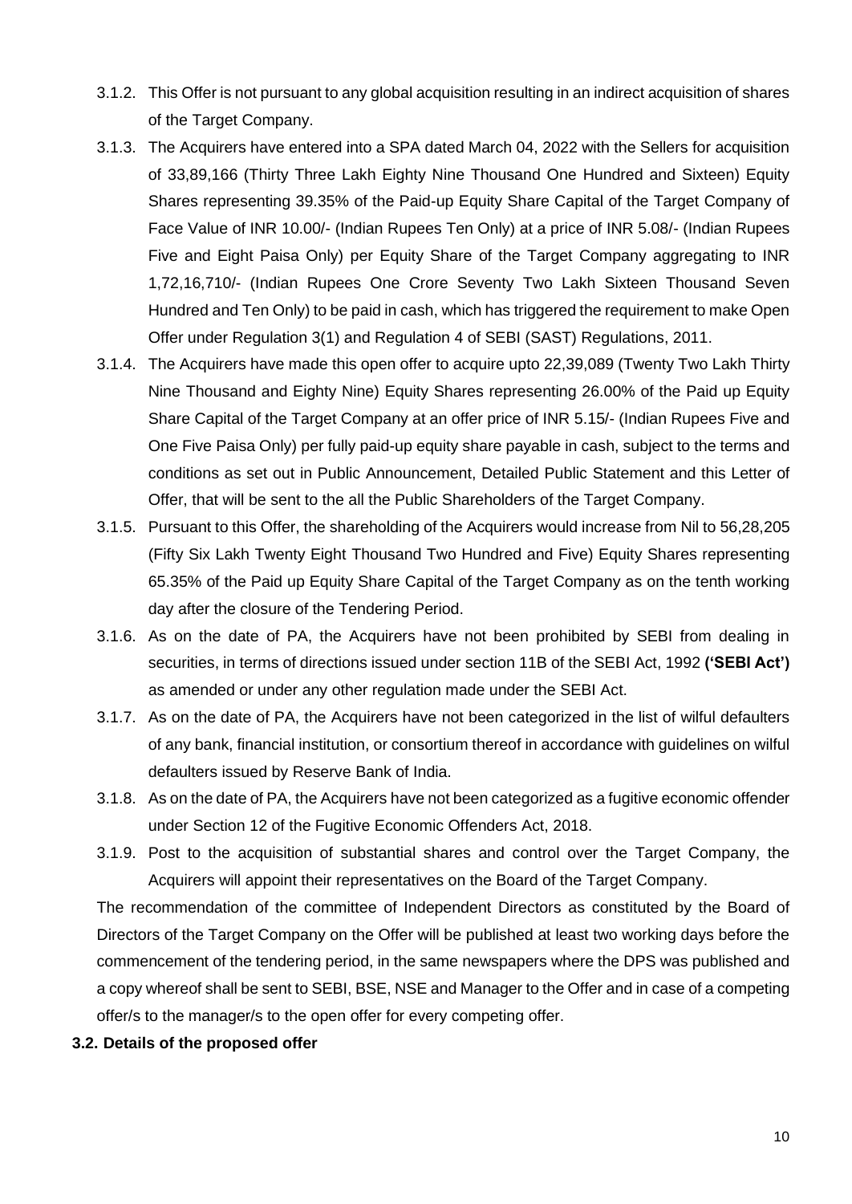3.1.2. This Offer is not pursuant to any global acquisition resulting in an indirect acquisition of shares of the Target Company.

3.1.3. The Acquirers have entered into a SPA dated March 04, 2022 with the Sellers for acquisition of 33,89,166 (Thirty Three Lakh Eighty Nine Thousand One Hundred and Sixteen) Equity Shares representing 39.35% of the Paid-up Equity Share Capital of the Target Company of Face Value of INR 10.00/- (Indian Rupees Ten Only) at a price of INR 5.08/- (Indian Rupees Five and Eight Paisa Only) per Equity Share of the Target Company aggregating to INR 1,72,16,710/- (Indian Rupees One Crore Seventy Two Lakh Sixteen Thousand Seven Hundred and Ten Only) to be paid in cash, which has triggered the requirement to make Open Offer under Regulation 3(1) and Regulation 4 of SEBI (SAST) Regulations, 2011.

3.1.4. The Acquirers have made this open offer to acquire upto 22,39,089 (Twenty Two Lakh Thirty Nine Thousand and Eighty Nine) Equity Shares representing 26.00% of the Paid up Equity Share Capital of the Target Company at an offer price of INR 5.15/- (Indian Rupees Five and One Five Paisa Only) per fully paid-up equity share payable in cash, subject to the terms and conditions as set out in Public Announcement, Detailed Public Statement and this Letter of Offer, that will be sent to the all the Public Shareholders of the Target Company.

3.1.5. Pursuant to this Offer, the shareholding of the Acquirers would increase from Nil to 56,28,205 (Fifty Six Lakh Twenty Eight Thousand Two Hundred and Five) Equity Shares representing 65.35% of the Paid up Equity Share Capital of the Target Company as on the tenth working day after the closure of the Tendering Period.

3.1.6. As on the date of PA, the Acquirers have not been prohibited by SEBI from dealing in securities, in terms of directions issued under section 11B of the SEBI Act, 1992 **('SEBI Act')** as amended or under any other regulation made under the SEBI Act.

3.1.7. As on the date of PA, the Acquirers have not been categorized in the list of wilful defaulters of any bank, financial institution, or consortium thereof in accordance with guidelines on wilful defaulters issued by Reserve Bank of India.

3.1.8. As on the date of PA, the Acquirers have not been categorized as a fugitive economic offender under Section 12 of the Fugitive Economic Offenders Act, 2018.

3.1.9. Post to the acquisition of substantial shares and control over the Target Company, the Acquirers will appoint their representatives on the Board of the Target Company.

The recommendation of the committee of Independent Directors as constituted by the Board of Directors of the Target Company on the Offer will be published at least two working days before the commencement of the tendering period, in the same newspapers where the DPS was published and a copy whereof shall be sent to SEBI, BSE, NSE and Manager to the Offer and in case of a competing offer/s to the manager/s to the open offer for every competing offer.

**3.2. Details of the proposed offer**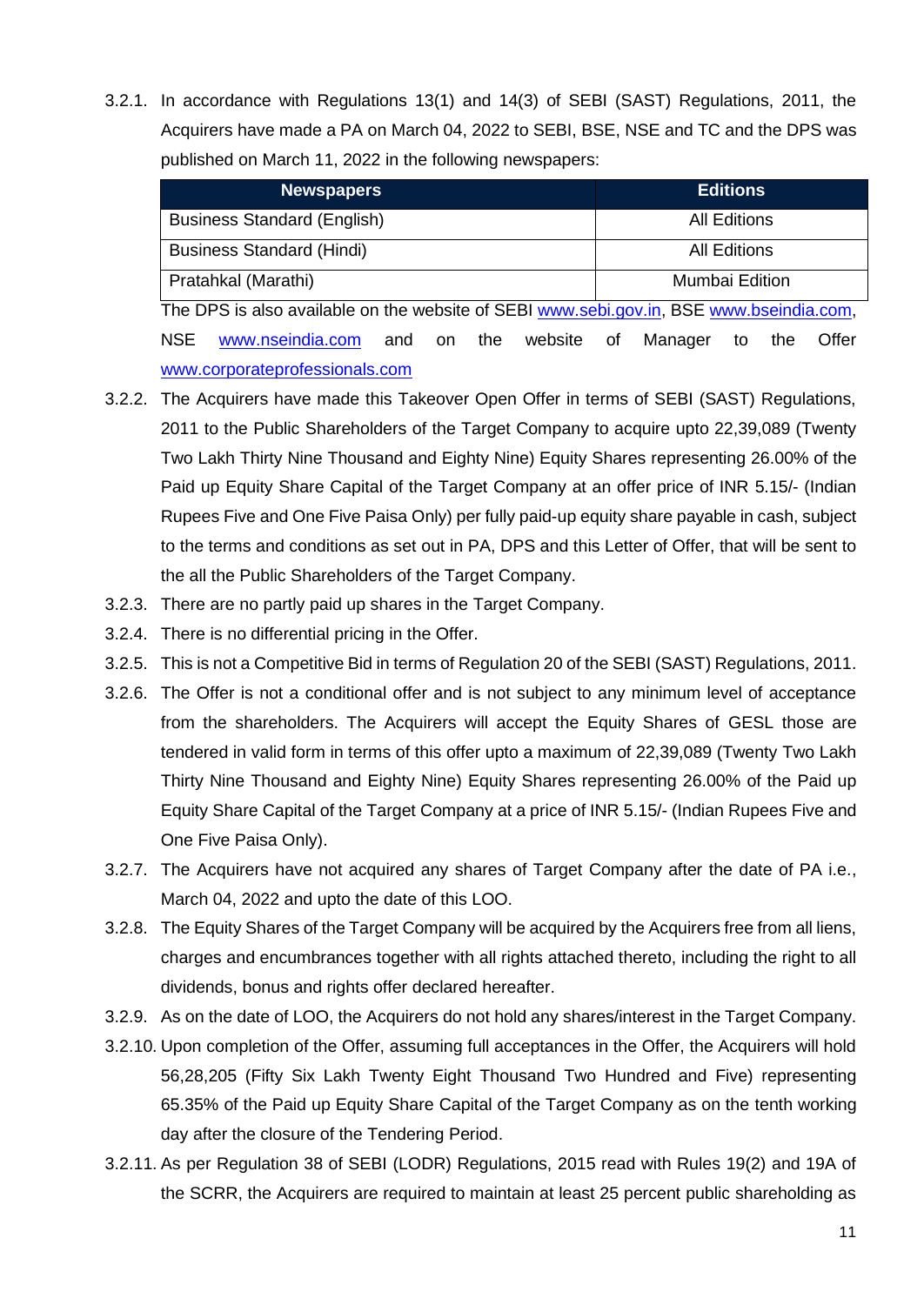3.2.1. In accordance with Regulations 13(1) and 14(3) of SEBI (SAST) Regulations, 2011, the Acquirers have made a PA on March 04, 2022 to SEBI, BSE, NSE and TC and the DPS was published on March 11, 2022 in the following newspapers:

| Newspapers | Editions |
|---|---|
| Business Standard (English) | All Editions |
| Business Standard (Hindi) | All Editions |
| Pratahkal (Marathi) | Mumbai Edition |

The DPS is also available on the website of SEBI www.sebi.gov.in, BSE www.bseindia.com, NSE www.nseindia.com and on the website of Manager to the Offer www.corporateprofessionals.com

3.2.2. The Acquirers have made this Takeover Open Offer in terms of SEBI (SAST) Regulations, 2011 to the Public Shareholders of the Target Company to acquire upto 22,39,089 (Twenty Two Lakh Thirty Nine Thousand and Eighty Nine) Equity Shares representing 26.00% of the Paid up Equity Share Capital of the Target Company at an offer price of INR 5.15/- (Indian Rupees Five and One Five Paisa Only) per fully paid-up equity share payable in cash, subject to the terms and conditions as set out in PA, DPS and this Letter of Offer, that will be sent to the all the Public Shareholders of the Target Company.

3.2.3. There are no partly paid up shares in the Target Company.

3.2.4. There is no differential pricing in the Offer.

3.2.5. This is not a Competitive Bid in terms of Regulation 20 of the SEBI (SAST) Regulations, 2011.

3.2.6. The Offer is not a conditional offer and is not subject to any minimum level of acceptance from the shareholders. The Acquirers will accept the Equity Shares of GESL those are tendered in valid form in terms of this offer upto a maximum of 22,39,089 (Twenty Two Lakh Thirty Nine Thousand and Eighty Nine) Equity Shares representing 26.00% of the Paid up Equity Share Capital of the Target Company at a price of INR 5.15/- (Indian Rupees Five and One Five Paisa Only).

3.2.7. The Acquirers have not acquired any shares of Target Company after the date of PA i.e., March 04, 2022 and upto the date of this LOO.

3.2.8. The Equity Shares of the Target Company will be acquired by the Acquirers free from all liens, charges and encumbrances together with all rights attached thereto, including the right to all dividends, bonus and rights offer declared hereafter.

3.2.9. As on the date of LOO, the Acquirers do not hold any shares/interest in the Target Company.

3.2.10. Upon completion of the Offer, assuming full acceptances in the Offer, the Acquirers will hold 56,28,205 (Fifty Six Lakh Twenty Eight Thousand Two Hundred and Five) representing 65.35% of the Paid up Equity Share Capital of the Target Company as on the tenth working day after the closure of the Tendering Period.

3.2.11. As per Regulation 38 of SEBI (LODR) Regulations, 2015 read with Rules 19(2) and 19A of the SCRR, the Acquirers are required to maintain at least 25 percent public shareholding as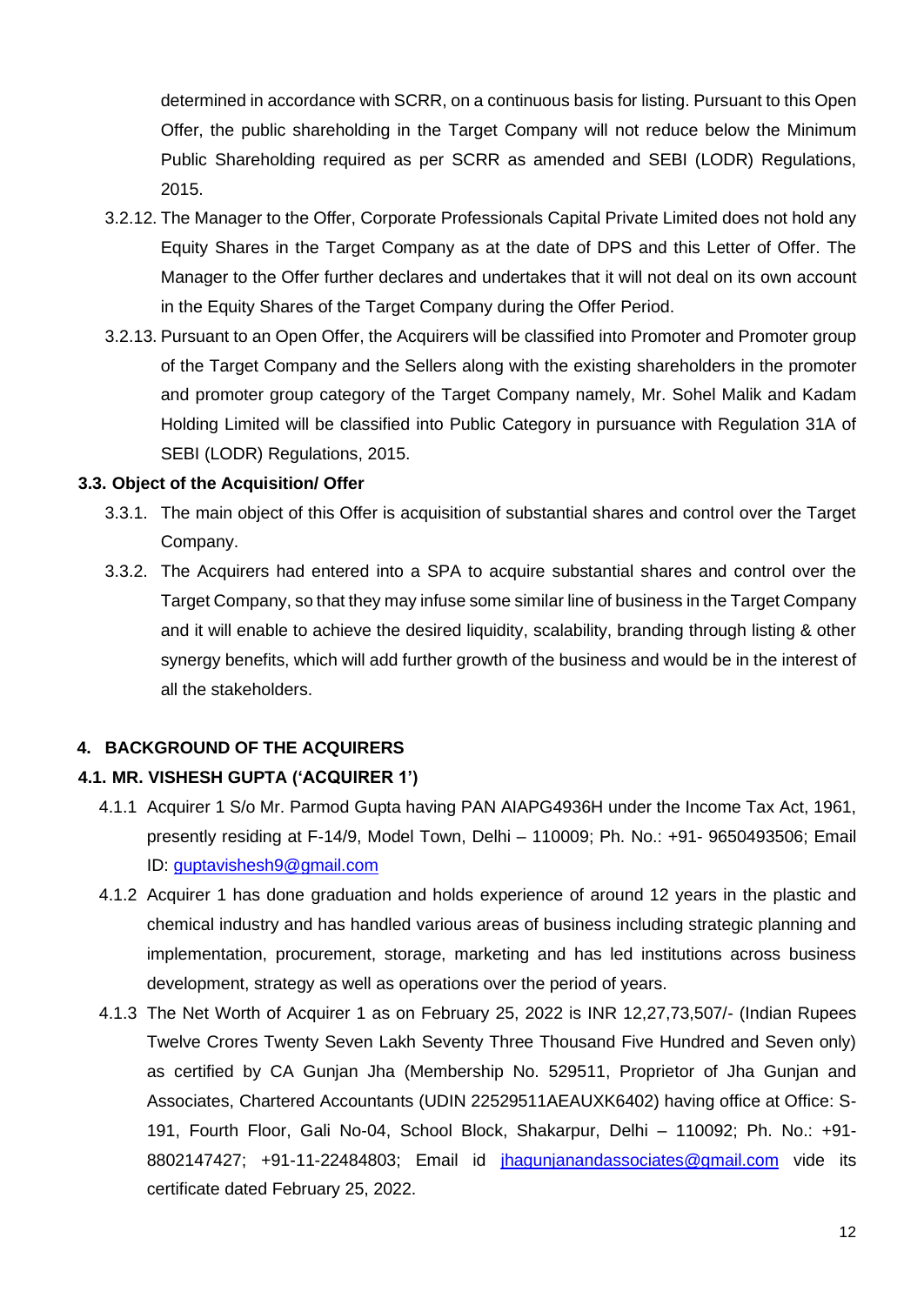determined in accordance with SCRR, on a continuous basis for listing. Pursuant to this Open Offer, the public shareholding in the Target Company will not reduce below the Minimum Public Shareholding required as per SCRR as amended and SEBI (LODR) Regulations, 2015.

3.2.12. The Manager to the Offer, Corporate Professionals Capital Private Limited does not hold any Equity Shares in the Target Company as at the date of DPS and this Letter of Offer. The Manager to the Offer further declares and undertakes that it will not deal on its own account in the Equity Shares of the Target Company during the Offer Period.

3.2.13. Pursuant to an Open Offer, the Acquirers will be classified into Promoter and Promoter group of the Target Company and the Sellers along with the existing shareholders in the promoter and promoter group category of the Target Company namely, Mr. Sohel Malik and Kadam Holding Limited will be classified into Public Category in pursuance with Regulation 31A of SEBI (LODR) Regulations, 2015.

### 3.3. Object of the Acquisition/ Offer

3.3.1. The main object of this Offer is acquisition of substantial shares and control over the Target Company.

3.3.2. The Acquirers had entered into a SPA to acquire substantial shares and control over the Target Company, so that they may infuse some similar line of business in the Target Company and it will enable to achieve the desired liquidity, scalability, branding through listing & other synergy benefits, which will add further growth of the business and would be in the interest of all the stakeholders.

## 4. BACKGROUND OF THE ACQUIRERS

### 4.1. MR. VISHESH GUPTA ('ACQUIRER 1')

4.1.1 Acquirer 1 S/o Mr. Parmod Gupta having PAN AIAPG4936H under the Income Tax Act, 1961, presently residing at F-14/9, Model Town, Delhi – 110009; Ph. No.: +91- 9650493506; Email ID: guptavishesh9@gmail.com

4.1.2 Acquirer 1 has done graduation and holds experience of around 12 years in the plastic and chemical industry and has handled various areas of business including strategic planning and implementation, procurement, storage, marketing and has led institutions across business development, strategy as well as operations over the period of years.

4.1.3 The Net Worth of Acquirer 1 as on February 25, 2022 is INR 12,27,73,507/- (Indian Rupees Twelve Crores Twenty Seven Lakh Seventy Three Thousand Five Hundred and Seven only) as certified by CA Gunjan Jha (Membership No. 529511, Proprietor of Jha Gunjan and Associates, Chartered Accountants (UDIN 22529511AEAUXK6402) having office at Office: S-191, Fourth Floor, Gali No-04, School Block, Shakarpur, Delhi – 110092; Ph. No.: +91-8802147427; +91-11-22484803; Email id jhagunjanandassociates@gmail.com vide its certificate dated February 25, 2022.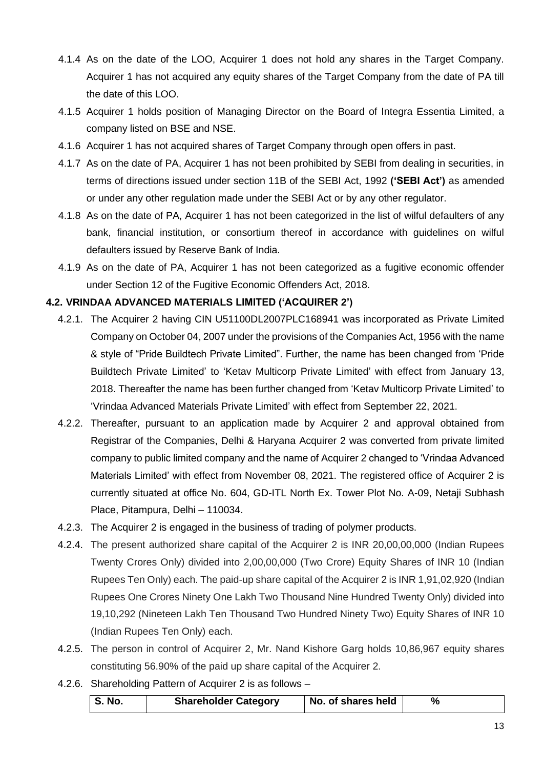4.1.4 As on the date of the LOO, Acquirer 1 does not hold any shares in the Target Company. Acquirer 1 has not acquired any equity shares of the Target Company from the date of PA till the date of this LOO.

4.1.5 Acquirer 1 holds position of Managing Director on the Board of Integra Essentia Limited, a company listed on BSE and NSE.

4.1.6 Acquirer 1 has not acquired shares of Target Company through open offers in past.

4.1.7 As on the date of PA, Acquirer 1 has not been prohibited by SEBI from dealing in securities, in terms of directions issued under section 11B of the SEBI Act, 1992 **('SEBI Act')** as amended or under any other regulation made under the SEBI Act or by any other regulator.

4.1.8 As on the date of PA, Acquirer 1 has not been categorized in the list of wilful defaulters of any bank, financial institution, or consortium thereof in accordance with guidelines on wilful defaulters issued by Reserve Bank of India.

4.1.9 As on the date of PA, Acquirer 1 has not been categorized as a fugitive economic offender under Section 12 of the Fugitive Economic Offenders Act, 2018.

### 4.2. VRINDAA ADVANCED MATERIALS LIMITED ('ACQUIRER 2')

4.2.1. The Acquirer 2 having CIN U51100DL2007PLC168941 was incorporated as Private Limited Company on October 04, 2007 under the provisions of the Companies Act, 1956 with the name & style of "Pride Buildtech Private Limited". Further, the name has been changed from 'Pride Buildtech Private Limited' to 'Ketav Multicorp Private Limited' with effect from January 13, 2018. Thereafter the name has been further changed from 'Ketav Multicorp Private Limited' to 'Vrindaa Advanced Materials Private Limited' with effect from September 22, 2021.

4.2.2. Thereafter, pursuant to an application made by Acquirer 2 and approval obtained from Registrar of the Companies, Delhi & Haryana Acquirer 2 was converted from private limited company to public limited company and the name of Acquirer 2 changed to 'Vrindaa Advanced Materials Limited' with effect from November 08, 2021. The registered office of Acquirer 2 is currently situated at office No. 604, GD-ITL North Ex. Tower Plot No. A-09, Netaji Subhash Place, Pitampura, Delhi – 110034.

4.2.3. The Acquirer 2 is engaged in the business of trading of polymer products.

4.2.4. The present authorized share capital of the Acquirer 2 is INR 20,00,00,000 (Indian Rupees Twenty Crores Only) divided into 2,00,00,000 (Two Crore) Equity Shares of INR 10 (Indian Rupees Ten Only) each. The paid-up share capital of the Acquirer 2 is INR 1,91,02,920 (Indian Rupees One Crores Ninety One Lakh Two Thousand Nine Hundred Twenty Only) divided into 19,10,292 (Nineteen Lakh Ten Thousand Two Hundred Ninety Two) Equity Shares of INR 10 (Indian Rupees Ten Only) each.

4.2.5. The person in control of Acquirer 2, Mr. Nand Kishore Garg holds 10,86,967 equity shares constituting 56.90% of the paid up share capital of the Acquirer 2.

4.2.6. Shareholding Pattern of Acquirer 2 is as follows –

| S. No. | Shareholder Category | No. of shares held | % |
|---|---|---|---|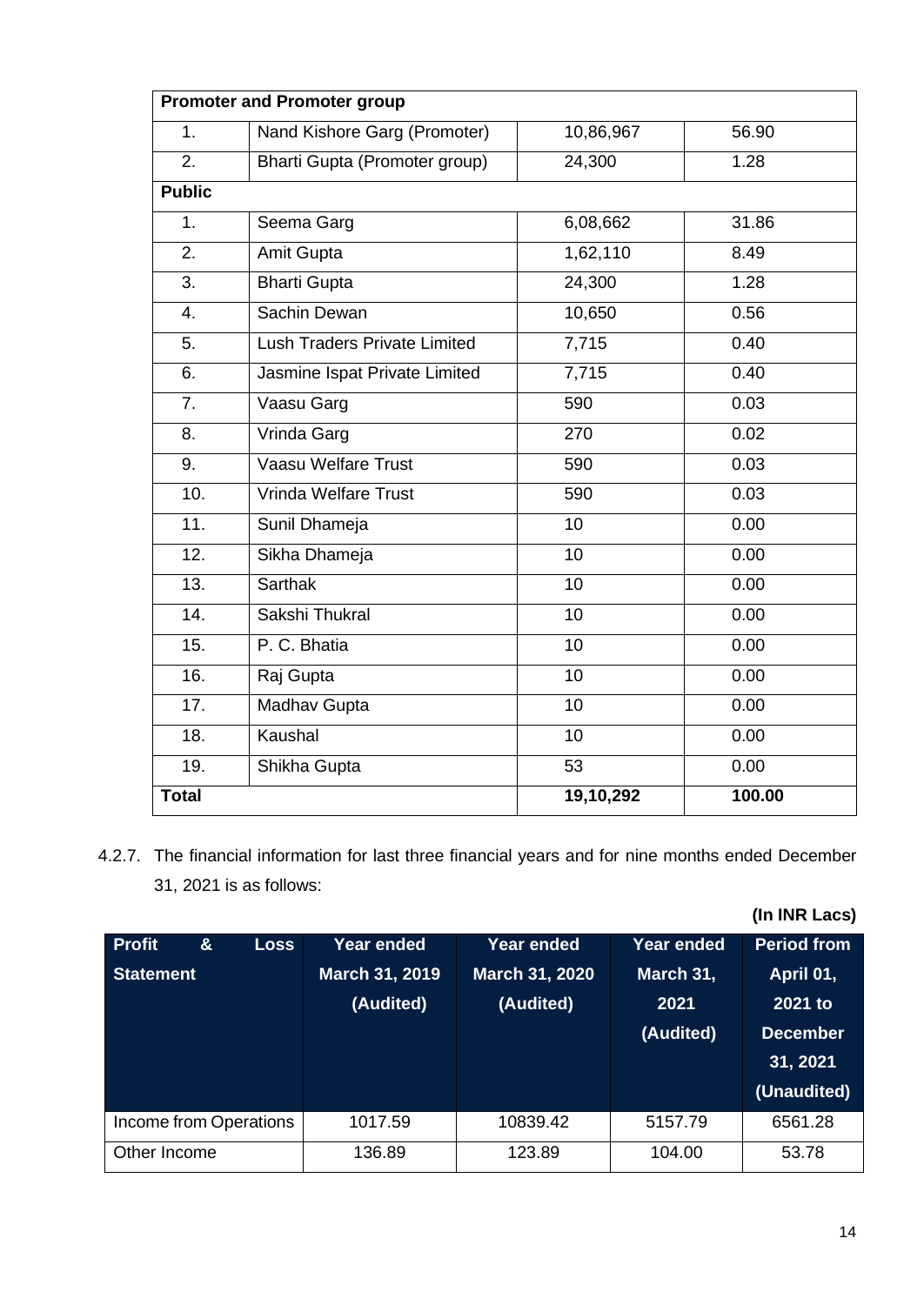| Promoter and Promoter group | | | |
|---|---|---|---|
| 1. | Nand Kishore Garg (Promoter) | 10,86,967 | 56.90 |
| 2. | Bharti Gupta (Promoter group) | 24,300 | 1.28 |
| **Public** | | | |
| 1. | Seema Garg | 6,08,662 | 31.86 |
| 2. | Amit Gupta | 1,62,110 | 8.49 |
| 3. | Bharti Gupta | 24,300 | 1.28 |
| 4. | Sachin Dewan | 10,650 | 0.56 |
| 5. | Lush Traders Private Limited | 7,715 | 0.40 |
| 6. | Jasmine Ispat Private Limited | 7,715 | 0.40 |
| 7. | Vaasu Garg | 590 | 0.03 |
| 8. | Vrinda Garg | 270 | 0.02 |
| 9. | Vaasu Welfare Trust | 590 | 0.03 |
| 10. | Vrinda Welfare Trust | 590 | 0.03 |
| 11. | Sunil Dhameja | 10 | 0.00 |
| 12. | Sikha Dhameja | 10 | 0.00 |
| 13. | Sarthak | 10 | 0.00 |
| 14. | Sakshi Thukral | 10 | 0.00 |
| 15. | P. C. Bhatia | 10 | 0.00 |
| 16. | Raj Gupta | 10 | 0.00 |
| 17. | Madhav Gupta | 10 | 0.00 |
| 18. | Kaushal | 10 | 0.00 |
| 19. | Shikha Gupta | 53 | 0.00 |
| **Total** | | **19,10,292** | **100.00** |

4.2.7. The financial information for last three financial years and for nine months ended December 31, 2021 is as follows:

**(In INR Lacs)**

| Profit & Loss Statement | Year ended March 31, 2019 (Audited) | Year ended March 31, 2020 (Audited) | Year ended March 31, 2021 (Audited) | Period from April 01, 2021 to December 31, 2021 (Unaudited) |
|---|---|---|---|---|
| Income from Operations | 1017.59 | 10839.42 | 5157.79 | 6561.28 |
| Other Income | 136.89 | 123.89 | 104.00 | 53.78 |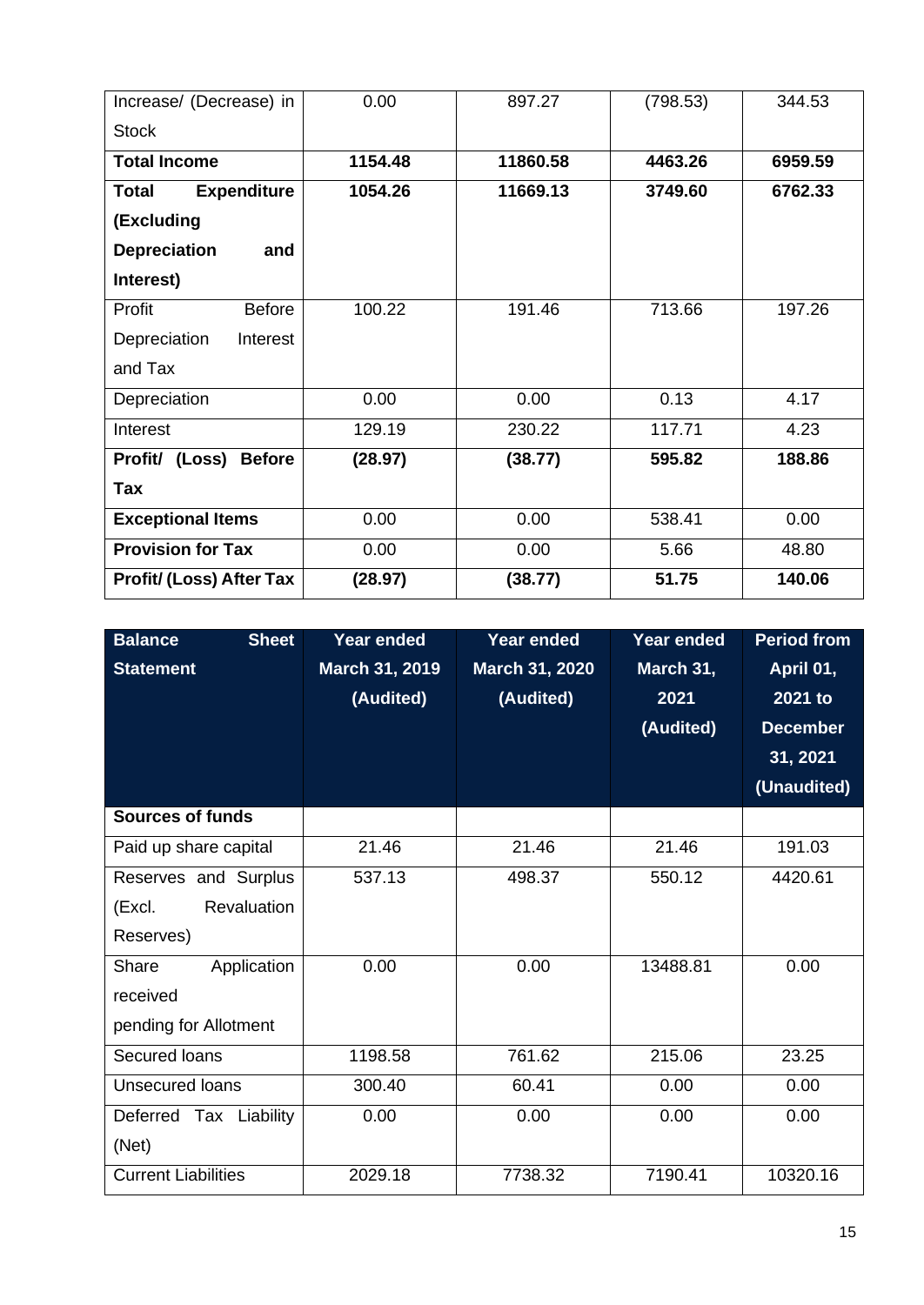| Increase/ (Decrease) in Stock | 0.00 | 897.27 | (798.53) | 344.53 |
|---|---|---|---|---|
| **Total Income** | **1154.48** | **11860.58** | **4463.26** | **6959.59** |
| **Total Expenditure (Excluding Depreciation and Interest)** | **1054.26** | **11669.13** | **3749.60** | **6762.33** |
| Profit Before Depreciation Interest and Tax | 100.22 | 191.46 | 713.66 | 197.26 |
| Depreciation | 0.00 | 0.00 | 0.13 | 4.17 |
| Interest | 129.19 | 230.22 | 117.71 | 4.23 |
| **Profit/ (Loss) Before Tax** | **(28.97)** | **(38.77)** | **595.82** | **188.86** |
| **Exceptional Items** | 0.00 | 0.00 | 538.41 | 0.00 |
| **Provision for Tax** | 0.00 | 0.00 | 5.66 | 48.80 |
| **Profit/ (Loss) After Tax** | **(28.97)** | **(38.77)** | **51.75** | **140.06** |

| **Balance Sheet Statement** | **Year ended March 31, 2019 (Audited)** | **Year ended March 31, 2020 (Audited)** | **Year ended March 31, 2021 (Audited)** | **Period from April 01, 2021 to December 31, 2021 (Unaudited)** |
|---|---|---|---|---|
| **Sources of funds** | | | | |
| Paid up share capital | 21.46 | 21.46 | 21.46 | 191.03 |
| Reserves and Surplus (Excl. Revaluation Reserves) | 537.13 | 498.37 | 550.12 | 4420.61 |
| Share Application received pending for Allotment | 0.00 | 0.00 | 13488.81 | 0.00 |
| Secured loans | 1198.58 | 761.62 | 215.06 | 23.25 |
| Unsecured loans | 300.40 | 60.41 | 0.00 | 0.00 |
| Deferred Tax Liability (Net) | 0.00 | 0.00 | 0.00 | 0.00 |
| Current Liabilities | 2029.18 | 7738.32 | 7190.41 | 10320.16 |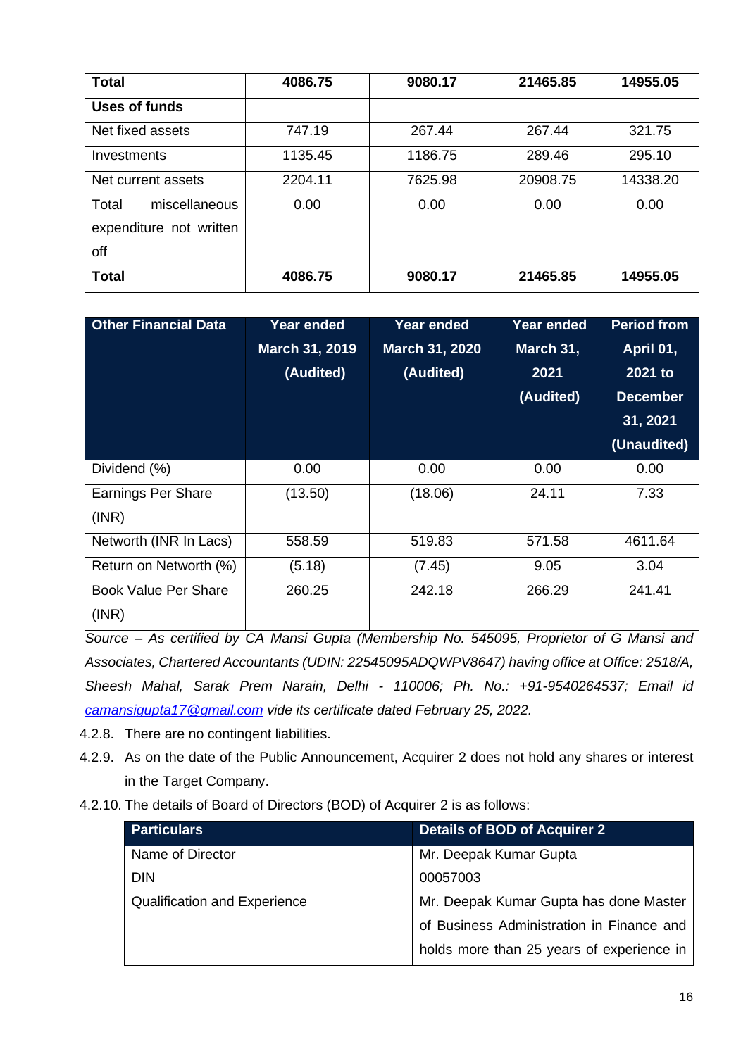| **Total** | **4086.75** | **9080.17** | **21465.85** | **14955.05** |
|---|---|---|---|---|
| **Uses of funds** | | | | |
| Net fixed assets | 747.19 | 267.44 | 267.44 | 321.75 |
| Investments | 1135.45 | 1186.75 | 289.46 | 295.10 |
| Net current assets | 2204.11 | 7625.98 | 20908.75 | 14338.20 |
| Total miscellaneous expenditure not written off | 0.00 | 0.00 | 0.00 | 0.00 |
| **Total** | **4086.75** | **9080.17** | **21465.85** | **14955.05** |

| Other Financial Data | Year ended March 31, 2019 (Audited) | Year ended March 31, 2020 (Audited) | Year ended March 31, 2021 (Audited) | Period from April 01, 2021 to December 31, 2021 (Unaudited) |
|---|---|---|---|---|
| Dividend (%) | 0.00 | 0.00 | 0.00 | 0.00 |
| Earnings Per Share (INR) | (13.50) | (18.06) | 24.11 | 7.33 |
| Networth (INR In Lacs) | 558.59 | 519.83 | 571.58 | 4611.64 |
| Return on Networth (%) | (5.18) | (7.45) | 9.05 | 3.04 |
| Book Value Per Share (INR) | 260.25 | 242.18 | 266.29 | 241.41 |

*Source – As certified by CA Mansi Gupta (Membership No. 545095, Proprietor of G Mansi and Associates, Chartered Accountants (UDIN: 22545095ADQWPV8647) having office at Office: 2518/A, Sheesh Mahal, Sarak Prem Narain, Delhi - 110006; Ph. No.: +91-9540264537; Email id camansigupta17@gmail.com vide its certificate dated February 25, 2022.*

4.2.8. There are no contingent liabilities.

4.2.9. As on the date of the Public Announcement, Acquirer 2 does not hold any shares or interest in the Target Company.

4.2.10. The details of Board of Directors (BOD) of Acquirer 2 is as follows:

| Particulars | Details of BOD of Acquirer 2 |
|---|---|
| Name of Director | Mr. Deepak Kumar Gupta |
| DIN | 00057003 |
| Qualification and Experience | Mr. Deepak Kumar Gupta has done Master of Business Administration in Finance and holds more than 25 years of experience in |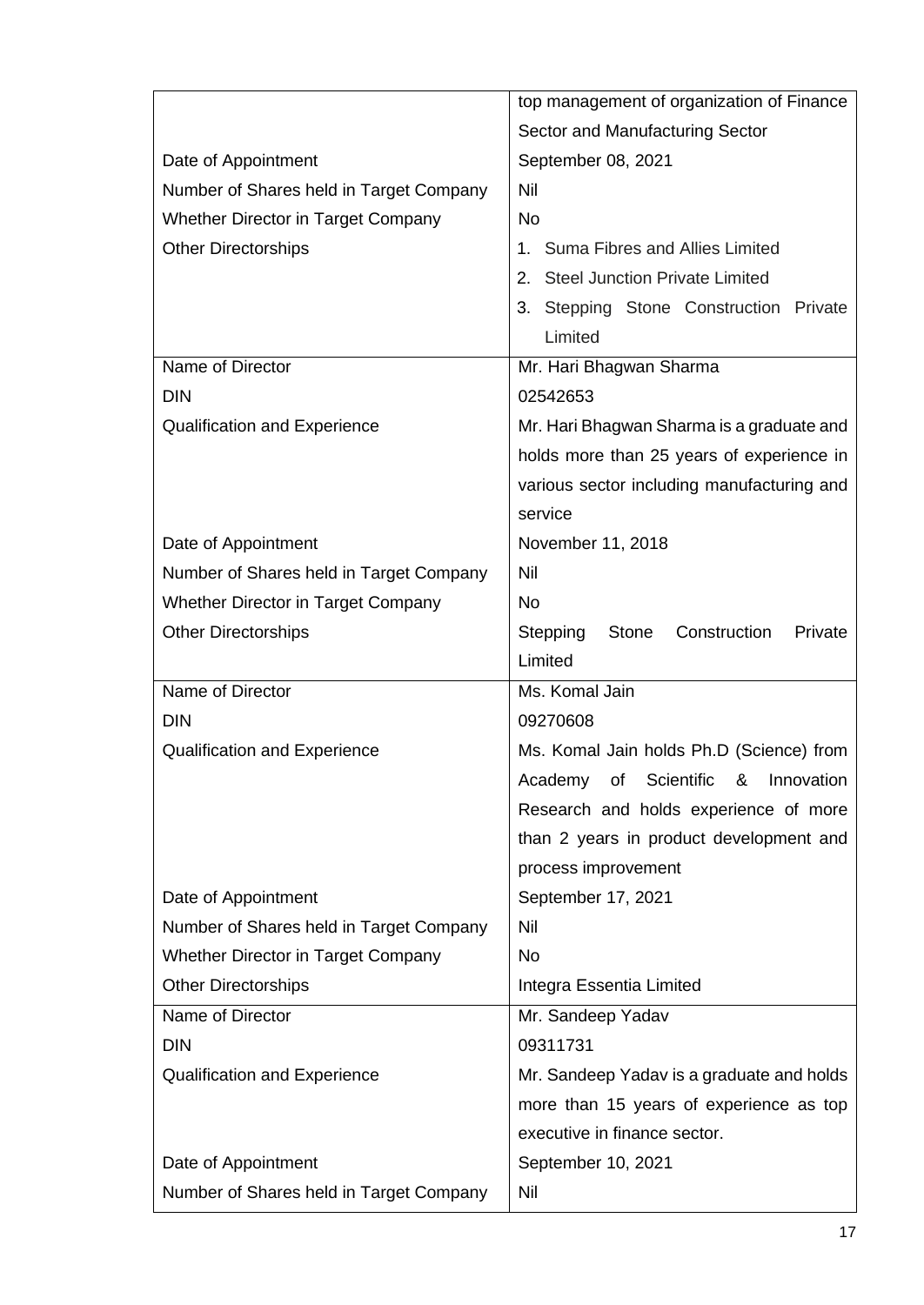| | |
|---|---|
| | top management of organization of Finance Sector and Manufacturing Sector |
| Date of Appointment | September 08, 2021 |
| Number of Shares held in Target Company | Nil |
| Whether Director in Target Company | No |
| Other Directorships | 1. Suma Fibres and Allies Limited<br>2. Steel Junction Private Limited<br>3. Stepping Stone Construction Private Limited |
| Name of Director | Mr. Hari Bhagwan Sharma |
| DIN | 02542653 |
| Qualification and Experience | Mr. Hari Bhagwan Sharma is a graduate and holds more than 25 years of experience in various sector including manufacturing and service |
| Date of Appointment | November 11, 2018 |
| Number of Shares held in Target Company | Nil |
| Whether Director in Target Company | No |
| Other Directorships | Stepping Stone Construction Private Limited |
| Name of Director | Ms. Komal Jain |
| DIN | 09270608 |
| Qualification and Experience | Ms. Komal Jain holds Ph.D (Science) from Academy of Scientific & Innovation Research and holds experience of more than 2 years in product development and process improvement |
| Date of Appointment | September 17, 2021 |
| Number of Shares held in Target Company | Nil |
| Whether Director in Target Company | No |
| Other Directorships | Integra Essentia Limited |
| Name of Director | Mr. Sandeep Yadav |
| DIN | 09311731 |
| Qualification and Experience | Mr. Sandeep Yadav is a graduate and holds more than 15 years of experience as top executive in finance sector. |
| Date of Appointment | September 10, 2021 |
| Number of Shares held in Target Company | Nil |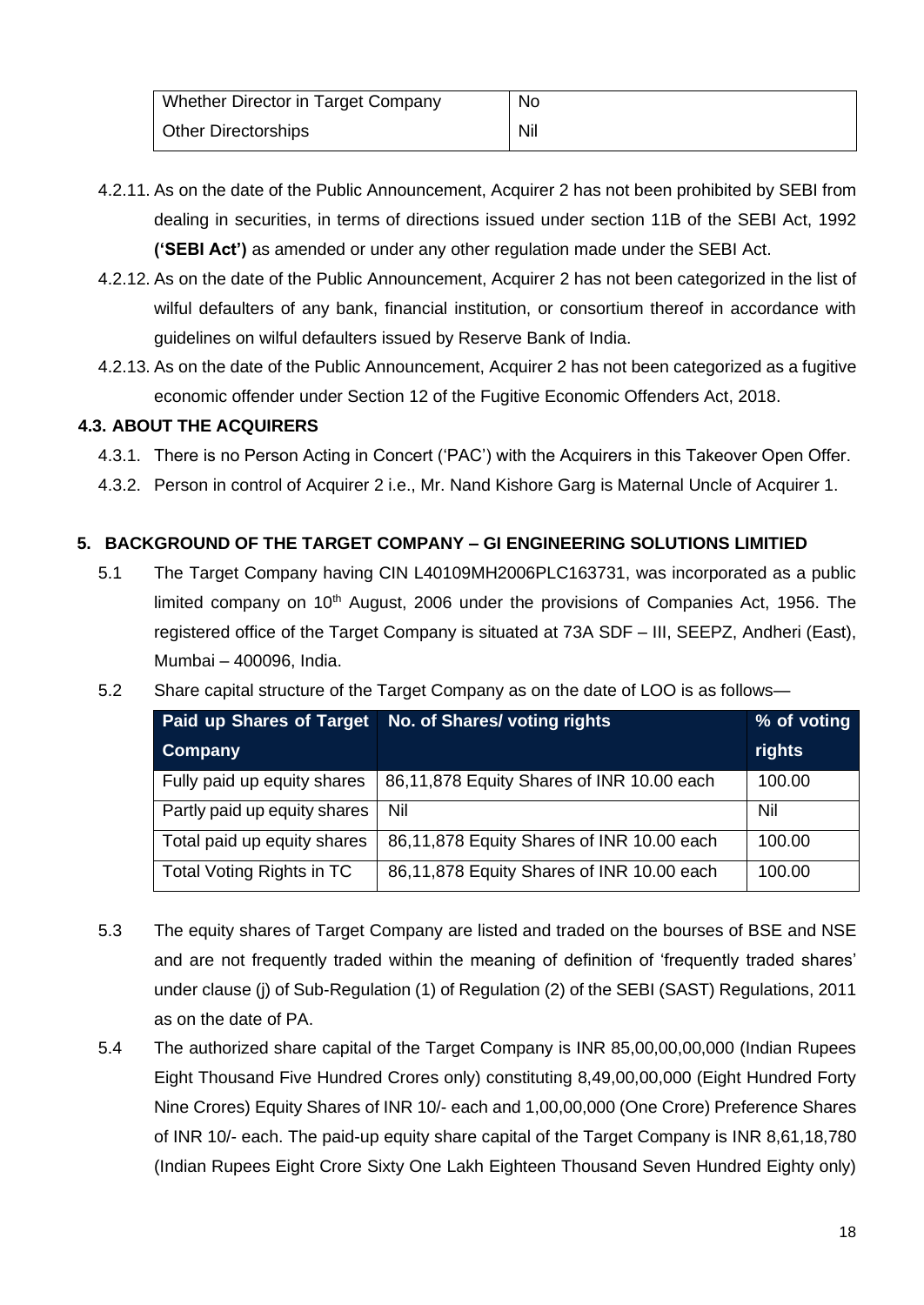| Whether Director in Target Company | No |
|---|---|
| Other Directorships | Nil |

4.2.11. As on the date of the Public Announcement, Acquirer 2 has not been prohibited by SEBI from dealing in securities, in terms of directions issued under section 11B of the SEBI Act, 1992 **('SEBI Act')** as amended or under any other regulation made under the SEBI Act.

4.2.12. As on the date of the Public Announcement, Acquirer 2 has not been categorized in the list of wilful defaulters of any bank, financial institution, or consortium thereof in accordance with guidelines on wilful defaulters issued by Reserve Bank of India.

4.2.13. As on the date of the Public Announcement, Acquirer 2 has not been categorized as a fugitive economic offender under Section 12 of the Fugitive Economic Offenders Act, 2018.

### 4.3. ABOUT THE ACQUIRERS

4.3.1. There is no Person Acting in Concert ('PAC') with the Acquirers in this Takeover Open Offer.

4.3.2. Person in control of Acquirer 2 i.e., Mr. Nand Kishore Garg is Maternal Uncle of Acquirer 1.

## 5. BACKGROUND OF THE TARGET COMPANY – GI ENGINEERING SOLUTIONS LIMITIED

5.1 The Target Company having CIN L40109MH2006PLC163731, was incorporated as a public limited company on 10th August, 2006 under the provisions of Companies Act, 1956. The registered office of the Target Company is situated at 73A SDF – III, SEEPZ, Andheri (East), Mumbai – 400096, India.

5.2 Share capital structure of the Target Company as on the date of LOO is as follows—

| Paid up Shares of Target Company | No. of Shares/ voting rights | % of voting rights |
|---|---|---|
| Fully paid up equity shares | 86,11,878 Equity Shares of INR 10.00 each | 100.00 |
| Partly paid up equity shares | Nil | Nil |
| Total paid up equity shares | 86,11,878 Equity Shares of INR 10.00 each | 100.00 |
| Total Voting Rights in TC | 86,11,878 Equity Shares of INR 10.00 each | 100.00 |

5.3 The equity shares of Target Company are listed and traded on the bourses of BSE and NSE and are not frequently traded within the meaning of definition of 'frequently traded shares' under clause (j) of Sub-Regulation (1) of Regulation (2) of the SEBI (SAST) Regulations, 2011 as on the date of PA.

5.4 The authorized share capital of the Target Company is INR 85,00,00,00,000 (Indian Rupees Eight Thousand Five Hundred Crores only) constituting 8,49,00,00,000 (Eight Hundred Forty Nine Crores) Equity Shares of INR 10/- each and 1,00,00,000 (One Crore) Preference Shares of INR 10/- each. The paid-up equity share capital of the Target Company is INR 8,61,18,780 (Indian Rupees Eight Crore Sixty One Lakh Eighteen Thousand Seven Hundred Eighty only)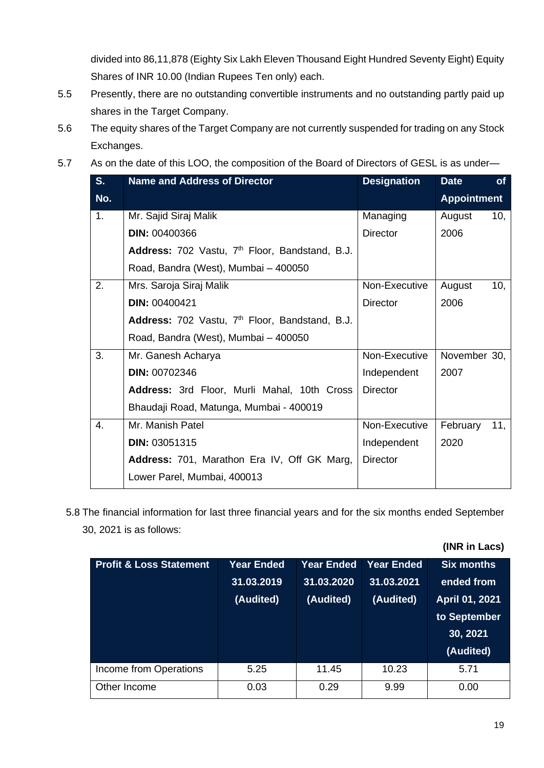divided into 86,11,878 (Eighty Six Lakh Eleven Thousand Eight Hundred Seventy Eight) Equity Shares of INR 10.00 (Indian Rupees Ten only) each.

5.5 Presently, there are no outstanding convertible instruments and no outstanding partly paid up shares in the Target Company.

5.6 The equity shares of the Target Company are not currently suspended for trading on any Stock Exchanges.

5.7 As on the date of this LOO, the composition of the Board of Directors of GESL is as under—

| S. No. | Name and Address of Director | Designation | Date of Appointment |
|---|---|---|---|
| 1. | Mr. Sajid Siraj Malik<br>**DIN:** 00400366<br>**Address:** 702 Vastu, 7th Floor, Bandstand, B.J. Road, Bandra (West), Mumbai – 400050 | Managing Director | August 10, 2006 |
| 2. | Mrs. Saroja Siraj Malik<br>**DIN:** 00400421<br>**Address:** 702 Vastu, 7th Floor, Bandstand, B.J. Road, Bandra (West), Mumbai – 400050 | Non-Executive Director | August 10, 2006 |
| 3. | Mr. Ganesh Acharya<br>**DIN:** 00702346<br>**Address:** 3rd Floor, Murli Mahal, 10th Cross Bhaudaji Road, Matunga, Mumbai - 400019 | Non-Executive Independent Director | November 30, 2007 |
| 4. | Mr. Manish Patel<br>**DIN:** 03051315<br>**Address:** 701, Marathon Era IV, Off GK Marg, Lower Parel, Mumbai, 400013 | Non-Executive Independent Director | February 11, 2020 |

5.8 The financial information for last three financial years and for the six months ended September 30, 2021 is as follows:

**(INR in Lacs)**

| Profit & Loss Statement | Year Ended 31.03.2019 (Audited) | Year Ended 31.03.2020 (Audited) | Year Ended 31.03.2021 (Audited) | Six months ended from April 01, 2021 to September 30, 2021 (Audited) |
|---|---|---|---|---|
| Income from Operations | 5.25 | 11.45 | 10.23 | 5.71 |
| Other Income | 0.03 | 0.29 | 9.99 | 0.00 |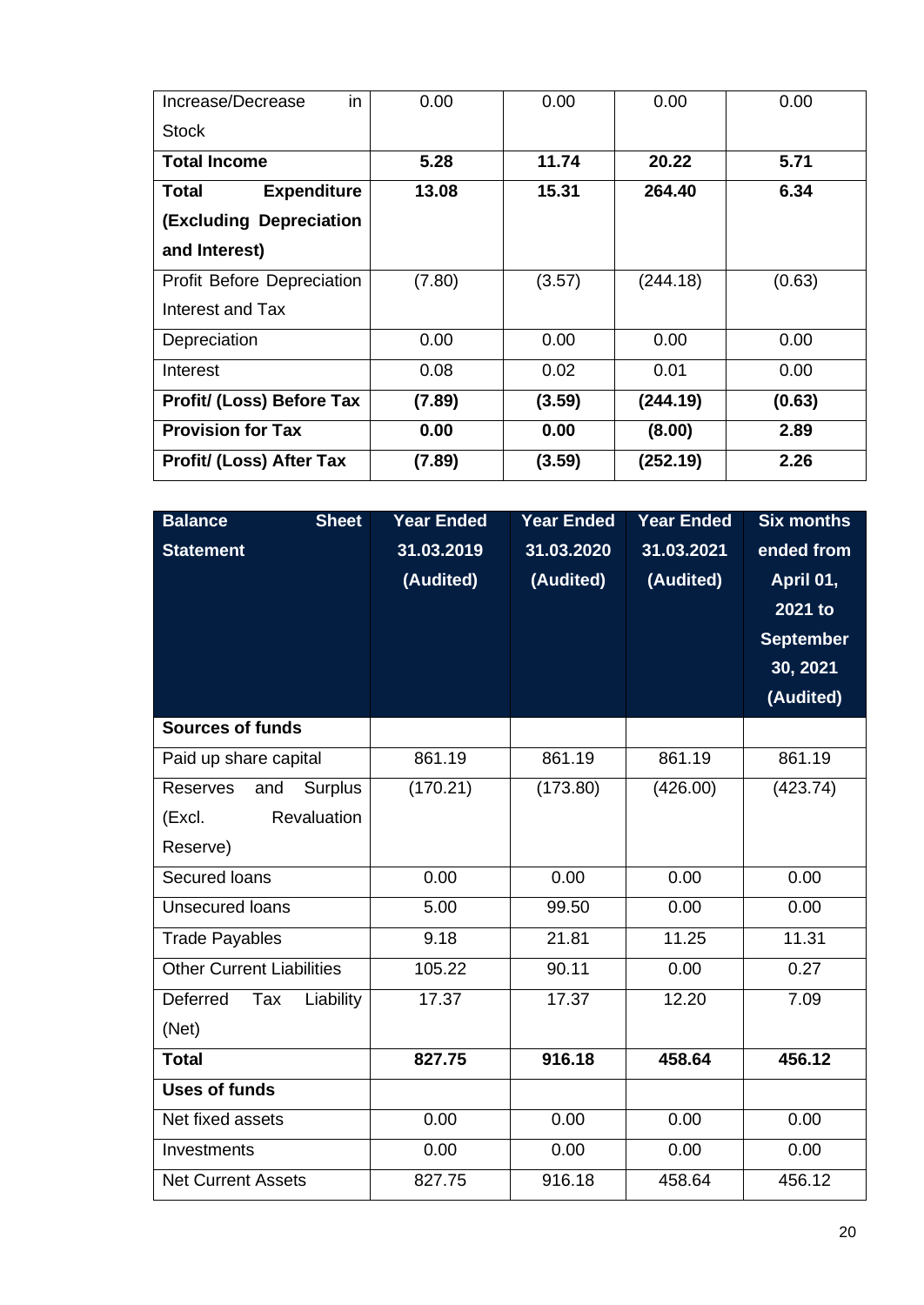| Increase/Decrease in Stock | 0.00 | 0.00 | 0.00 | 0.00 |
|---|---|---|---|---|
| **Total Income** | **5.28** | **11.74** | **20.22** | **5.71** |
| **Total Expenditure (Excluding Depreciation and Interest)** | **13.08** | **15.31** | **264.40** | **6.34** |
| Profit Before Depreciation Interest and Tax | (7.80) | (3.57) | (244.18) | (0.63) |
| Depreciation | 0.00 | 0.00 | 0.00 | 0.00 |
| Interest | 0.08 | 0.02 | 0.01 | 0.00 |
| **Profit/ (Loss) Before Tax** | **(7.89)** | **(3.59)** | **(244.19)** | **(0.63)** |
| **Provision for Tax** | **0.00** | **0.00** | **(8.00)** | **2.89** |
| **Profit/ (Loss) After Tax** | **(7.89)** | **(3.59)** | **(252.19)** | **2.26** |

| **Balance Sheet Statement** | **Year Ended 31.03.2019 (Audited)** | **Year Ended 31.03.2020 (Audited)** | **Year Ended 31.03.2021 (Audited)** | **Six months ended from April 01, 2021 to September 30, 2021 (Audited)** |
|---|---|---|---|---|
| **Sources of funds** | | | | |
| Paid up share capital | 861.19 | 861.19 | 861.19 | 861.19 |
| Reserves and Surplus (Excl. Revaluation Reserve) | (170.21) | (173.80) | (426.00) | (423.74) |
| Secured loans | 0.00 | 0.00 | 0.00 | 0.00 |
| Unsecured loans | 5.00 | 99.50 | 0.00 | 0.00 |
| Trade Payables | 9.18 | 21.81 | 11.25 | 11.31 |
| Other Current Liabilities | 105.22 | 90.11 | 0.00 | 0.27 |
| Deferred Tax Liability (Net) | 17.37 | 17.37 | 12.20 | 7.09 |
| **Total** | **827.75** | **916.18** | **458.64** | **456.12** |
| **Uses of funds** | | | | |
| Net fixed assets | 0.00 | 0.00 | 0.00 | 0.00 |
| Investments | 0.00 | 0.00 | 0.00 | 0.00 |
| Net Current Assets | 827.75 | 916.18 | 458.64 | 456.12 |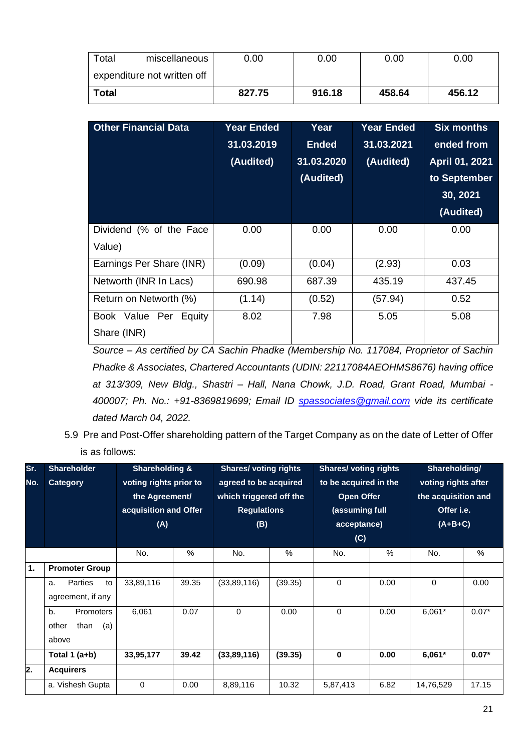| Total miscellaneous expenditure not written off | 0.00 | 0.00 | 0.00 | 0.00 |
|---|---|---|---|---|
| **Total** | **827.75** | **916.18** | **458.64** | **456.12** |

| Other Financial Data | Year Ended 31.03.2019 (Audited) | Year Ended 31.03.2020 (Audited) | Year Ended 31.03.2021 (Audited) | Six months ended from April 01, 2021 to September 30, 2021 (Audited) |
|---|---|---|---|---|
| Dividend (% of the Face Value) | 0.00 | 0.00 | 0.00 | 0.00 |
| Earnings Per Share (INR) | (0.09) | (0.04) | (2.93) | 0.03 |
| Networth (INR In Lacs) | 690.98 | 687.39 | 435.19 | 437.45 |
| Return on Networth (%) | (1.14) | (0.52) | (57.94) | 0.52 |
| Book Value Per Equity Share (INR) | 8.02 | 7.98 | 5.05 | 5.08 |

*Source – As certified by CA Sachin Phadke (Membership No. 117084, Proprietor of Sachin Phadke & Associates, Chartered Accountants (UDIN: 22117084AEOHMS8676) having office at 313/309, New Bldg., Shastri – Hall, Nana Chowk, J.D. Road, Grant Road, Mumbai - 400007; Ph. No.: +91-8369819699; Email ID spassociates@gmail.com vide its certificate dated March 04, 2022.*

5.9 Pre and Post-Offer shareholding pattern of the Target Company as on the date of Letter of Offer is as follows:

| Sr. No. | Shareholder Category | Shareholding & voting rights prior to the Agreement/ acquisition and Offer (A) | | Shares/ voting rights agreed to be acquired which triggered off the Regulations (B) | | Shares/ voting rights to be acquired in the Open Offer (assuming full acceptance) (C) | | Shareholding/ voting rights after the acquisition and Offer i.e. (A+B+C) | |
|---|---|---|---|---|---|---|---|---|---|
| | | No. | % | No. | % | No. | % | No. | % |
| **1.** | **Promoter Group** | | | | | | | | |
| | a. Parties to agreement, if any | 33,89,116 | 39.35 | (33,89,116) | (39.35) | 0 | 0.00 | 0 | 0.00 |
| | b. Promoters other than (a) above | 6,061 | 0.07 | 0 | 0.00 | 0 | 0.00 | 6,061* | 0.07* |
| | **Total 1 (a+b)** | **33,95,177** | **39.42** | **(33,89,116)** | **(39.35)** | **0** | **0.00** | **6,061*** | **0.07*** |
| **2.** | **Acquirers** | | | | | | | | |
| | a. Vishesh Gupta | 0 | 0.00 | 8,89,116 | 10.32 | 5,87,413 | 6.82 | 14,76,529 | 17.15 |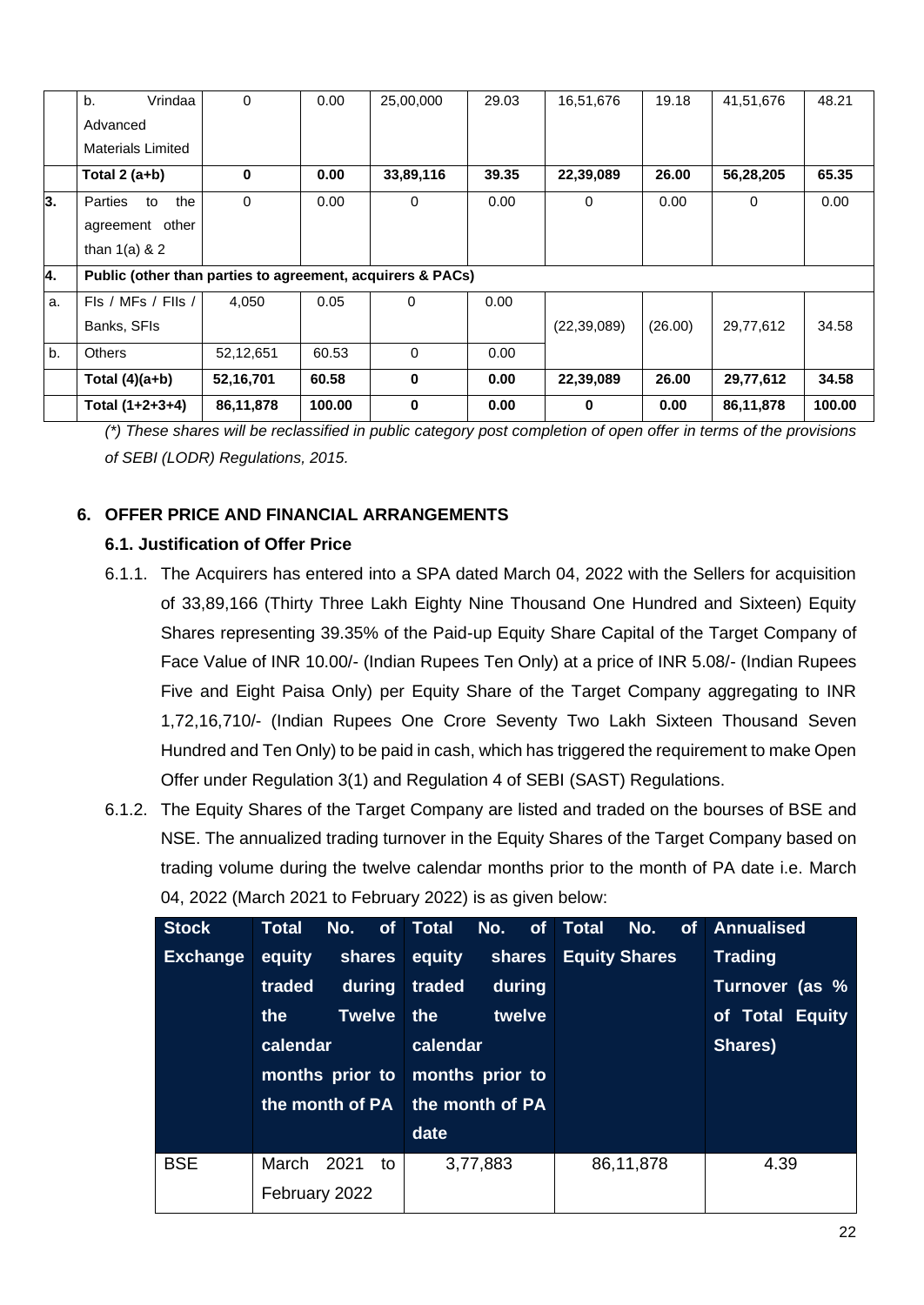| | b. Vrindaa Advanced Materials Limited | 0 | 0.00 | 25,00,000 | 29.03 | 16,51,676 | 19.18 | 41,51,676 | 48.21 |
|---|---|---|---|---|---|---|---|---|---|
| | **Total 2 (a+b)** | **0** | **0.00** | **33,89,116** | **39.35** | **22,39,089** | **26.00** | **56,28,205** | **65.35** |
| **3.** | Parties to the agreement other than 1(a) & 2 | 0 | 0.00 | 0 | 0.00 | 0 | 0.00 | 0 | 0.00 |
| **4.** | **Public (other than parties to agreement, acquirers & PACs)** | | | | | | | | |
| a. | FIs / MFs / FIIs / Banks, SFIs | 4,050 | 0.05 | 0 | 0.00 | (22,39,089) | (26.00) | 29,77,612 | 34.58 |
| b. | Others | 52,12,651 | 60.53 | 0 | 0.00 | | | | |
| | **Total (4)(a+b)** | **52,16,701** | **60.58** | **0** | **0.00** | **22,39,089** | **26.00** | **29,77,612** | **34.58** |
| | **Total (1+2+3+4)** | **86,11,878** | **100.00** | **0** | **0.00** | **0** | **0.00** | **86,11,878** | **100.00** |

*(\*) These shares will be reclassified in public category post completion of open offer in terms of the provisions of SEBI (LODR) Regulations, 2015.*

## 6. OFFER PRICE AND FINANCIAL ARRANGEMENTS

### 6.1. Justification of Offer Price

6.1.1. The Acquirers has entered into a SPA dated March 04, 2022 with the Sellers for acquisition of 33,89,166 (Thirty Three Lakh Eighty Nine Thousand One Hundred and Sixteen) Equity Shares representing 39.35% of the Paid-up Equity Share Capital of the Target Company of Face Value of INR 10.00/- (Indian Rupees Ten Only) at a price of INR 5.08/- (Indian Rupees Five and Eight Paisa Only) per Equity Share of the Target Company aggregating to INR 1,72,16,710/- (Indian Rupees One Crore Seventy Two Lakh Sixteen Thousand Seven Hundred and Ten Only) to be paid in cash, which has triggered the requirement to make Open Offer under Regulation 3(1) and Regulation 4 of SEBI (SAST) Regulations.

6.1.2. The Equity Shares of the Target Company are listed and traded on the bourses of BSE and NSE. The annualized trading turnover in the Equity Shares of the Target Company based on trading volume during the twelve calendar months prior to the month of PA date i.e. March 04, 2022 (March 2021 to February 2022) is as given below:

| Stock Exchange | Total No. of equity shares traded during the Twelve calendar months prior to the month of PA | Total No. of equity shares traded during the twelve calendar months prior to the month of PA date | Total No. of Equity Shares | Annualised Trading Turnover (as % of Total Equity Shares) |
|---|---|---|---|---|
| BSE | March 2021 to February 2022 | 3,77,883 | 86,11,878 | 4.39 |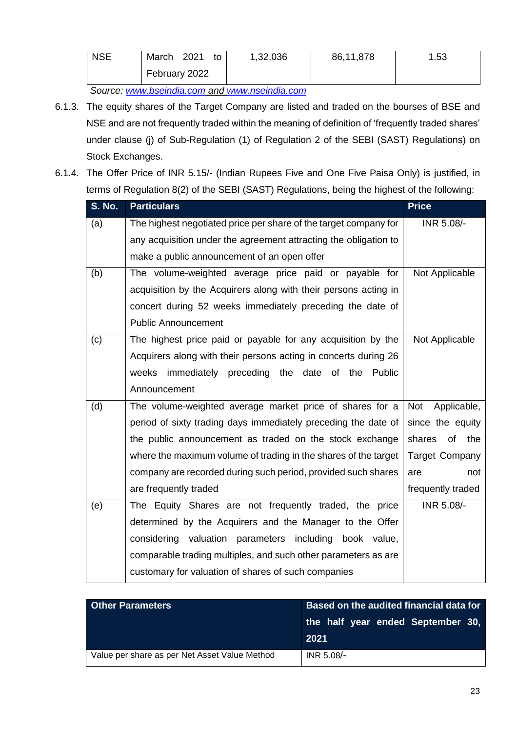| NSE | March 2021 to February 2022 | 1,32,036 | 86,11,878 | 1.53 |
|---|---|---|---|---|

*Source: www.bseindia.com and www.nseindia.com*

6.1.3. The equity shares of the Target Company are listed and traded on the bourses of BSE and NSE and are not frequently traded within the meaning of definition of 'frequently traded shares' under clause (j) of Sub-Regulation (1) of Regulation 2 of the SEBI (SAST) Regulations) on Stock Exchanges.

6.1.4. The Offer Price of INR 5.15/- (Indian Rupees Five and One Five Paisa Only) is justified, in terms of Regulation 8(2) of the SEBI (SAST) Regulations, being the highest of the following:

| S. No. | Particulars | Price |
|---|---|---|
| (a) | The highest negotiated price per share of the target company for any acquisition under the agreement attracting the obligation to make a public announcement of an open offer | INR 5.08/- |
| (b) | The volume-weighted average price paid or payable for acquisition by the Acquirers along with their persons acting in concert during 52 weeks immediately preceding the date of Public Announcement | Not Applicable |
| (c) | The highest price paid or payable for any acquisition by the Acquirers along with their persons acting in concerts during 26 weeks immediately preceding the date of the Public Announcement | Not Applicable |
| (d) | The volume-weighted average market price of shares for a period of sixty trading days immediately preceding the date of the public announcement as traded on the stock exchange where the maximum volume of trading in the shares of the target company are recorded during such period, provided such shares are frequently traded | Not Applicable, since the equity shares of the Target Company are not frequently traded |
| (e) | The Equity Shares are not frequently traded, the price determined by the Acquirers and the Manager to the Offer considering valuation parameters including book value, comparable trading multiples, and such other parameters as are customary for valuation of shares of such companies | INR 5.08/- |

| Other Parameters | Based on the audited financial data for the half year ended September 30, 2021 |
|---|---|
| Value per share as per Net Asset Value Method | INR 5.08/- |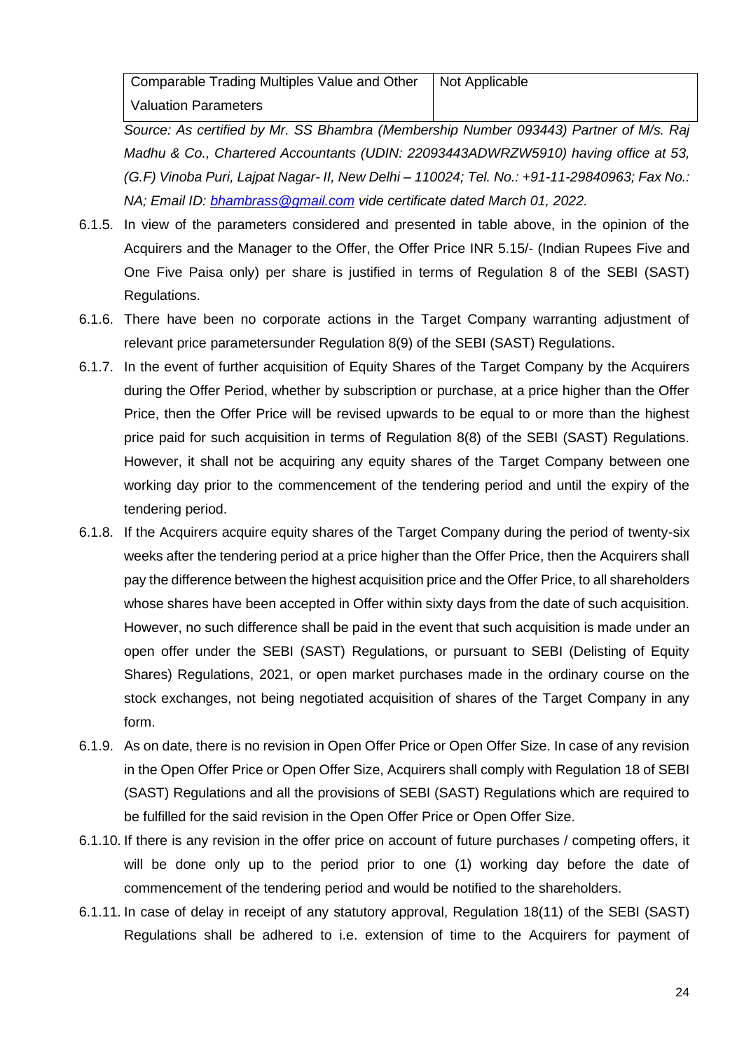| Comparable Trading Multiples Value and Other Valuation Parameters | Not Applicable |
|---|---|

*Source: As certified by Mr. SS Bhambra (Membership Number 093443) Partner of M/s. Raj Madhu & Co., Chartered Accountants (UDIN: 22093443ADWRZW5910) having office at 53, (G.F) Vinoba Puri, Lajpat Nagar- II, New Delhi – 110024; Tel. No.: +91-11-29840963; Fax No.: NA; Email ID: bhambrass@gmail.com vide certificate dated March 01, 2022.*

6.1.5. In view of the parameters considered and presented in table above, in the opinion of the Acquirers and the Manager to the Offer, the Offer Price INR 5.15/- (Indian Rupees Five and One Five Paisa only) per share is justified in terms of Regulation 8 of the SEBI (SAST) Regulations.

6.1.6. There have been no corporate actions in the Target Company warranting adjustment of relevant price parametersunder Regulation 8(9) of the SEBI (SAST) Regulations.

6.1.7. In the event of further acquisition of Equity Shares of the Target Company by the Acquirers during the Offer Period, whether by subscription or purchase, at a price higher than the Offer Price, then the Offer Price will be revised upwards to be equal to or more than the highest price paid for such acquisition in terms of Regulation 8(8) of the SEBI (SAST) Regulations. However, it shall not be acquiring any equity shares of the Target Company between one working day prior to the commencement of the tendering period and until the expiry of the tendering period.

6.1.8. If the Acquirers acquire equity shares of the Target Company during the period of twenty-six weeks after the tendering period at a price higher than the Offer Price, then the Acquirers shall pay the difference between the highest acquisition price and the Offer Price, to all shareholders whose shares have been accepted in Offer within sixty days from the date of such acquisition. However, no such difference shall be paid in the event that such acquisition is made under an open offer under the SEBI (SAST) Regulations, or pursuant to SEBI (Delisting of Equity Shares) Regulations, 2021, or open market purchases made in the ordinary course on the stock exchanges, not being negotiated acquisition of shares of the Target Company in any form.

6.1.9. As on date, there is no revision in Open Offer Price or Open Offer Size. In case of any revision in the Open Offer Price or Open Offer Size, Acquirers shall comply with Regulation 18 of SEBI (SAST) Regulations and all the provisions of SEBI (SAST) Regulations which are required to be fulfilled for the said revision in the Open Offer Price or Open Offer Size.

6.1.10. If there is any revision in the offer price on account of future purchases / competing offers, it will be done only up to the period prior to one (1) working day before the date of commencement of the tendering period and would be notified to the shareholders.

6.1.11. In case of delay in receipt of any statutory approval, Regulation 18(11) of the SEBI (SAST) Regulations shall be adhered to i.e. extension of time to the Acquirers for payment of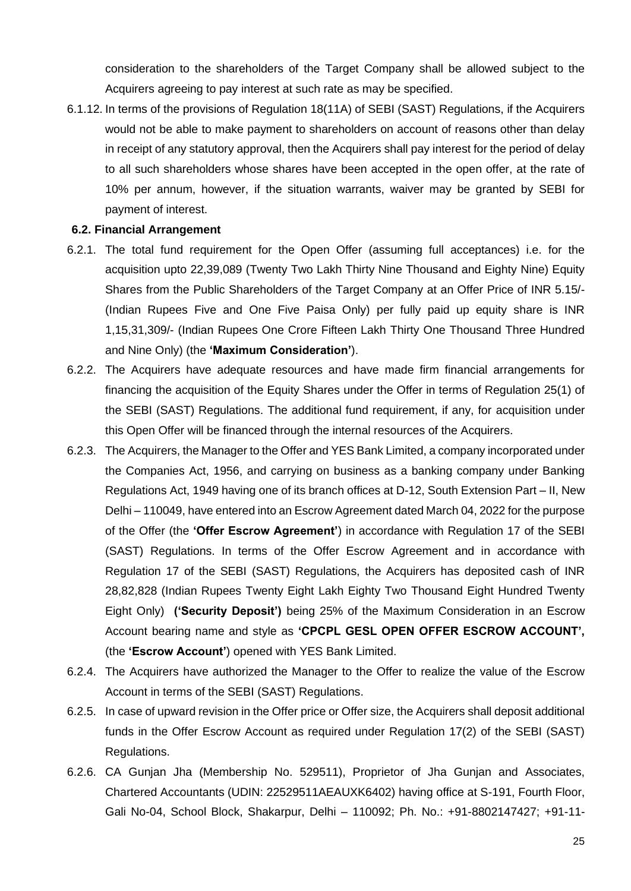consideration to the shareholders of the Target Company shall be allowed subject to the Acquirers agreeing to pay interest at such rate as may be specified.

6.1.12. In terms of the provisions of Regulation 18(11A) of SEBI (SAST) Regulations, if the Acquirers would not be able to make payment to shareholders on account of reasons other than delay in receipt of any statutory approval, then the Acquirers shall pay interest for the period of delay to all such shareholders whose shares have been accepted in the open offer, at the rate of 10% per annum, however, if the situation warrants, waiver may be granted by SEBI for payment of interest.

**6.2. Financial Arrangement**

6.2.1. The total fund requirement for the Open Offer (assuming full acceptances) i.e. for the acquisition upto 22,39,089 (Twenty Two Lakh Thirty Nine Thousand and Eighty Nine) Equity Shares from the Public Shareholders of the Target Company at an Offer Price of INR 5.15/- (Indian Rupees Five and One Five Paisa Only) per fully paid up equity share is INR 1,15,31,309/- (Indian Rupees One Crore Fifteen Lakh Thirty One Thousand Three Hundred and Nine Only) (the **'Maximum Consideration'**).

6.2.2. The Acquirers have adequate resources and have made firm financial arrangements for financing the acquisition of the Equity Shares under the Offer in terms of Regulation 25(1) of the SEBI (SAST) Regulations. The additional fund requirement, if any, for acquisition under this Open Offer will be financed through the internal resources of the Acquirers.

6.2.3. The Acquirers, the Manager to the Offer and YES Bank Limited, a company incorporated under the Companies Act, 1956, and carrying on business as a banking company under Banking Regulations Act, 1949 having one of its branch offices at D-12, South Extension Part – II, New Delhi – 110049, have entered into an Escrow Agreement dated March 04, 2022 for the purpose of the Offer (the **'Offer Escrow Agreement'**) in accordance with Regulation 17 of the SEBI (SAST) Regulations. In terms of the Offer Escrow Agreement and in accordance with Regulation 17 of the SEBI (SAST) Regulations, the Acquirers has deposited cash of INR 28,82,828 (Indian Rupees Twenty Eight Lakh Eighty Two Thousand Eight Hundred Twenty Eight Only) **('Security Deposit')** being 25% of the Maximum Consideration in an Escrow Account bearing name and style as **'CPCPL GESL OPEN OFFER ESCROW ACCOUNT',** (the **'Escrow Account'**) opened with YES Bank Limited.

6.2.4. The Acquirers have authorized the Manager to the Offer to realize the value of the Escrow Account in terms of the SEBI (SAST) Regulations.

6.2.5. In case of upward revision in the Offer price or Offer size, the Acquirers shall deposit additional funds in the Offer Escrow Account as required under Regulation 17(2) of the SEBI (SAST) Regulations.

6.2.6. CA Gunjan Jha (Membership No. 529511), Proprietor of Jha Gunjan and Associates, Chartered Accountants (UDIN: 22529511AEAUXK6402) having office at S-191, Fourth Floor, Gali No-04, School Block, Shakarpur, Delhi – 110092; Ph. No.: +91-8802147427; +91-11-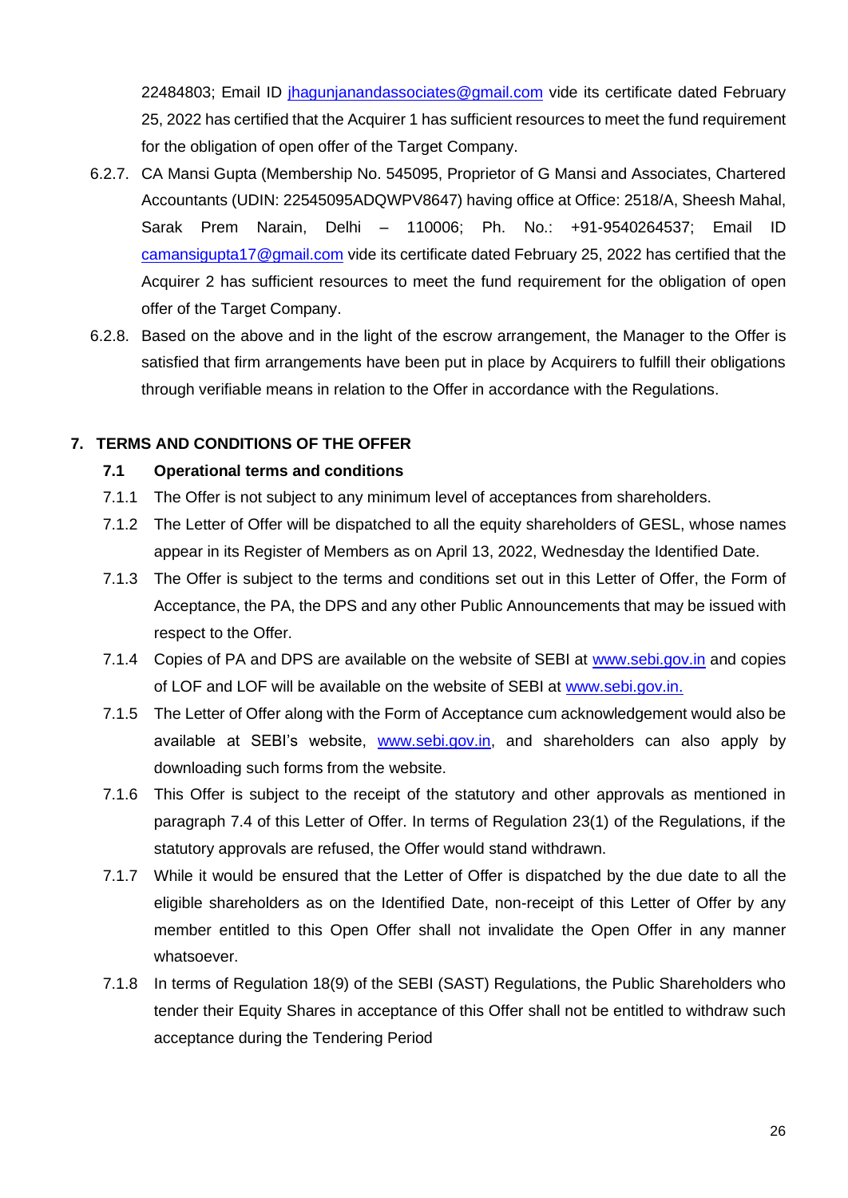22484803; Email ID jhagunjanandassociates@gmail.com vide its certificate dated February 25, 2022 has certified that the Acquirer 1 has sufficient resources to meet the fund requirement for the obligation of open offer of the Target Company.

6.2.7. CA Mansi Gupta (Membership No. 545095, Proprietor of G Mansi and Associates, Chartered Accountants (UDIN: 22545095ADQWPV8647) having office at Office: 2518/A, Sheesh Mahal, Sarak Prem Narain, Delhi – 110006; Ph. No.: +91-9540264537; Email ID camansigupta17@gmail.com vide its certificate dated February 25, 2022 has certified that the Acquirer 2 has sufficient resources to meet the fund requirement for the obligation of open offer of the Target Company.

6.2.8. Based on the above and in the light of the escrow arrangement, the Manager to the Offer is satisfied that firm arrangements have been put in place by Acquirers to fulfill their obligations through verifiable means in relation to the Offer in accordance with the Regulations.

## 7. TERMS AND CONDITIONS OF THE OFFER

### 7.1 Operational terms and conditions

7.1.1 The Offer is not subject to any minimum level of acceptances from shareholders.

7.1.2 The Letter of Offer will be dispatched to all the equity shareholders of GESL, whose names appear in its Register of Members as on April 13, 2022, Wednesday the Identified Date.

7.1.3 The Offer is subject to the terms and conditions set out in this Letter of Offer, the Form of Acceptance, the PA, the DPS and any other Public Announcements that may be issued with respect to the Offer.

7.1.4 Copies of PA and DPS are available on the website of SEBI at www.sebi.gov.in and copies of LOF and LOF will be available on the website of SEBI at www.sebi.gov.in.

7.1.5 The Letter of Offer along with the Form of Acceptance cum acknowledgement would also be available at SEBI's website, www.sebi.gov.in, and shareholders can also apply by downloading such forms from the website.

7.1.6 This Offer is subject to the receipt of the statutory and other approvals as mentioned in paragraph 7.4 of this Letter of Offer. In terms of Regulation 23(1) of the Regulations, if the statutory approvals are refused, the Offer would stand withdrawn.

7.1.7 While it would be ensured that the Letter of Offer is dispatched by the due date to all the eligible shareholders as on the Identified Date, non-receipt of this Letter of Offer by any member entitled to this Open Offer shall not invalidate the Open Offer in any manner whatsoever.

7.1.8 In terms of Regulation 18(9) of the SEBI (SAST) Regulations, the Public Shareholders who tender their Equity Shares in acceptance of this Offer shall not be entitled to withdraw such acceptance during the Tendering Period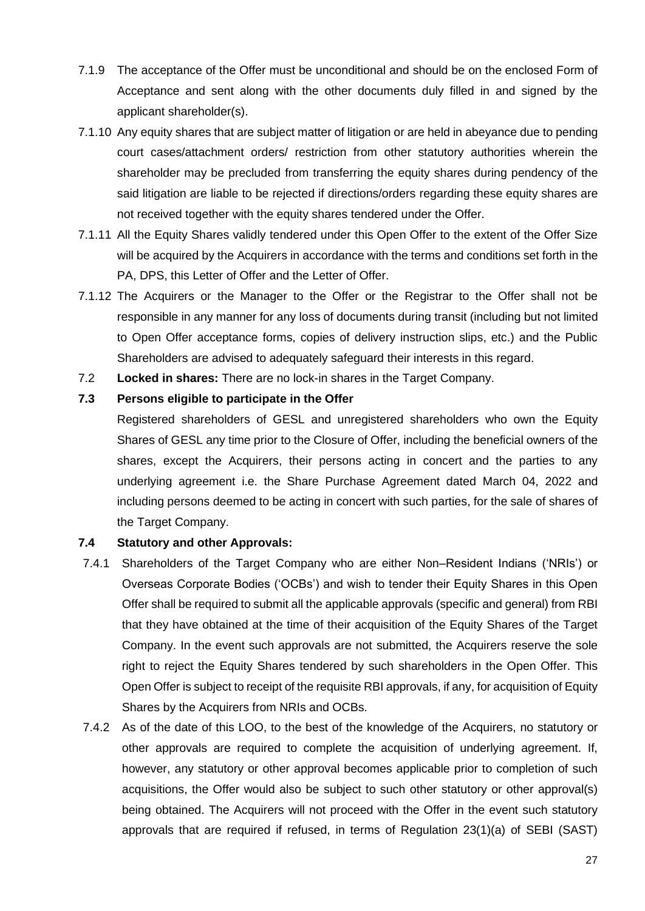7.1.9 The acceptance of the Offer must be unconditional and should be on the enclosed Form of Acceptance and sent along with the other documents duly filled in and signed by the applicant shareholder(s).

7.1.10 Any equity shares that are subject matter of litigation or are held in abeyance due to pending court cases/attachment orders/ restriction from other statutory authorities wherein the shareholder may be precluded from transferring the equity shares during pendency of the said litigation are liable to be rejected if directions/orders regarding these equity shares are not received together with the equity shares tendered under the Offer.

7.1.11 All the Equity Shares validly tendered under this Open Offer to the extent of the Offer Size will be acquired by the Acquirers in accordance with the terms and conditions set forth in the PA, DPS, this Letter of Offer and the Letter of Offer.

7.1.12 The Acquirers or the Manager to the Offer or the Registrar to the Offer shall not be responsible in any manner for any loss of documents during transit (including but not limited to Open Offer acceptance forms, copies of delivery instruction slips, etc.) and the Public Shareholders are advised to adequately safeguard their interests in this regard.

7.2 **Locked in shares:** There are no lock-in shares in the Target Company.

**7.3 Persons eligible to participate in the Offer**

Registered shareholders of GESL and unregistered shareholders who own the Equity Shares of GESL any time prior to the Closure of Offer, including the beneficial owners of the shares, except the Acquirers, their persons acting in concert and the parties to any underlying agreement i.e. the Share Purchase Agreement dated March 04, 2022 and including persons deemed to be acting in concert with such parties, for the sale of shares of the Target Company.

**7.4 Statutory and other Approvals:**

7.4.1 Shareholders of the Target Company who are either Non–Resident Indians ('NRIs') or Overseas Corporate Bodies ('OCBs') and wish to tender their Equity Shares in this Open Offer shall be required to submit all the applicable approvals (specific and general) from RBI that they have obtained at the time of their acquisition of the Equity Shares of the Target Company. In the event such approvals are not submitted, the Acquirers reserve the sole right to reject the Equity Shares tendered by such shareholders in the Open Offer. This Open Offer is subject to receipt of the requisite RBI approvals, if any, for acquisition of Equity Shares by the Acquirers from NRIs and OCBs.

7.4.2 As of the date of this LOO, to the best of the knowledge of the Acquirers, no statutory or other approvals are required to complete the acquisition of underlying agreement. If, however, any statutory or other approval becomes applicable prior to completion of such acquisitions, the Offer would also be subject to such other statutory or other approval(s) being obtained. The Acquirers will not proceed with the Offer in the event such statutory approvals that are required if refused, in terms of Regulation 23(1)(a) of SEBI (SAST)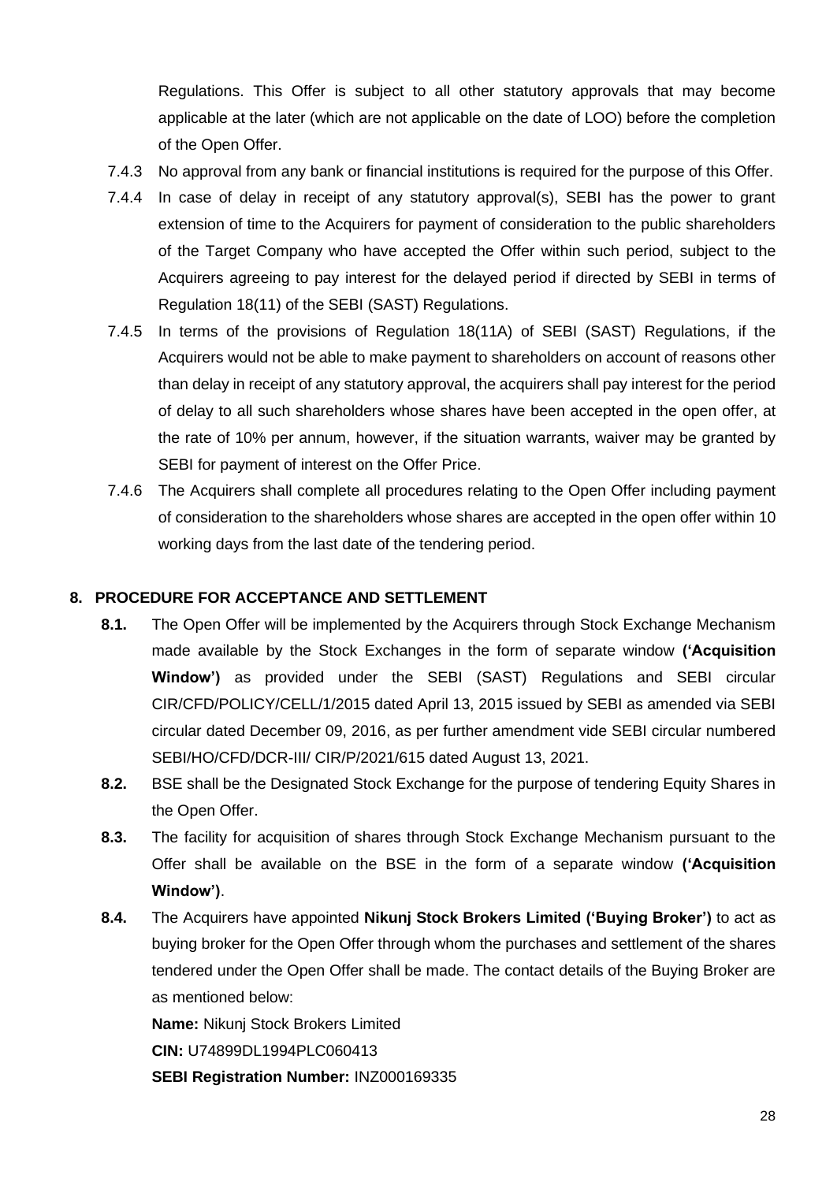Regulations. This Offer is subject to all other statutory approvals that may become applicable at the later (which are not applicable on the date of LOO) before the completion of the Open Offer.

7.4.3 No approval from any bank or financial institutions is required for the purpose of this Offer.

7.4.4 In case of delay in receipt of any statutory approval(s), SEBI has the power to grant extension of time to the Acquirers for payment of consideration to the public shareholders of the Target Company who have accepted the Offer within such period, subject to the Acquirers agreeing to pay interest for the delayed period if directed by SEBI in terms of Regulation 18(11) of the SEBI (SAST) Regulations.

7.4.5 In terms of the provisions of Regulation 18(11A) of SEBI (SAST) Regulations, if the Acquirers would not be able to make payment to shareholders on account of reasons other than delay in receipt of any statutory approval, the acquirers shall pay interest for the period of delay to all such shareholders whose shares have been accepted in the open offer, at the rate of 10% per annum, however, if the situation warrants, waiver may be granted by SEBI for payment of interest on the Offer Price.

7.4.6 The Acquirers shall complete all procedures relating to the Open Offer including payment of consideration to the shareholders whose shares are accepted in the open offer within 10 working days from the last date of the tendering period.

## 8. PROCEDURE FOR ACCEPTANCE AND SETTLEMENT

**8.1.** The Open Offer will be implemented by the Acquirers through Stock Exchange Mechanism made available by the Stock Exchanges in the form of separate window **('Acquisition Window')** as provided under the SEBI (SAST) Regulations and SEBI circular CIR/CFD/POLICY/CELL/1/2015 dated April 13, 2015 issued by SEBI as amended via SEBI circular dated December 09, 2016, as per further amendment vide SEBI circular numbered SEBI/HO/CFD/DCR-III/ CIR/P/2021/615 dated August 13, 2021.

**8.2.** BSE shall be the Designated Stock Exchange for the purpose of tendering Equity Shares in the Open Offer.

**8.3.** The facility for acquisition of shares through Stock Exchange Mechanism pursuant to the Offer shall be available on the BSE in the form of a separate window **('Acquisition Window')**.

**8.4.** The Acquirers have appointed **Nikunj Stock Brokers Limited ('Buying Broker')** to act as buying broker for the Open Offer through whom the purchases and settlement of the shares tendered under the Open Offer shall be made. The contact details of the Buying Broker are as mentioned below:

**Name:** Nikunj Stock Brokers Limited

**CIN:** U74899DL1994PLC060413

**SEBI Registration Number:** INZ000169335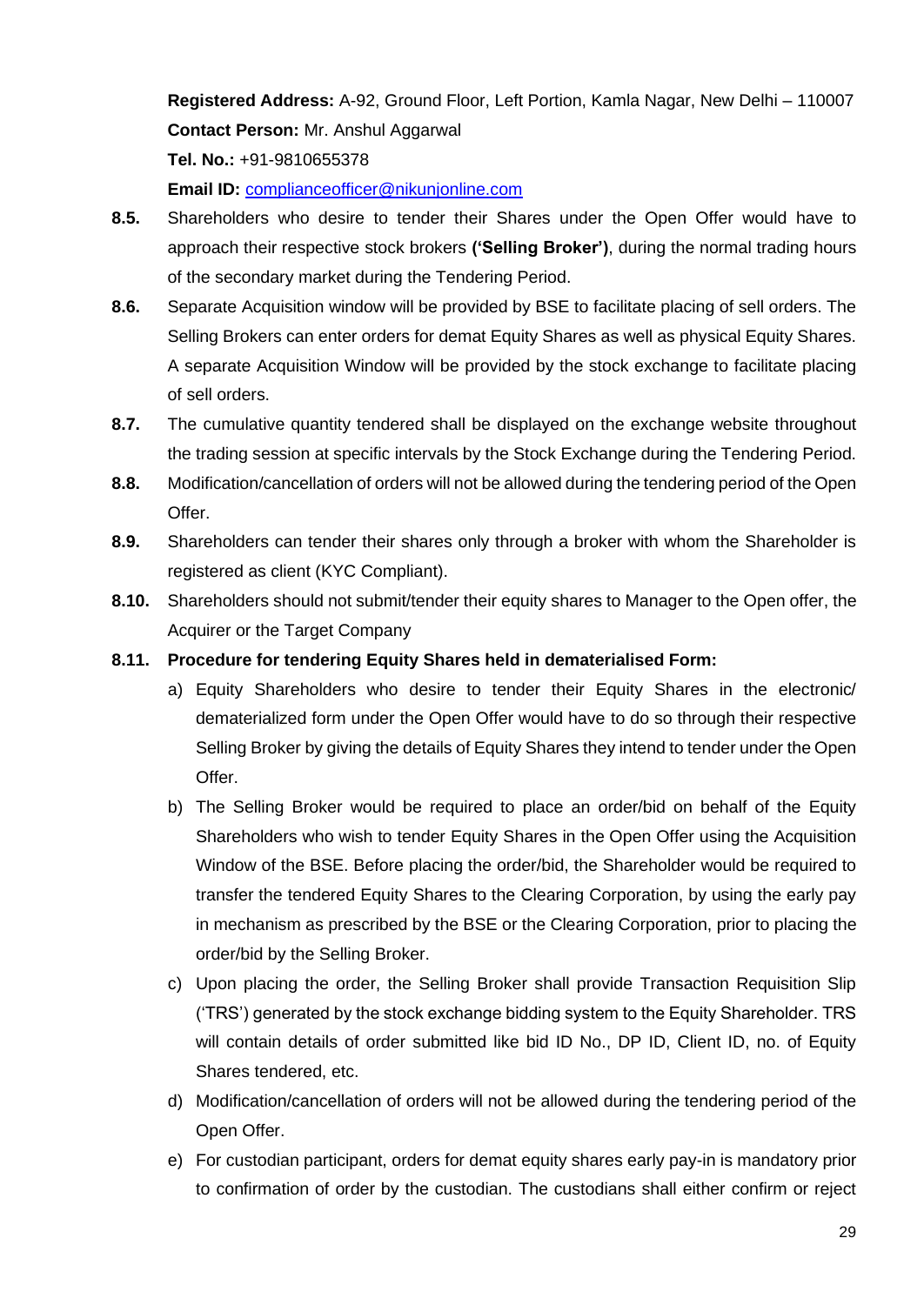**Registered Address:** A-92, Ground Floor, Left Portion, Kamla Nagar, New Delhi – 110007

**Contact Person:** Mr. Anshul Aggarwal

**Tel. No.:** +91-9810655378

**Email ID:** complianceofficer@nikunjonline.com

**8.5.** Shareholders who desire to tender their Shares under the Open Offer would have to approach their respective stock brokers **('Selling Broker')**, during the normal trading hours of the secondary market during the Tendering Period.

**8.6.** Separate Acquisition window will be provided by BSE to facilitate placing of sell orders. The Selling Brokers can enter orders for demat Equity Shares as well as physical Equity Shares. A separate Acquisition Window will be provided by the stock exchange to facilitate placing of sell orders.

**8.7.** The cumulative quantity tendered shall be displayed on the exchange website throughout the trading session at specific intervals by the Stock Exchange during the Tendering Period.

**8.8.** Modification/cancellation of orders will not be allowed during the tendering period of the Open Offer.

**8.9.** Shareholders can tender their shares only through a broker with whom the Shareholder is registered as client (KYC Compliant).

**8.10.** Shareholders should not submit/tender their equity shares to Manager to the Open offer, the Acquirer or the Target Company

**8.11. Procedure for tendering Equity Shares held in dematerialised Form:**

a) Equity Shareholders who desire to tender their Equity Shares in the electronic/ dematerialized form under the Open Offer would have to do so through their respective Selling Broker by giving the details of Equity Shares they intend to tender under the Open Offer.

b) The Selling Broker would be required to place an order/bid on behalf of the Equity Shareholders who wish to tender Equity Shares in the Open Offer using the Acquisition Window of the BSE. Before placing the order/bid, the Shareholder would be required to transfer the tendered Equity Shares to the Clearing Corporation, by using the early pay in mechanism as prescribed by the BSE or the Clearing Corporation, prior to placing the order/bid by the Selling Broker.

c) Upon placing the order, the Selling Broker shall provide Transaction Requisition Slip ('TRS') generated by the stock exchange bidding system to the Equity Shareholder. TRS will contain details of order submitted like bid ID No., DP ID, Client ID, no. of Equity Shares tendered, etc.

d) Modification/cancellation of orders will not be allowed during the tendering period of the Open Offer.

e) For custodian participant, orders for demat equity shares early pay-in is mandatory prior to confirmation of order by the custodian. The custodians shall either confirm or reject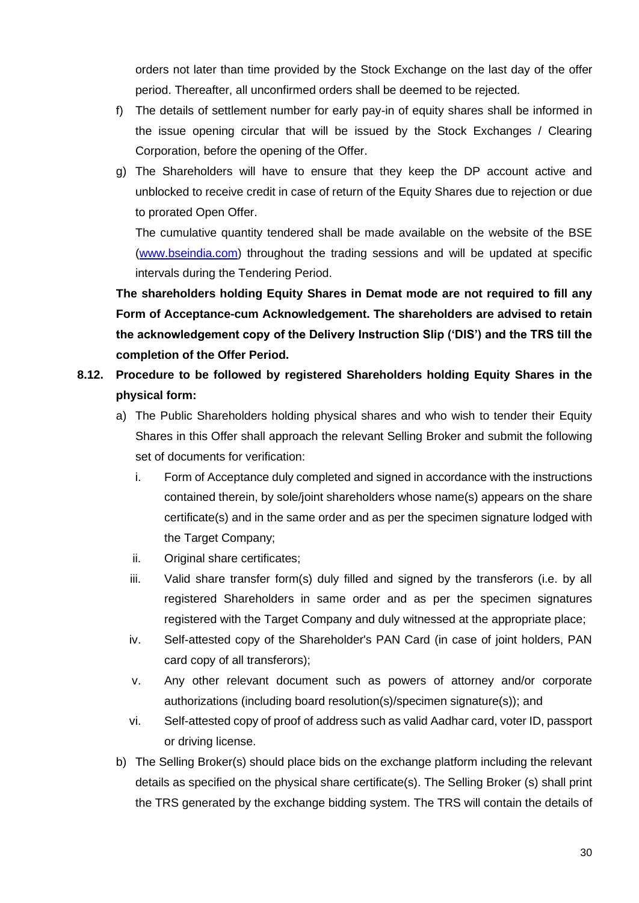orders not later than time provided by the Stock Exchange on the last day of the offer period. Thereafter, all unconfirmed orders shall be deemed to be rejected.

f) The details of settlement number for early pay-in of equity shares shall be informed in the issue opening circular that will be issued by the Stock Exchanges / Clearing Corporation, before the opening of the Offer.

g) The Shareholders will have to ensure that they keep the DP account active and unblocked to receive credit in case of return of the Equity Shares due to rejection or due to prorated Open Offer.

The cumulative quantity tendered shall be made available on the website of the BSE (www.bseindia.com) throughout the trading sessions and will be updated at specific intervals during the Tendering Period.

**The shareholders holding Equity Shares in Demat mode are not required to fill any Form of Acceptance-cum Acknowledgement. The shareholders are advised to retain the acknowledgement copy of the Delivery Instruction Slip ('DIS') and the TRS till the completion of the Offer Period.**

**8.12. Procedure to be followed by registered Shareholders holding Equity Shares in the physical form:**

a) The Public Shareholders holding physical shares and who wish to tender their Equity Shares in this Offer shall approach the relevant Selling Broker and submit the following set of documents for verification:

   i. Form of Acceptance duly completed and signed in accordance with the instructions contained therein, by sole/joint shareholders whose name(s) appears on the share certificate(s) and in the same order and as per the specimen signature lodged with the Target Company;

   ii. Original share certificates;

   iii. Valid share transfer form(s) duly filled and signed by the transferors (i.e. by all registered Shareholders in same order and as per the specimen signatures registered with the Target Company and duly witnessed at the appropriate place;

   iv. Self-attested copy of the Shareholder's PAN Card (in case of joint holders, PAN card copy of all transferors);

   v. Any other relevant document such as powers of attorney and/or corporate authorizations (including board resolution(s)/specimen signature(s)); and

   vi. Self-attested copy of proof of address such as valid Aadhar card, voter ID, passport or driving license.

b) The Selling Broker(s) should place bids on the exchange platform including the relevant details as specified on the physical share certificate(s). The Selling Broker (s) shall print the TRS generated by the exchange bidding system. The TRS will contain the details of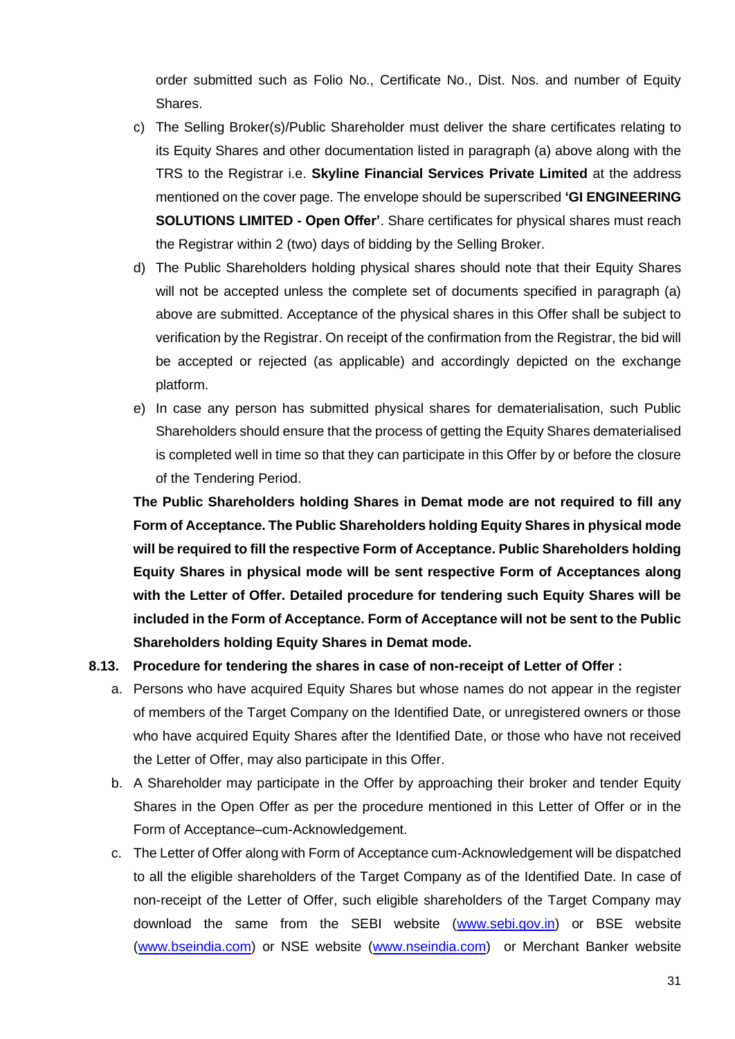order submitted such as Folio No., Certificate No., Dist. Nos. and number of Equity Shares.

c) The Selling Broker(s)/Public Shareholder must deliver the share certificates relating to its Equity Shares and other documentation listed in paragraph (a) above along with the TRS to the Registrar i.e. **Skyline Financial Services Private Limited** at the address mentioned on the cover page. The envelope should be superscribed **'GI ENGINEERING SOLUTIONS LIMITED - Open Offer'**. Share certificates for physical shares must reach the Registrar within 2 (two) days of bidding by the Selling Broker.

d) The Public Shareholders holding physical shares should note that their Equity Shares will not be accepted unless the complete set of documents specified in paragraph (a) above are submitted. Acceptance of the physical shares in this Offer shall be subject to verification by the Registrar. On receipt of the confirmation from the Registrar, the bid will be accepted or rejected (as applicable) and accordingly depicted on the exchange platform.

e) In case any person has submitted physical shares for dematerialisation, such Public Shareholders should ensure that the process of getting the Equity Shares dematerialised is completed well in time so that they can participate in this Offer by or before the closure of the Tendering Period.

**The Public Shareholders holding Shares in Demat mode are not required to fill any Form of Acceptance. The Public Shareholders holding Equity Shares in physical mode will be required to fill the respective Form of Acceptance. Public Shareholders holding Equity Shares in physical mode will be sent respective Form of Acceptances along with the Letter of Offer. Detailed procedure for tendering such Equity Shares will be included in the Form of Acceptance. Form of Acceptance will not be sent to the Public Shareholders holding Equity Shares in Demat mode.**

**8.13. Procedure for tendering the shares in case of non-receipt of Letter of Offer :**

a. Persons who have acquired Equity Shares but whose names do not appear in the register of members of the Target Company on the Identified Date, or unregistered owners or those who have acquired Equity Shares after the Identified Date, or those who have not received the Letter of Offer, may also participate in this Offer.

b. A Shareholder may participate in the Offer by approaching their broker and tender Equity Shares in the Open Offer as per the procedure mentioned in this Letter of Offer or in the Form of Acceptance–cum-Acknowledgement.

c. The Letter of Offer along with Form of Acceptance cum-Acknowledgement will be dispatched to all the eligible shareholders of the Target Company as of the Identified Date. In case of non-receipt of the Letter of Offer, such eligible shareholders of the Target Company may download the same from the SEBI website (www.sebi.gov.in) or BSE website (www.bseindia.com) or NSE website (www.nseindia.com) or Merchant Banker website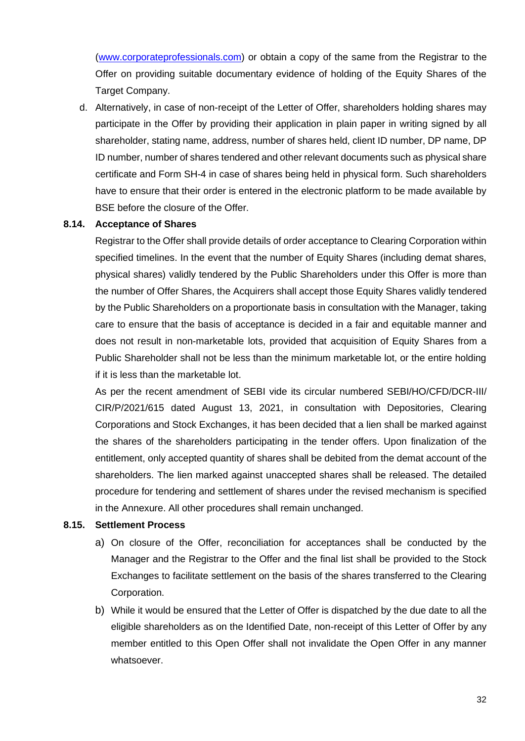(www.corporateprofessionals.com) or obtain a copy of the same from the Registrar to the Offer on providing suitable documentary evidence of holding of the Equity Shares of the Target Company.

d. Alternatively, in case of non-receipt of the Letter of Offer, shareholders holding shares may participate in the Offer by providing their application in plain paper in writing signed by all shareholder, stating name, address, number of shares held, client ID number, DP name, DP ID number, number of shares tendered and other relevant documents such as physical share certificate and Form SH-4 in case of shares being held in physical form. Such shareholders have to ensure that their order is entered in the electronic platform to be made available by BSE before the closure of the Offer.

**8.14. Acceptance of Shares**

Registrar to the Offer shall provide details of order acceptance to Clearing Corporation within specified timelines. In the event that the number of Equity Shares (including demat shares, physical shares) validly tendered by the Public Shareholders under this Offer is more than the number of Offer Shares, the Acquirers shall accept those Equity Shares validly tendered by the Public Shareholders on a proportionate basis in consultation with the Manager, taking care to ensure that the basis of acceptance is decided in a fair and equitable manner and does not result in non-marketable lots, provided that acquisition of Equity Shares from a Public Shareholder shall not be less than the minimum marketable lot, or the entire holding if it is less than the marketable lot.

As per the recent amendment of SEBI vide its circular numbered SEBI/HO/CFD/DCR-III/ CIR/P/2021/615 dated August 13, 2021, in consultation with Depositories, Clearing Corporations and Stock Exchanges, it has been decided that a lien shall be marked against the shares of the shareholders participating in the tender offers. Upon finalization of the entitlement, only accepted quantity of shares shall be debited from the demat account of the shareholders. The lien marked against unaccepted shares shall be released. The detailed procedure for tendering and settlement of shares under the revised mechanism is specified in the Annexure. All other procedures shall remain unchanged.

**8.15. Settlement Process**

a) On closure of the Offer, reconciliation for acceptances shall be conducted by the Manager and the Registrar to the Offer and the final list shall be provided to the Stock Exchanges to facilitate settlement on the basis of the shares transferred to the Clearing Corporation.

b) While it would be ensured that the Letter of Offer is dispatched by the due date to all the eligible shareholders as on the Identified Date, non-receipt of this Letter of Offer by any member entitled to this Open Offer shall not invalidate the Open Offer in any manner whatsoever.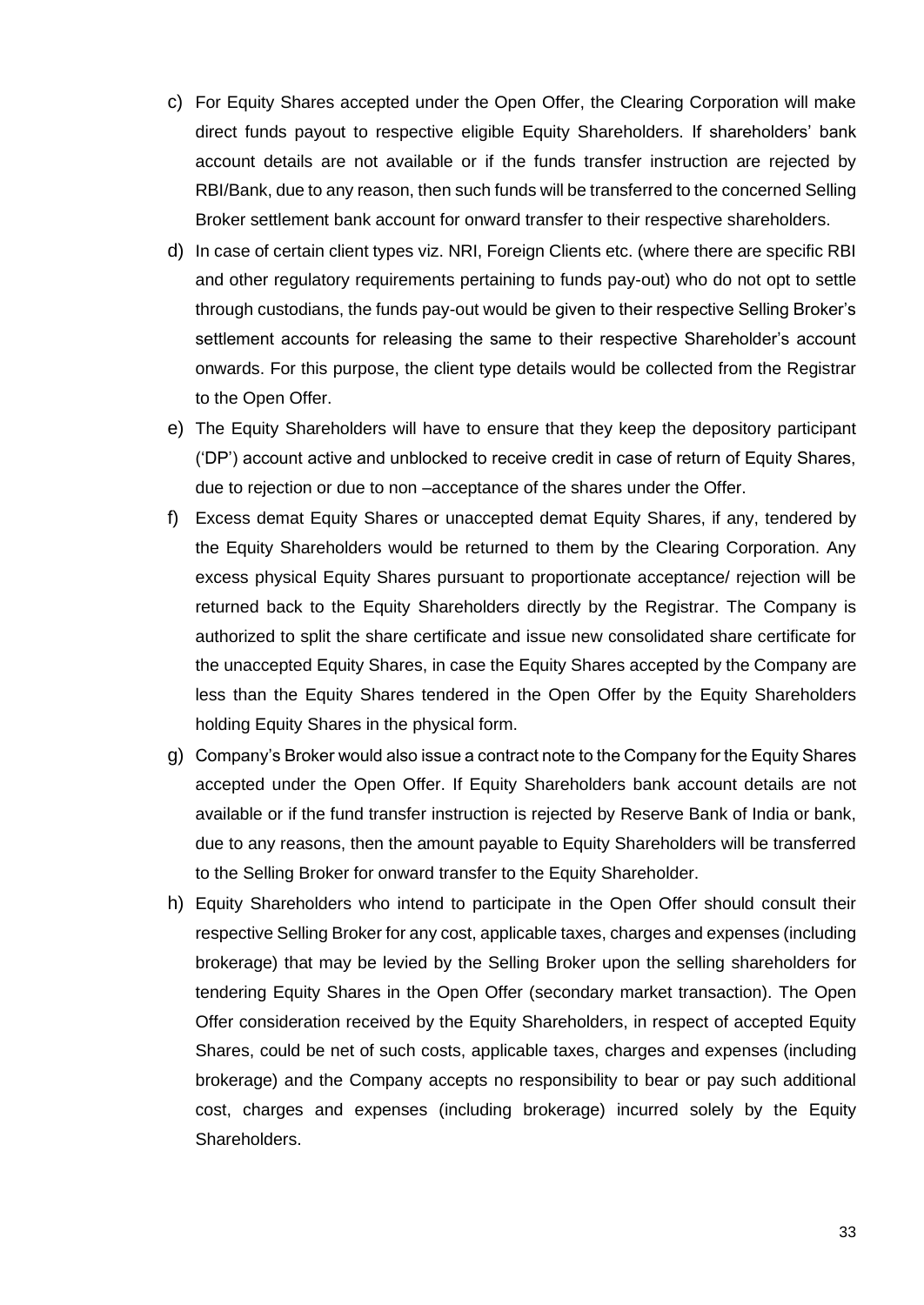c) For Equity Shares accepted under the Open Offer, the Clearing Corporation will make direct funds payout to respective eligible Equity Shareholders. If shareholders' bank account details are not available or if the funds transfer instruction are rejected by RBI/Bank, due to any reason, then such funds will be transferred to the concerned Selling Broker settlement bank account for onward transfer to their respective shareholders.

d) In case of certain client types viz. NRI, Foreign Clients etc. (where there are specific RBI and other regulatory requirements pertaining to funds pay-out) who do not opt to settle through custodians, the funds pay-out would be given to their respective Selling Broker's settlement accounts for releasing the same to their respective Shareholder's account onwards. For this purpose, the client type details would be collected from the Registrar to the Open Offer.

e) The Equity Shareholders will have to ensure that they keep the depository participant ('DP') account active and unblocked to receive credit in case of return of Equity Shares, due to rejection or due to non –acceptance of the shares under the Offer.

f) Excess demat Equity Shares or unaccepted demat Equity Shares, if any, tendered by the Equity Shareholders would be returned to them by the Clearing Corporation. Any excess physical Equity Shares pursuant to proportionate acceptance/ rejection will be returned back to the Equity Shareholders directly by the Registrar. The Company is authorized to split the share certificate and issue new consolidated share certificate for the unaccepted Equity Shares, in case the Equity Shares accepted by the Company are less than the Equity Shares tendered in the Open Offer by the Equity Shareholders holding Equity Shares in the physical form.

g) Company's Broker would also issue a contract note to the Company for the Equity Shares accepted under the Open Offer. If Equity Shareholders bank account details are not available or if the fund transfer instruction is rejected by Reserve Bank of India or bank, due to any reasons, then the amount payable to Equity Shareholders will be transferred to the Selling Broker for onward transfer to the Equity Shareholder.

h) Equity Shareholders who intend to participate in the Open Offer should consult their respective Selling Broker for any cost, applicable taxes, charges and expenses (including brokerage) that may be levied by the Selling Broker upon the selling shareholders for tendering Equity Shares in the Open Offer (secondary market transaction). The Open Offer consideration received by the Equity Shareholders, in respect of accepted Equity Shares, could be net of such costs, applicable taxes, charges and expenses (including brokerage) and the Company accepts no responsibility to bear or pay such additional cost, charges and expenses (including brokerage) incurred solely by the Equity Shareholders.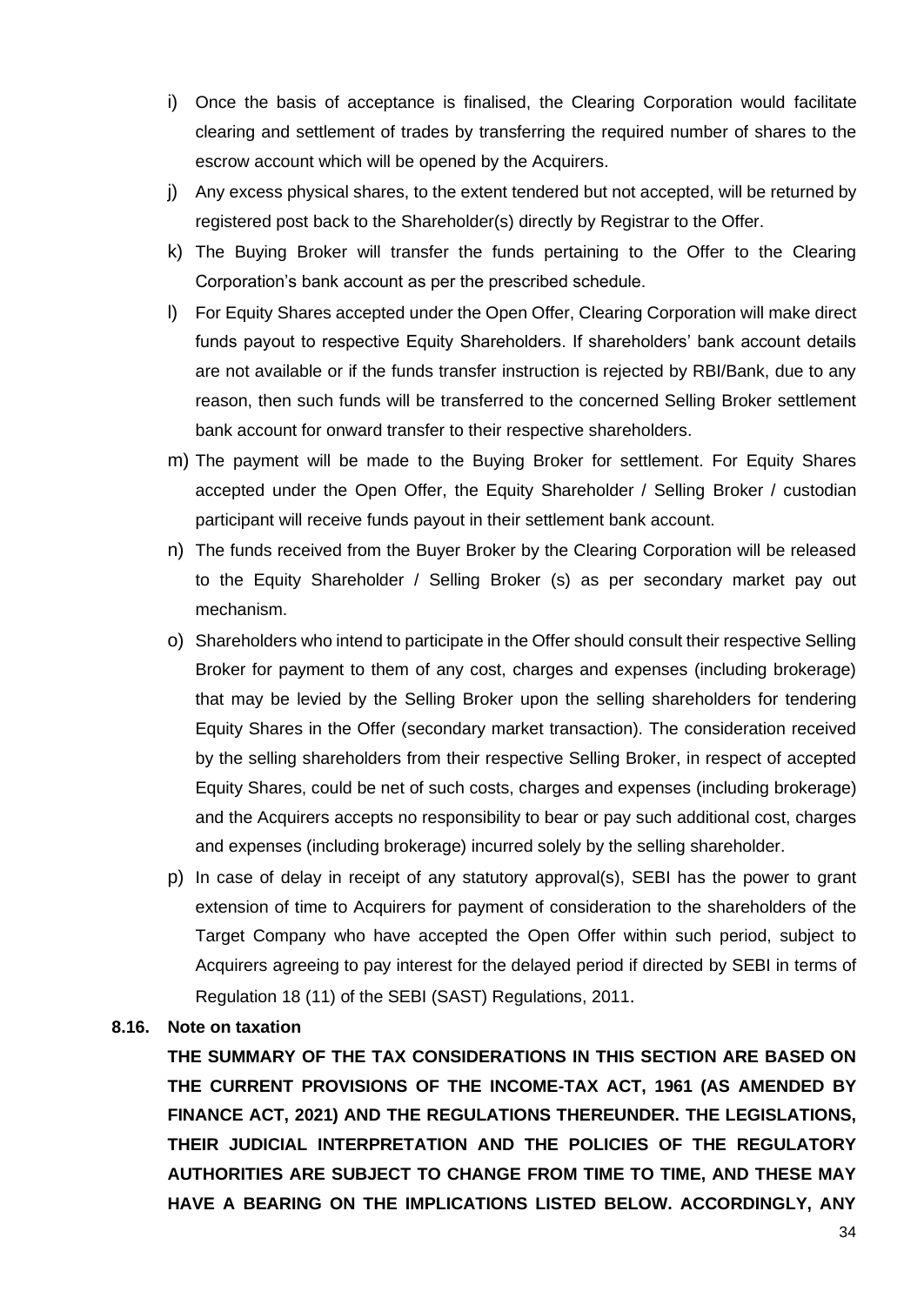i) Once the basis of acceptance is finalised, the Clearing Corporation would facilitate clearing and settlement of trades by transferring the required number of shares to the escrow account which will be opened by the Acquirers.

j) Any excess physical shares, to the extent tendered but not accepted, will be returned by registered post back to the Shareholder(s) directly by Registrar to the Offer.

k) The Buying Broker will transfer the funds pertaining to the Offer to the Clearing Corporation's bank account as per the prescribed schedule.

l) For Equity Shares accepted under the Open Offer, Clearing Corporation will make direct funds payout to respective Equity Shareholders. If shareholders' bank account details are not available or if the funds transfer instruction is rejected by RBI/Bank, due to any reason, then such funds will be transferred to the concerned Selling Broker settlement bank account for onward transfer to their respective shareholders.

m) The payment will be made to the Buying Broker for settlement. For Equity Shares accepted under the Open Offer, the Equity Shareholder / Selling Broker / custodian participant will receive funds payout in their settlement bank account.

n) The funds received from the Buyer Broker by the Clearing Corporation will be released to the Equity Shareholder / Selling Broker (s) as per secondary market pay out mechanism.

o) Shareholders who intend to participate in the Offer should consult their respective Selling Broker for payment to them of any cost, charges and expenses (including brokerage) that may be levied by the Selling Broker upon the selling shareholders for tendering Equity Shares in the Offer (secondary market transaction). The consideration received by the selling shareholders from their respective Selling Broker, in respect of accepted Equity Shares, could be net of such costs, charges and expenses (including brokerage) and the Acquirers accepts no responsibility to bear or pay such additional cost, charges and expenses (including brokerage) incurred solely by the selling shareholder.

p) In case of delay in receipt of any statutory approval(s), SEBI has the power to grant extension of time to Acquirers for payment of consideration to the shareholders of the Target Company who have accepted the Open Offer within such period, subject to Acquirers agreeing to pay interest for the delayed period if directed by SEBI in terms of Regulation 18 (11) of the SEBI (SAST) Regulations, 2011.

**8.16. Note on taxation**

**THE SUMMARY OF THE TAX CONSIDERATIONS IN THIS SECTION ARE BASED ON THE CURRENT PROVISIONS OF THE INCOME-TAX ACT, 1961 (AS AMENDED BY FINANCE ACT, 2021) AND THE REGULATIONS THEREUNDER. THE LEGISLATIONS, THEIR JUDICIAL INTERPRETATION AND THE POLICIES OF THE REGULATORY AUTHORITIES ARE SUBJECT TO CHANGE FROM TIME TO TIME, AND THESE MAY HAVE A BEARING ON THE IMPLICATIONS LISTED BELOW. ACCORDINGLY, ANY**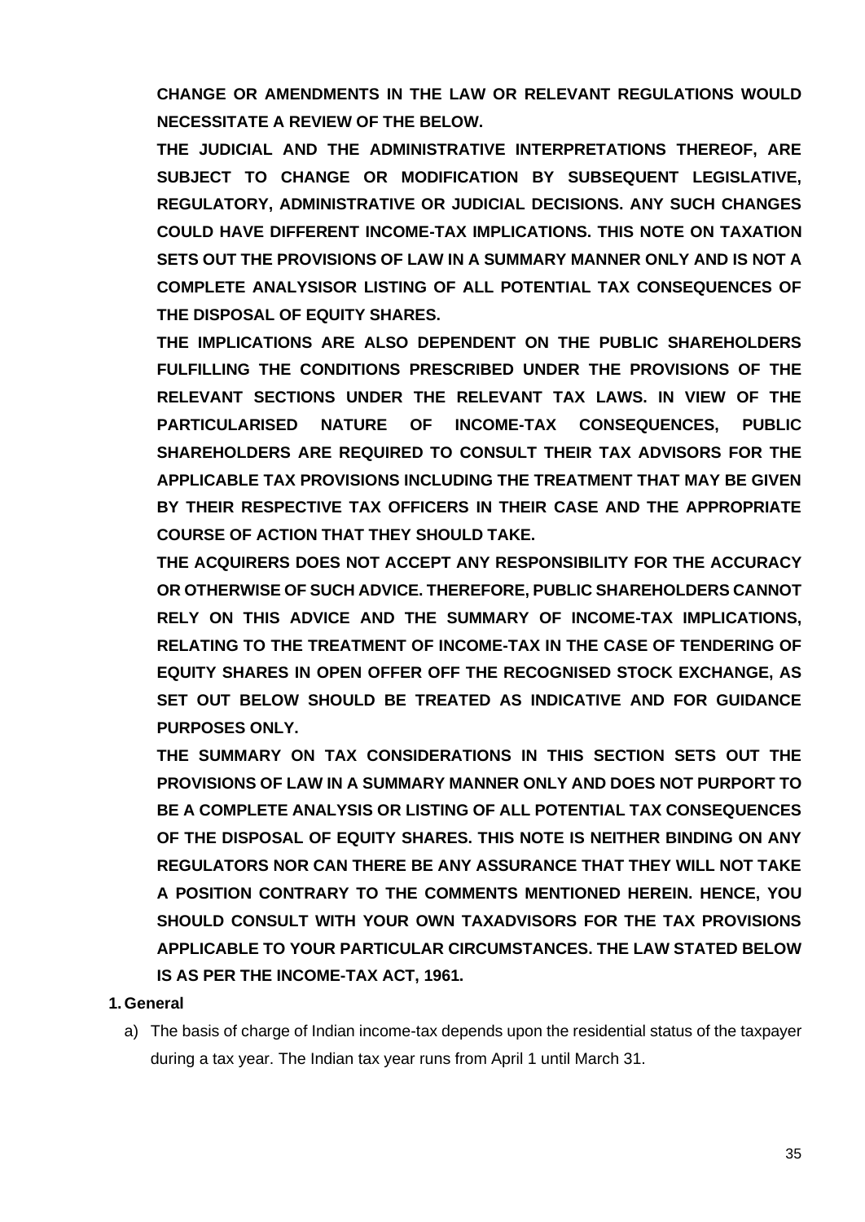**CHANGE OR AMENDMENTS IN THE LAW OR RELEVANT REGULATIONS WOULD NECESSITATE A REVIEW OF THE BELOW.**

**THE JUDICIAL AND THE ADMINISTRATIVE INTERPRETATIONS THEREOF, ARE SUBJECT TO CHANGE OR MODIFICATION BY SUBSEQUENT LEGISLATIVE, REGULATORY, ADMINISTRATIVE OR JUDICIAL DECISIONS. ANY SUCH CHANGES COULD HAVE DIFFERENT INCOME-TAX IMPLICATIONS. THIS NOTE ON TAXATION SETS OUT THE PROVISIONS OF LAW IN A SUMMARY MANNER ONLY AND IS NOT A COMPLETE ANALYSISOR LISTING OF ALL POTENTIAL TAX CONSEQUENCES OF THE DISPOSAL OF EQUITY SHARES.**

**THE IMPLICATIONS ARE ALSO DEPENDENT ON THE PUBLIC SHAREHOLDERS FULFILLING THE CONDITIONS PRESCRIBED UNDER THE PROVISIONS OF THE RELEVANT SECTIONS UNDER THE RELEVANT TAX LAWS. IN VIEW OF THE PARTICULARISED NATURE OF INCOME-TAX CONSEQUENCES, PUBLIC SHAREHOLDERS ARE REQUIRED TO CONSULT THEIR TAX ADVISORS FOR THE APPLICABLE TAX PROVISIONS INCLUDING THE TREATMENT THAT MAY BE GIVEN BY THEIR RESPECTIVE TAX OFFICERS IN THEIR CASE AND THE APPROPRIATE COURSE OF ACTION THAT THEY SHOULD TAKE.**

**THE ACQUIRERS DOES NOT ACCEPT ANY RESPONSIBILITY FOR THE ACCURACY OR OTHERWISE OF SUCH ADVICE. THEREFORE, PUBLIC SHAREHOLDERS CANNOT RELY ON THIS ADVICE AND THE SUMMARY OF INCOME-TAX IMPLICATIONS, RELATING TO THE TREATMENT OF INCOME-TAX IN THE CASE OF TENDERING OF EQUITY SHARES IN OPEN OFFER OFF THE RECOGNISED STOCK EXCHANGE, AS SET OUT BELOW SHOULD BE TREATED AS INDICATIVE AND FOR GUIDANCE PURPOSES ONLY.**

**THE SUMMARY ON TAX CONSIDERATIONS IN THIS SECTION SETS OUT THE PROVISIONS OF LAW IN A SUMMARY MANNER ONLY AND DOES NOT PURPORT TO BE A COMPLETE ANALYSIS OR LISTING OF ALL POTENTIAL TAX CONSEQUENCES OF THE DISPOSAL OF EQUITY SHARES. THIS NOTE IS NEITHER BINDING ON ANY REGULATORS NOR CAN THERE BE ANY ASSURANCE THAT THEY WILL NOT TAKE A POSITION CONTRARY TO THE COMMENTS MENTIONED HEREIN. HENCE, YOU SHOULD CONSULT WITH YOUR OWN TAXADVISORS FOR THE TAX PROVISIONS APPLICABLE TO YOUR PARTICULAR CIRCUMSTANCES. THE LAW STATED BELOW IS AS PER THE INCOME-TAX ACT, 1961.**

**1. General**

a) The basis of charge of Indian income-tax depends upon the residential status of the taxpayer during a tax year. The Indian tax year runs from April 1 until March 31.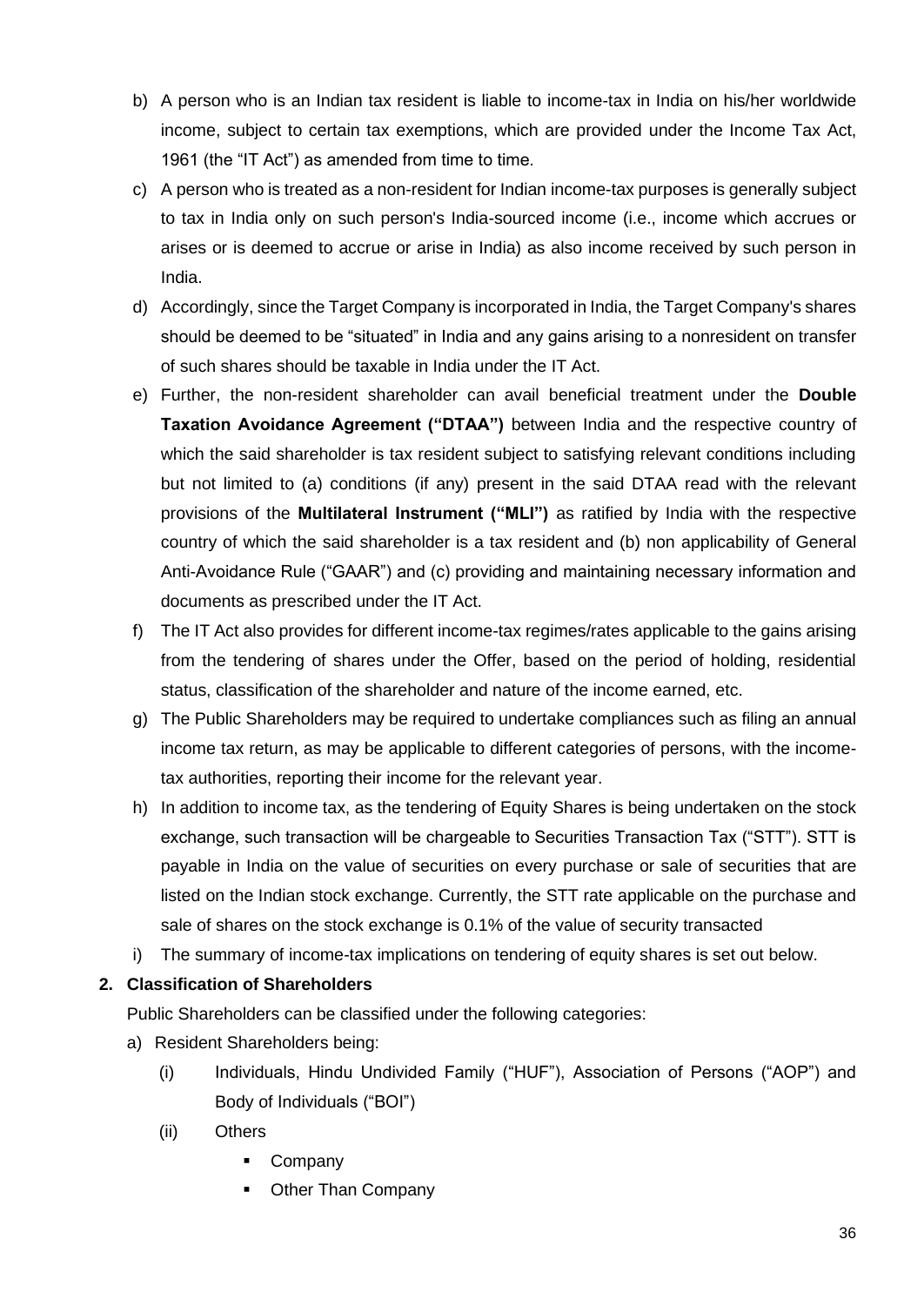b) A person who is an Indian tax resident is liable to income-tax in India on his/her worldwide income, subject to certain tax exemptions, which are provided under the Income Tax Act, 1961 (the "IT Act") as amended from time to time.

c) A person who is treated as a non-resident for Indian income-tax purposes is generally subject to tax in India only on such person's India-sourced income (i.e., income which accrues or arises or is deemed to accrue or arise in India) as also income received by such person in India.

d) Accordingly, since the Target Company is incorporated in India, the Target Company's shares should be deemed to be "situated" in India and any gains arising to a nonresident on transfer of such shares should be taxable in India under the IT Act.

e) Further, the non-resident shareholder can avail beneficial treatment under the **Double Taxation Avoidance Agreement ("DTAA")** between India and the respective country of which the said shareholder is tax resident subject to satisfying relevant conditions including but not limited to (a) conditions (if any) present in the said DTAA read with the relevant provisions of the **Multilateral Instrument ("MLI")** as ratified by India with the respective country of which the said shareholder is a tax resident and (b) non applicability of General Anti-Avoidance Rule ("GAAR") and (c) providing and maintaining necessary information and documents as prescribed under the IT Act.

f) The IT Act also provides for different income-tax regimes/rates applicable to the gains arising from the tendering of shares under the Offer, based on the period of holding, residential status, classification of the shareholder and nature of the income earned, etc.

g) The Public Shareholders may be required to undertake compliances such as filing an annual income tax return, as may be applicable to different categories of persons, with the income-tax authorities, reporting their income for the relevant year.

h) In addition to income tax, as the tendering of Equity Shares is being undertaken on the stock exchange, such transaction will be chargeable to Securities Transaction Tax ("STT"). STT is payable in India on the value of securities on every purchase or sale of securities that are listed on the Indian stock exchange. Currently, the STT rate applicable on the purchase and sale of shares on the stock exchange is 0.1% of the value of security transacted

i) The summary of income-tax implications on tendering of equity shares is set out below.

**2. Classification of Shareholders**

Public Shareholders can be classified under the following categories:

a) Resident Shareholders being:

   (i) Individuals, Hindu Undivided Family ("HUF"), Association of Persons ("AOP") and Body of Individuals ("BOI")

   (ii) Others

   - Company
   - Other Than Company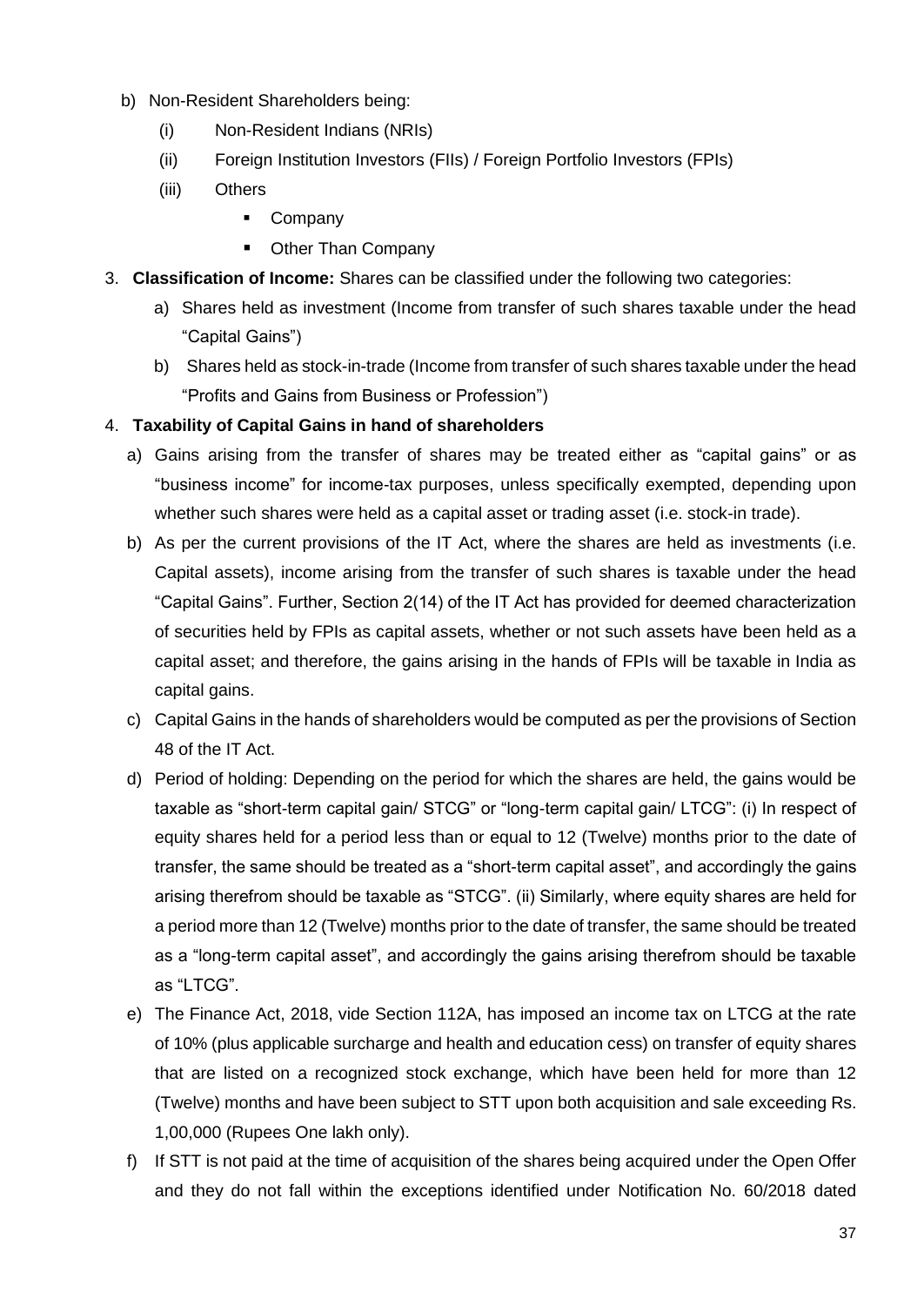b) Non-Resident Shareholders being:

   (i) Non-Resident Indians (NRIs)

   (ii) Foreign Institution Investors (FIIs) / Foreign Portfolio Investors (FPIs)

   (iii) Others

   - Company
   - Other Than Company

3. **Classification of Income:** Shares can be classified under the following two categories:

   a) Shares held as investment (Income from transfer of such shares taxable under the head "Capital Gains")

   b) Shares held as stock-in-trade (Income from transfer of such shares taxable under the head "Profits and Gains from Business or Profession")

4. **Taxability of Capital Gains in hand of shareholders**

   a) Gains arising from the transfer of shares may be treated either as "capital gains" or as "business income" for income-tax purposes, unless specifically exempted, depending upon whether such shares were held as a capital asset or trading asset (i.e. stock-in trade).

   b) As per the current provisions of the IT Act, where the shares are held as investments (i.e. Capital assets), income arising from the transfer of such shares is taxable under the head "Capital Gains". Further, Section 2(14) of the IT Act has provided for deemed characterization of securities held by FPIs as capital assets, whether or not such assets have been held as a capital asset; and therefore, the gains arising in the hands of FPIs will be taxable in India as capital gains.

   c) Capital Gains in the hands of shareholders would be computed as per the provisions of Section 48 of the IT Act.

   d) Period of holding: Depending on the period for which the shares are held, the gains would be taxable as "short-term capital gain/ STCG" or "long-term capital gain/ LTCG": (i) In respect of equity shares held for a period less than or equal to 12 (Twelve) months prior to the date of transfer, the same should be treated as a "short-term capital asset", and accordingly the gains arising therefrom should be taxable as "STCG". (ii) Similarly, where equity shares are held for a period more than 12 (Twelve) months prior to the date of transfer, the same should be treated as a "long-term capital asset", and accordingly the gains arising therefrom should be taxable as "LTCG".

   e) The Finance Act, 2018, vide Section 112A, has imposed an income tax on LTCG at the rate of 10% (plus applicable surcharge and health and education cess) on transfer of equity shares that are listed on a recognized stock exchange, which have been held for more than 12 (Twelve) months and have been subject to STT upon both acquisition and sale exceeding Rs. 1,00,000 (Rupees One lakh only).

   f) If STT is not paid at the time of acquisition of the shares being acquired under the Open Offer and they do not fall within the exceptions identified under Notification No. 60/2018 dated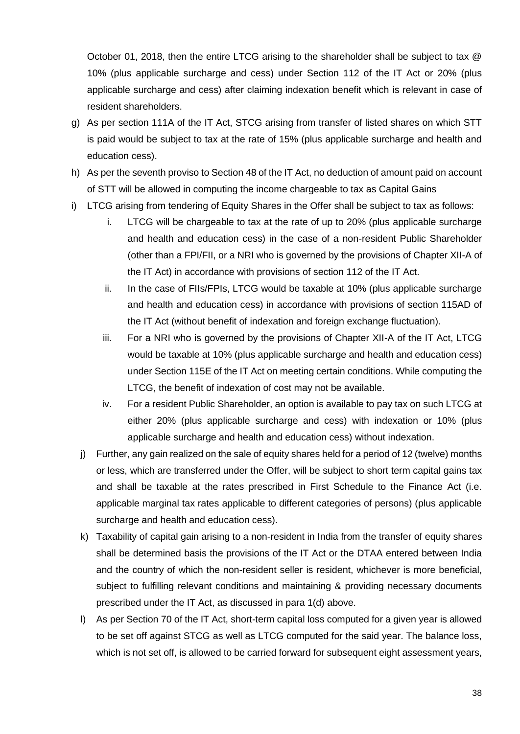October 01, 2018, then the entire LTCG arising to the shareholder shall be subject to tax @ 10% (plus applicable surcharge and cess) under Section 112 of the IT Act or 20% (plus applicable surcharge and cess) after claiming indexation benefit which is relevant in case of resident shareholders.

g) As per section 111A of the IT Act, STCG arising from transfer of listed shares on which STT is paid would be subject to tax at the rate of 15% (plus applicable surcharge and health and education cess).

h) As per the seventh proviso to Section 48 of the IT Act, no deduction of amount paid on account of STT will be allowed in computing the income chargeable to tax as Capital Gains

i) LTCG arising from tendering of Equity Shares in the Offer shall be subject to tax as follows:

   i. LTCG will be chargeable to tax at the rate of up to 20% (plus applicable surcharge and health and education cess) in the case of a non-resident Public Shareholder (other than a FPI/FII, or a NRI who is governed by the provisions of Chapter XII-A of the IT Act) in accordance with provisions of section 112 of the IT Act.

   ii. In the case of FIIs/FPIs, LTCG would be taxable at 10% (plus applicable surcharge and health and education cess) in accordance with provisions of section 115AD of the IT Act (without benefit of indexation and foreign exchange fluctuation).

   iii. For a NRI who is governed by the provisions of Chapter XII-A of the IT Act, LTCG would be taxable at 10% (plus applicable surcharge and health and education cess) under Section 115E of the IT Act on meeting certain conditions. While computing the LTCG, the benefit of indexation of cost may not be available.

   iv. For a resident Public Shareholder, an option is available to pay tax on such LTCG at either 20% (plus applicable surcharge and cess) with indexation or 10% (plus applicable surcharge and health and education cess) without indexation.

j) Further, any gain realized on the sale of equity shares held for a period of 12 (twelve) months or less, which are transferred under the Offer, will be subject to short term capital gains tax and shall be taxable at the rates prescribed in First Schedule to the Finance Act (i.e. applicable marginal tax rates applicable to different categories of persons) (plus applicable surcharge and health and education cess).

k) Taxability of capital gain arising to a non-resident in India from the transfer of equity shares shall be determined basis the provisions of the IT Act or the DTAA entered between India and the country of which the non-resident seller is resident, whichever is more beneficial, subject to fulfilling relevant conditions and maintaining & providing necessary documents prescribed under the IT Act, as discussed in para 1(d) above.

l) As per Section 70 of the IT Act, short-term capital loss computed for a given year is allowed to be set off against STCG as well as LTCG computed for the said year. The balance loss, which is not set off, is allowed to be carried forward for subsequent eight assessment years,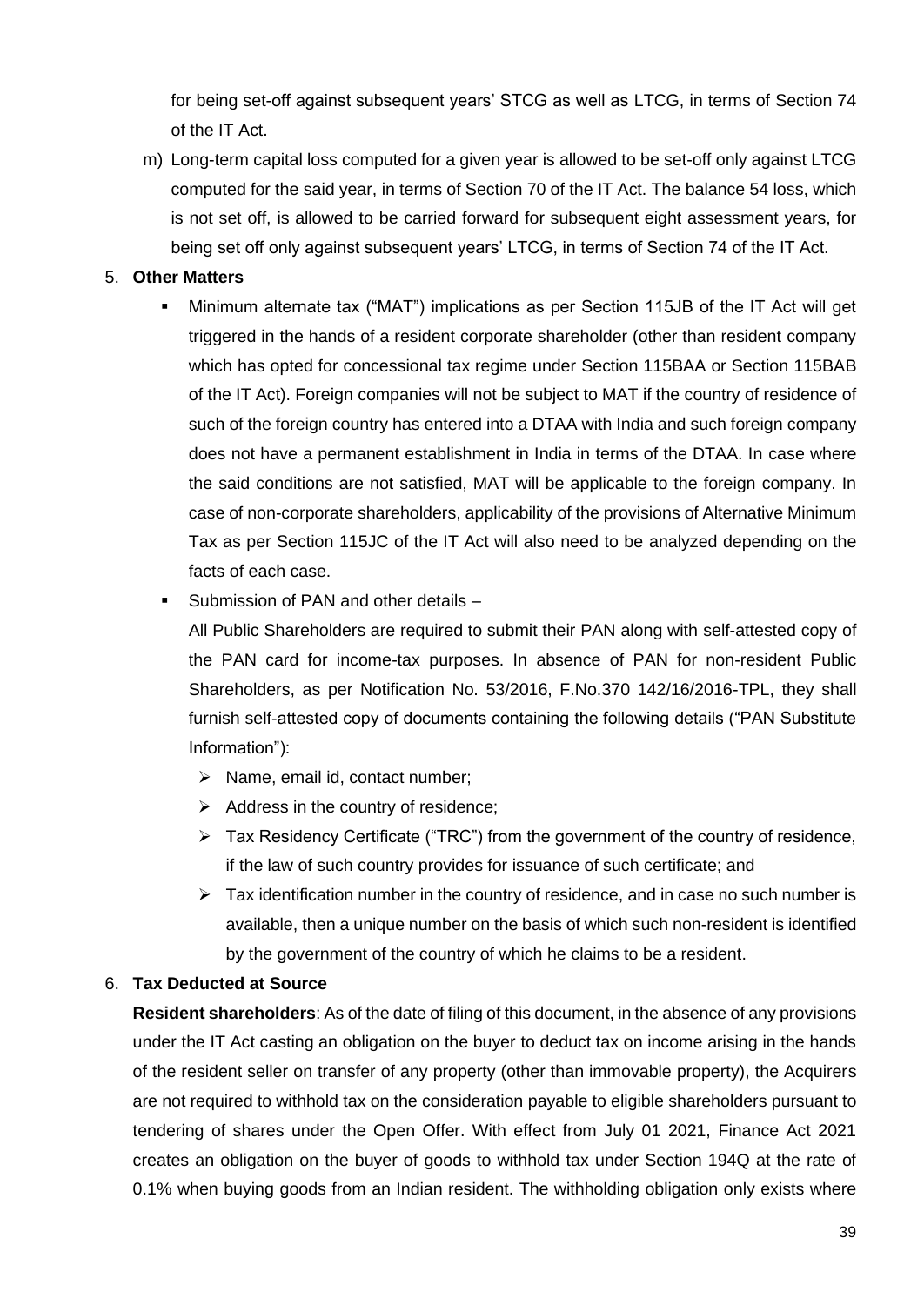for being set-off against subsequent years' STCG as well as LTCG, in terms of Section 74 of the IT Act.

m) Long-term capital loss computed for a given year is allowed to be set-off only against LTCG computed for the said year, in terms of Section 70 of the IT Act. The balance 54 loss, which is not set off, is allowed to be carried forward for subsequent eight assessment years, for being set off only against subsequent years' LTCG, in terms of Section 74 of the IT Act.

5. **Other Matters**

   - Minimum alternate tax ("MAT") implications as per Section 115JB of the IT Act will get triggered in the hands of a resident corporate shareholder (other than resident company which has opted for concessional tax regime under Section 115BAA or Section 115BAB of the IT Act). Foreign companies will not be subject to MAT if the country of residence of such of the foreign country has entered into a DTAA with India and such foreign company does not have a permanent establishment in India in terms of the DTAA. In case where the said conditions are not satisfied, MAT will be applicable to the foreign company. In case of non-corporate shareholders, applicability of the provisions of Alternative Minimum Tax as per Section 115JC of the IT Act will also need to be analyzed depending on the facts of each case.
   - Submission of PAN and other details –

     All Public Shareholders are required to submit their PAN along with self-attested copy of the PAN card for income-tax purposes. In absence of PAN for non-resident Public Shareholders, as per Notification No. 53/2016, F.No.370 142/16/2016-TPL, they shall furnish self-attested copy of documents containing the following details ("PAN Substitute Information"):

     - Name, email id, contact number;
     - Address in the country of residence;
     - Tax Residency Certificate ("TRC") from the government of the country of residence, if the law of such country provides for issuance of such certificate; and
     - Tax identification number in the country of residence, and in case no such number is available, then a unique number on the basis of which such non-resident is identified by the government of the country of which he claims to be a resident.

6. **Tax Deducted at Source**

   **Resident shareholders**: As of the date of filing of this document, in the absence of any provisions under the IT Act casting an obligation on the buyer to deduct tax on income arising in the hands of the resident seller on transfer of any property (other than immovable property), the Acquirers are not required to withhold tax on the consideration payable to eligible shareholders pursuant to tendering of shares under the Open Offer. With effect from July 01 2021, Finance Act 2021 creates an obligation on the buyer of goods to withhold tax under Section 194Q at the rate of 0.1% when buying goods from an Indian resident. The withholding obligation only exists where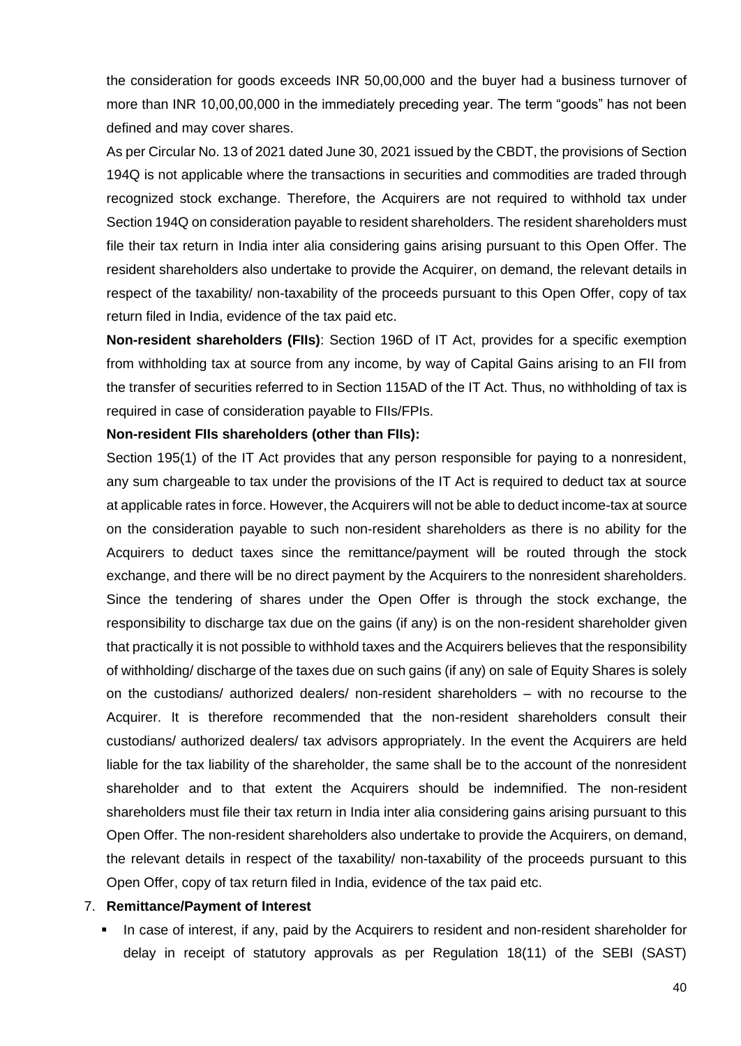the consideration for goods exceeds INR 50,00,000 and the buyer had a business turnover of more than INR 10,00,00,000 in the immediately preceding year. The term "goods" has not been defined and may cover shares.

As per Circular No. 13 of 2021 dated June 30, 2021 issued by the CBDT, the provisions of Section 194Q is not applicable where the transactions in securities and commodities are traded through recognized stock exchange. Therefore, the Acquirers are not required to withhold tax under Section 194Q on consideration payable to resident shareholders. The resident shareholders must file their tax return in India inter alia considering gains arising pursuant to this Open Offer. The resident shareholders also undertake to provide the Acquirer, on demand, the relevant details in respect of the taxability/ non-taxability of the proceeds pursuant to this Open Offer, copy of tax return filed in India, evidence of the tax paid etc.

**Non-resident shareholders (FIIs)**: Section 196D of IT Act, provides for a specific exemption from withholding tax at source from any income, by way of Capital Gains arising to an FII from the transfer of securities referred to in Section 115AD of the IT Act. Thus, no withholding of tax is required in case of consideration payable to FIIs/FPIs.

**Non-resident FIIs shareholders (other than FIIs):**

Section 195(1) of the IT Act provides that any person responsible for paying to a nonresident, any sum chargeable to tax under the provisions of the IT Act is required to deduct tax at source at applicable rates in force. However, the Acquirers will not be able to deduct income-tax at source on the consideration payable to such non-resident shareholders as there is no ability for the Acquirers to deduct taxes since the remittance/payment will be routed through the stock exchange, and there will be no direct payment by the Acquirers to the nonresident shareholders. Since the tendering of shares under the Open Offer is through the stock exchange, the responsibility to discharge tax due on the gains (if any) is on the non-resident shareholder given that practically it is not possible to withhold taxes and the Acquirers believes that the responsibility of withholding/ discharge of the taxes due on such gains (if any) on sale of Equity Shares is solely on the custodians/ authorized dealers/ non-resident shareholders – with no recourse to the Acquirer. It is therefore recommended that the non-resident shareholders consult their custodians/ authorized dealers/ tax advisors appropriately. In the event the Acquirers are held liable for the tax liability of the shareholder, the same shall be to the account of the nonresident shareholder and to that extent the Acquirers should be indemnified. The non-resident shareholders must file their tax return in India inter alia considering gains arising pursuant to this Open Offer. The non-resident shareholders also undertake to provide the Acquirers, on demand, the relevant details in respect of the taxability/ non-taxability of the proceeds pursuant to this Open Offer, copy of tax return filed in India, evidence of the tax paid etc.

7. **Remittance/Payment of Interest**

- In case of interest, if any, paid by the Acquirers to resident and non-resident shareholder for delay in receipt of statutory approvals as per Regulation 18(11) of the SEBI (SAST)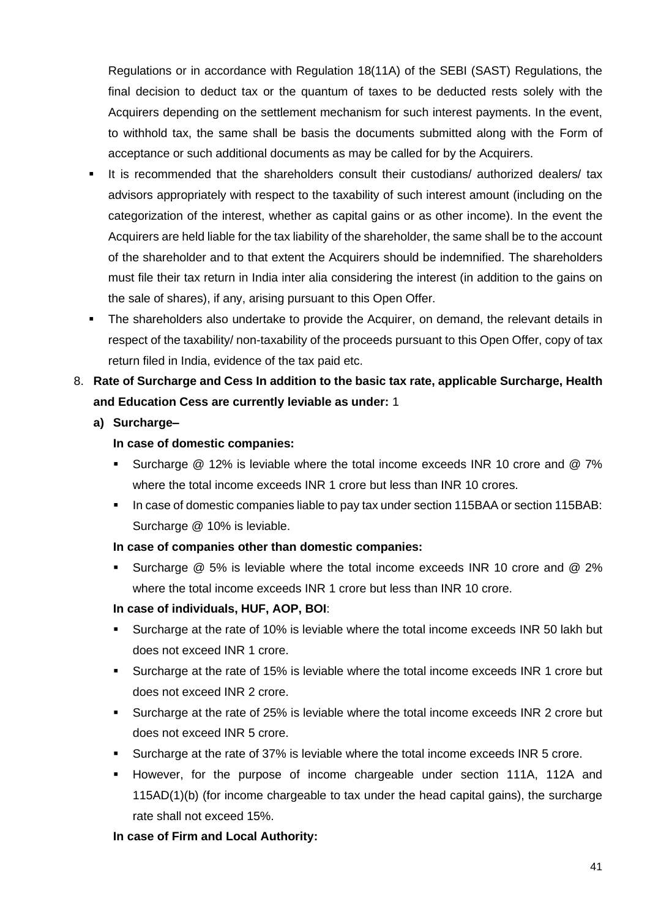Regulations or in accordance with Regulation 18(11A) of the SEBI (SAST) Regulations, the final decision to deduct tax or the quantum of taxes to be deducted rests solely with the Acquirers depending on the settlement mechanism for such interest payments. In the event, to withhold tax, the same shall be basis the documents submitted along with the Form of acceptance or such additional documents as may be called for by the Acquirers.

- It is recommended that the shareholders consult their custodians/ authorized dealers/ tax advisors appropriately with respect to the taxability of such interest amount (including on the categorization of the interest, whether as capital gains or as other income). In the event the Acquirers are held liable for the tax liability of the shareholder, the same shall be to the account of the shareholder and to that extent the Acquirers should be indemnified. The shareholders must file their tax return in India inter alia considering the interest (in addition to the gains on the sale of shares), if any, arising pursuant to this Open Offer.
- The shareholders also undertake to provide the Acquirer, on demand, the relevant details in respect of the taxability/ non-taxability of the proceeds pursuant to this Open Offer, copy of tax return filed in India, evidence of the tax paid etc.

8. **Rate of Surcharge and Cess In addition to the basic tax rate, applicable Surcharge, Health and Education Cess are currently leviable as under:** 1

   **a) Surcharge–**

   **In case of domestic companies:**

   - Surcharge @ 12% is leviable where the total income exceeds INR 10 crore and @ 7% where the total income exceeds INR 1 crore but less than INR 10 crores.
   - In case of domestic companies liable to pay tax under section 115BAA or section 115BAB: Surcharge @ 10% is leviable.

   **In case of companies other than domestic companies:**

   - Surcharge @ 5% is leviable where the total income exceeds INR 10 crore and @ 2% where the total income exceeds INR 1 crore but less than INR 10 crore.

   **In case of individuals, HUF, AOP, BOI**:

   - Surcharge at the rate of 10% is leviable where the total income exceeds INR 50 lakh but does not exceed INR 1 crore.
   - Surcharge at the rate of 15% is leviable where the total income exceeds INR 1 crore but does not exceed INR 2 crore.
   - Surcharge at the rate of 25% is leviable where the total income exceeds INR 2 crore but does not exceed INR 5 crore.
   - Surcharge at the rate of 37% is leviable where the total income exceeds INR 5 crore.
   - However, for the purpose of income chargeable under section 111A, 112A and 115AD(1)(b) (for income chargeable to tax under the head capital gains), the surcharge rate shall not exceed 15%.

   **In case of Firm and Local Authority:**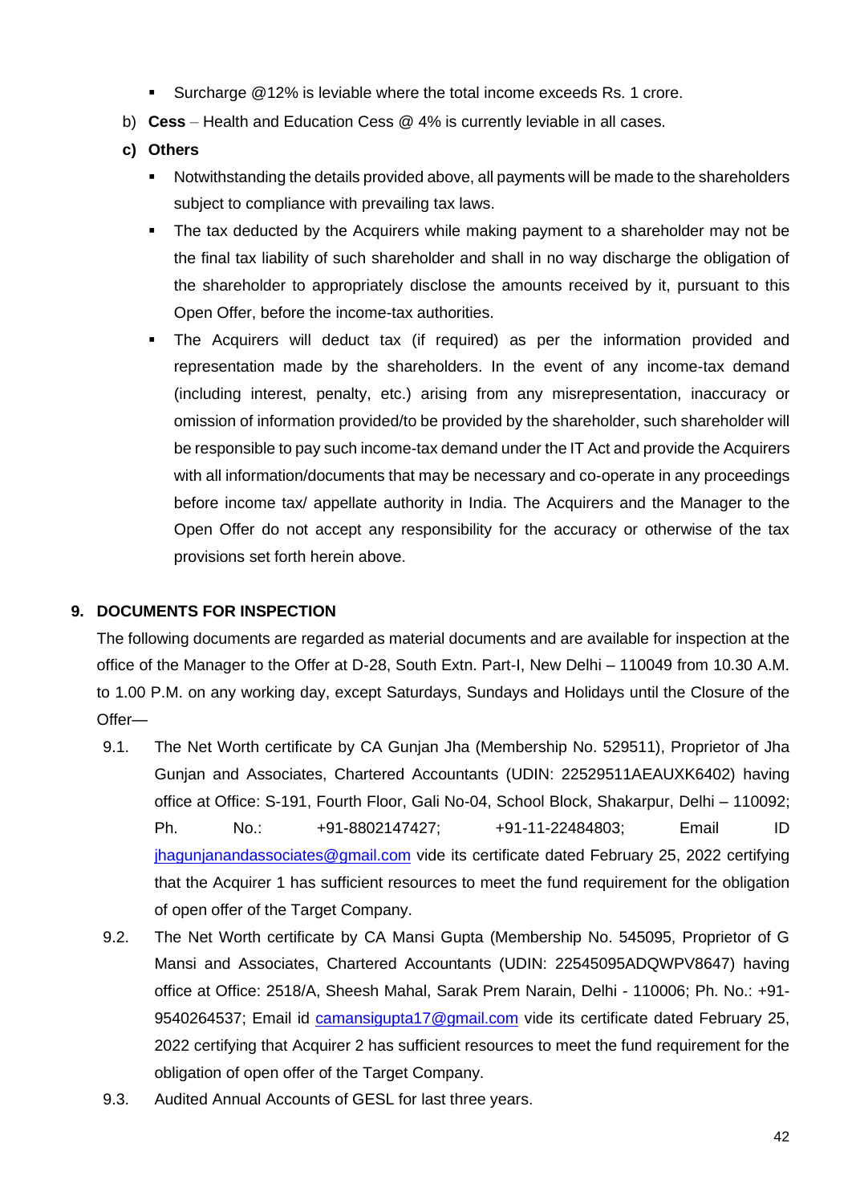- Surcharge @12% is leviable where the total income exceeds Rs. 1 crore.

b) **Cess** – Health and Education Cess @ 4% is currently leviable in all cases.

**c) Others**

- Notwithstanding the details provided above, all payments will be made to the shareholders subject to compliance with prevailing tax laws.
- The tax deducted by the Acquirers while making payment to a shareholder may not be the final tax liability of such shareholder and shall in no way discharge the obligation of the shareholder to appropriately disclose the amounts received by it, pursuant to this Open Offer, before the income-tax authorities.
- The Acquirers will deduct tax (if required) as per the information provided and representation made by the shareholders. In the event of any income-tax demand (including interest, penalty, etc.) arising from any misrepresentation, inaccuracy or omission of information provided/to be provided by the shareholder, such shareholder will be responsible to pay such income-tax demand under the IT Act and provide the Acquirers with all information/documents that may be necessary and co-operate in any proceedings before income tax/ appellate authority in India. The Acquirers and the Manager to the Open Offer do not accept any responsibility for the accuracy or otherwise of the tax provisions set forth herein above.

## 9. DOCUMENTS FOR INSPECTION

The following documents are regarded as material documents and are available for inspection at the office of the Manager to the Offer at D-28, South Extn. Part-I, New Delhi – 110049 from 10.30 A.M. to 1.00 P.M. on any working day, except Saturdays, Sundays and Holidays until the Closure of the Offer—

9.1. The Net Worth certificate by CA Gunjan Jha (Membership No. 529511), Proprietor of Jha Gunjan and Associates, Chartered Accountants (UDIN: 22529511AEAUXK6402) having office at Office: S-191, Fourth Floor, Gali No-04, School Block, Shakarpur, Delhi – 110092; Ph. No.: +91-8802147427; +91-11-22484803; Email ID jhagunjanandassociates@gmail.com vide its certificate dated February 25, 2022 certifying that the Acquirer 1 has sufficient resources to meet the fund requirement for the obligation of open offer of the Target Company.

9.2. The Net Worth certificate by CA Mansi Gupta (Membership No. 545095, Proprietor of G Mansi and Associates, Chartered Accountants (UDIN: 22545095ADQWPV8647) having office at Office: 2518/A, Sheesh Mahal, Sarak Prem Narain, Delhi - 110006; Ph. No.: +91-9540264537; Email id camansigupta17@gmail.com vide its certificate dated February 25, 2022 certifying that Acquirer 2 has sufficient resources to meet the fund requirement for the obligation of open offer of the Target Company.

9.3. Audited Annual Accounts of GESL for last three years.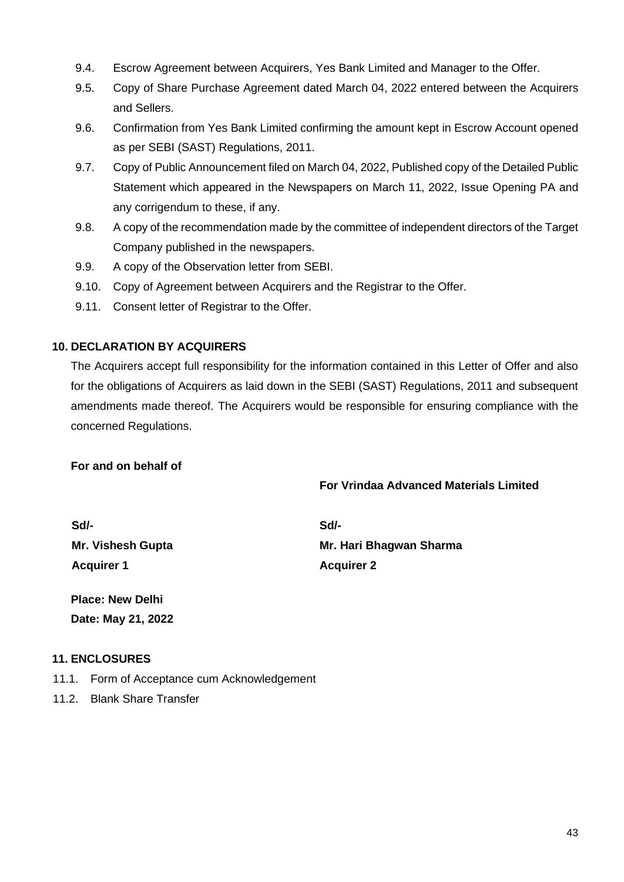9.4. Escrow Agreement between Acquirers, Yes Bank Limited and Manager to the Offer.

9.5. Copy of Share Purchase Agreement dated March 04, 2022 entered between the Acquirers and Sellers.

9.6. Confirmation from Yes Bank Limited confirming the amount kept in Escrow Account opened as per SEBI (SAST) Regulations, 2011.

9.7. Copy of Public Announcement filed on March 04, 2022, Published copy of the Detailed Public Statement which appeared in the Newspapers on March 11, 2022, Issue Opening PA and any corrigendum to these, if any.

9.8. A copy of the recommendation made by the committee of independent directors of the Target Company published in the newspapers.

9.9. A copy of the Observation letter from SEBI.

9.10. Copy of Agreement between Acquirers and the Registrar to the Offer.

9.11. Consent letter of Registrar to the Offer.

## 10. DECLARATION BY ACQUIRERS

The Acquirers accept full responsibility for the information contained in this Letter of Offer and also for the obligations of Acquirers as laid down in the SEBI (SAST) Regulations, 2011 and subsequent amendments made thereof. The Acquirers would be responsible for ensuring compliance with the concerned Regulations.

**For and on behalf of**

**For Vrindaa Advanced Materials Limited**

**Sd/-**
**Mr. Vishesh Gupta**
**Acquirer 1**

**Sd/-**
**Mr. Hari Bhagwan Sharma**
**Acquirer 2**

**Place: New Delhi**
**Date: May 21, 2022**

## 11. ENCLOSURES

11.1. Form of Acceptance cum Acknowledgement

11.2. Blank Share Transfer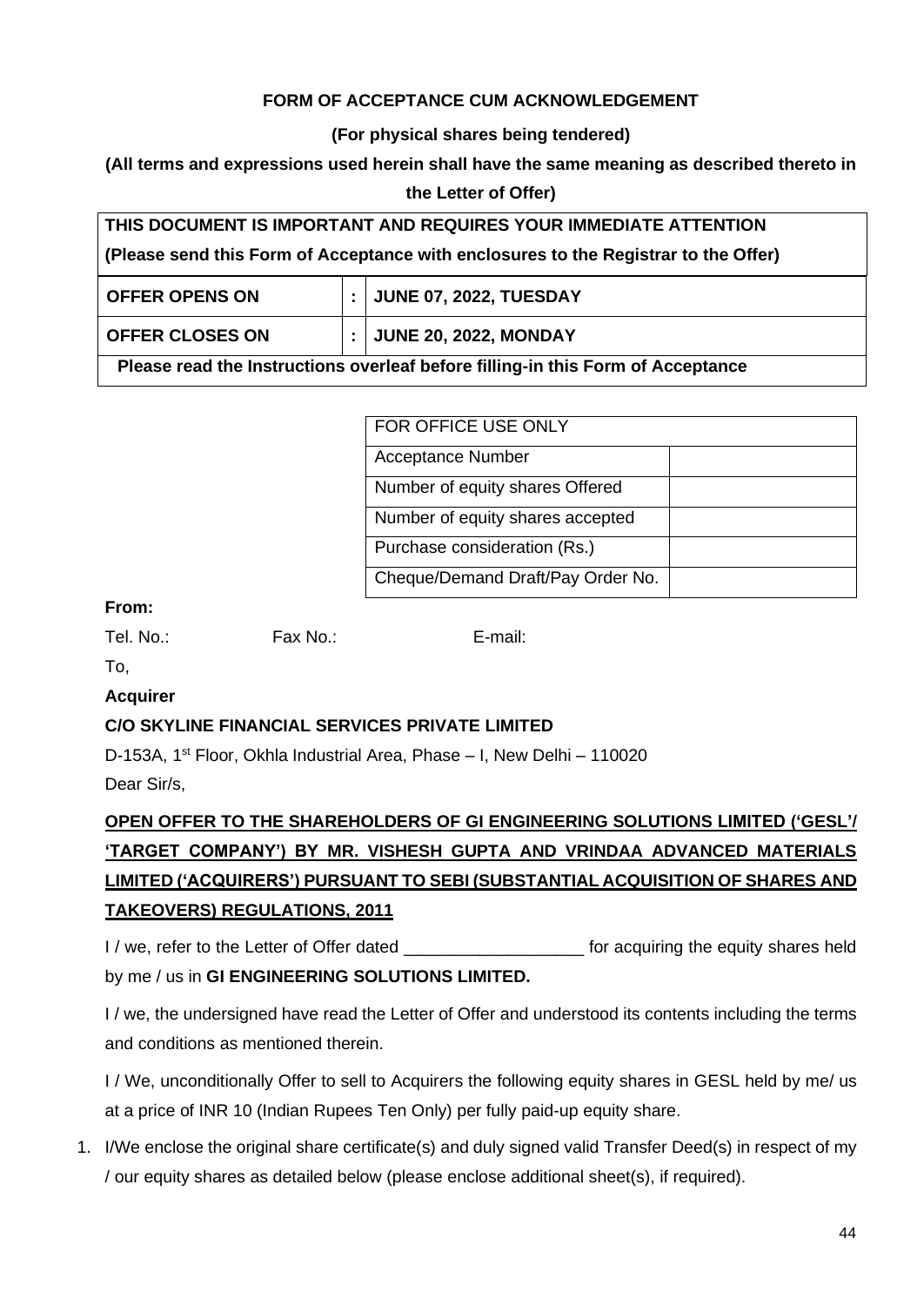**FORM OF ACCEPTANCE CUM ACKNOWLEDGEMENT**

**(For physical shares being tendered)**

**(All terms and expressions used herein shall have the same meaning as described thereto in the Letter of Offer)**

| **THIS DOCUMENT IS IMPORTANT AND REQUIRES YOUR IMMEDIATE ATTENTION** **(Please send this Form of Acceptance with enclosures to the Registrar to the Offer)** | | |
|---|---|---|
| **OFFER OPENS ON** | **:** | **JUNE 07, 2022, TUESDAY** |
| **OFFER CLOSES ON** | **:** | **JUNE 20, 2022, MONDAY** |
| **Please read the Instructions overleaf before filling-in this Form of Acceptance** | | |

| FOR OFFICE USE ONLY | |
|---|---|
| Acceptance Number | |
| Number of equity shares Offered | |
| Number of equity shares accepted | |
| Purchase consideration (Rs.) | |
| Cheque/Demand Draft/Pay Order No. | |

**From:**

Tel. No.: Fax No.: E-mail:

To,

**Acquirer**

**C/O SKYLINE FINANCIAL SERVICES PRIVATE LIMITED**

D-153A, 1st Floor, Okhla Industrial Area, Phase – I, New Delhi – 110020

Dear Sir/s,

**OPEN OFFER TO THE SHAREHOLDERS OF GI ENGINEERING SOLUTIONS LIMITED ('GESL'/ 'TARGET COMPANY') BY MR. VISHESH GUPTA AND VRINDAA ADVANCED MATERIALS LIMITED ('ACQUIRERS') PURSUANT TO SEBI (SUBSTANTIAL ACQUISITION OF SHARES AND TAKEOVERS) REGULATIONS, 2011**

I / we, refer to the Letter of Offer dated ___________________ for acquiring the equity shares held by me / us in **GI ENGINEERING SOLUTIONS LIMITED.**

I / we, the undersigned have read the Letter of Offer and understood its contents including the terms and conditions as mentioned therein.

I / We, unconditionally Offer to sell to Acquirers the following equity shares in GESL held by me/ us at a price of INR 10 (Indian Rupees Ten Only) per fully paid-up equity share.

1. I/We enclose the original share certificate(s) and duly signed valid Transfer Deed(s) in respect of my / our equity shares as detailed below (please enclose additional sheet(s), if required).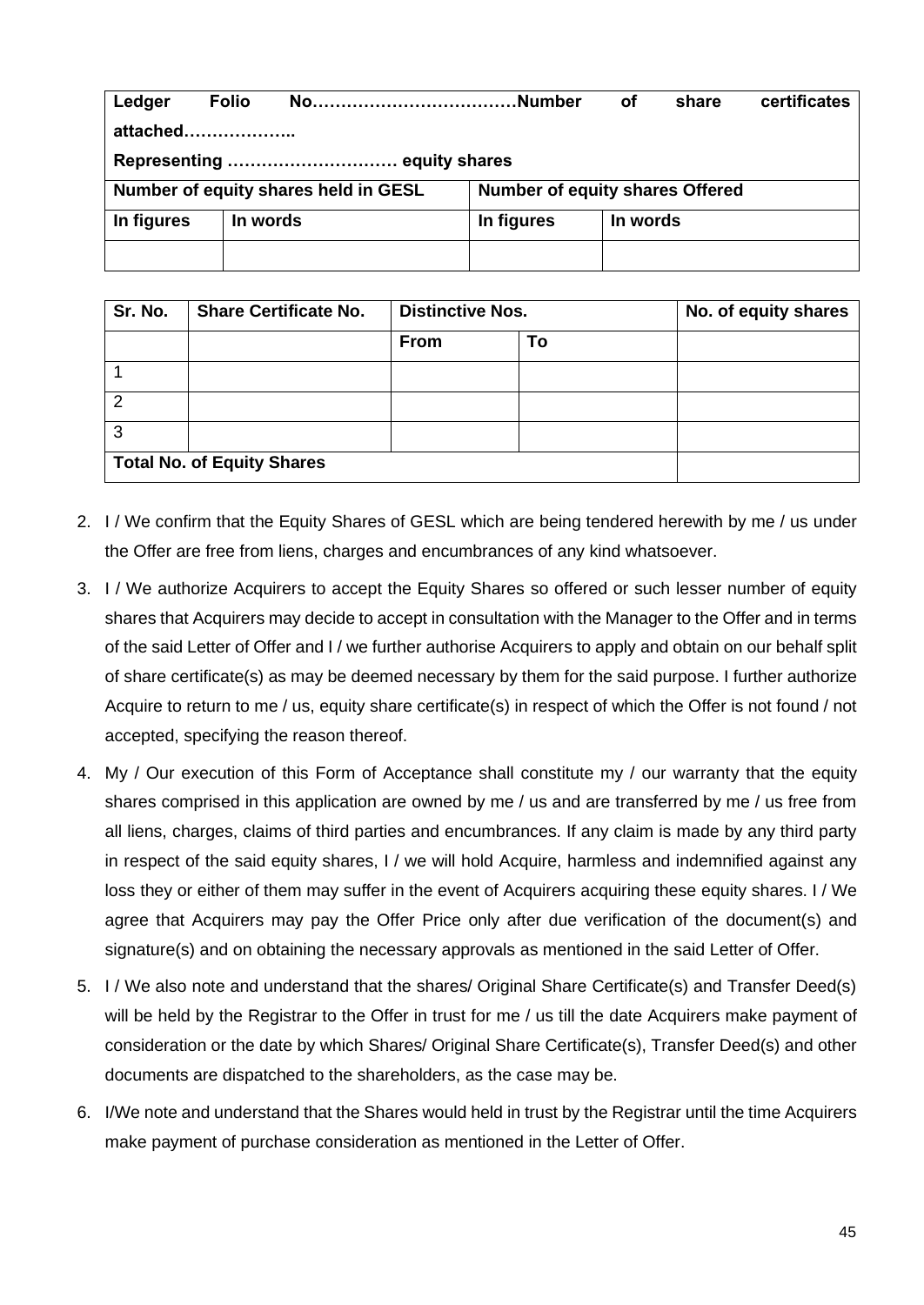| **Ledger Folio No……………………………Number of share certificates attached………………..** | | | |
|---|---|---|---|
| **Representing ………………………… equity shares** | | | |
| **Number of equity shares held in GESL** | | **Number of equity shares Offered** | |
| **In figures** | **In words** | **In figures** | **In words** |
| | | | |

| **Sr. No.** | **Share Certificate No.** | **Distinctive Nos.** | | **No. of equity shares** |
|---|---|---|---|---|
| | | **From** | **To** | |
| 1 | | | | |
| 2 | | | | |
| 3 | | | | |
| **Total No. of Equity Shares** | | | | |

2. I / We confirm that the Equity Shares of GESL which are being tendered herewith by me / us under the Offer are free from liens, charges and encumbrances of any kind whatsoever.
3. I / We authorize Acquirers to accept the Equity Shares so offered or such lesser number of equity shares that Acquirers may decide to accept in consultation with the Manager to the Offer and in terms of the said Letter of Offer and I / we further authorise Acquirers to apply and obtain on our behalf split of share certificate(s) as may be deemed necessary by them for the said purpose. I further authorize Acquire to return to me / us, equity share certificate(s) in respect of which the Offer is not found / not accepted, specifying the reason thereof.
4. My / Our execution of this Form of Acceptance shall constitute my / our warranty that the equity shares comprised in this application are owned by me / us and are transferred by me / us free from all liens, charges, claims of third parties and encumbrances. If any claim is made by any third party in respect of the said equity shares, I / we will hold Acquire, harmless and indemnified against any loss they or either of them may suffer in the event of Acquirers acquiring these equity shares. I / We agree that Acquirers may pay the Offer Price only after due verification of the document(s) and signature(s) and on obtaining the necessary approvals as mentioned in the said Letter of Offer.
5. I / We also note and understand that the shares/ Original Share Certificate(s) and Transfer Deed(s) will be held by the Registrar to the Offer in trust for me / us till the date Acquirers make payment of consideration or the date by which Shares/ Original Share Certificate(s), Transfer Deed(s) and other documents are dispatched to the shareholders, as the case may be.
6. I/We note and understand that the Shares would held in trust by the Registrar until the time Acquirers make payment of purchase consideration as mentioned in the Letter of Offer.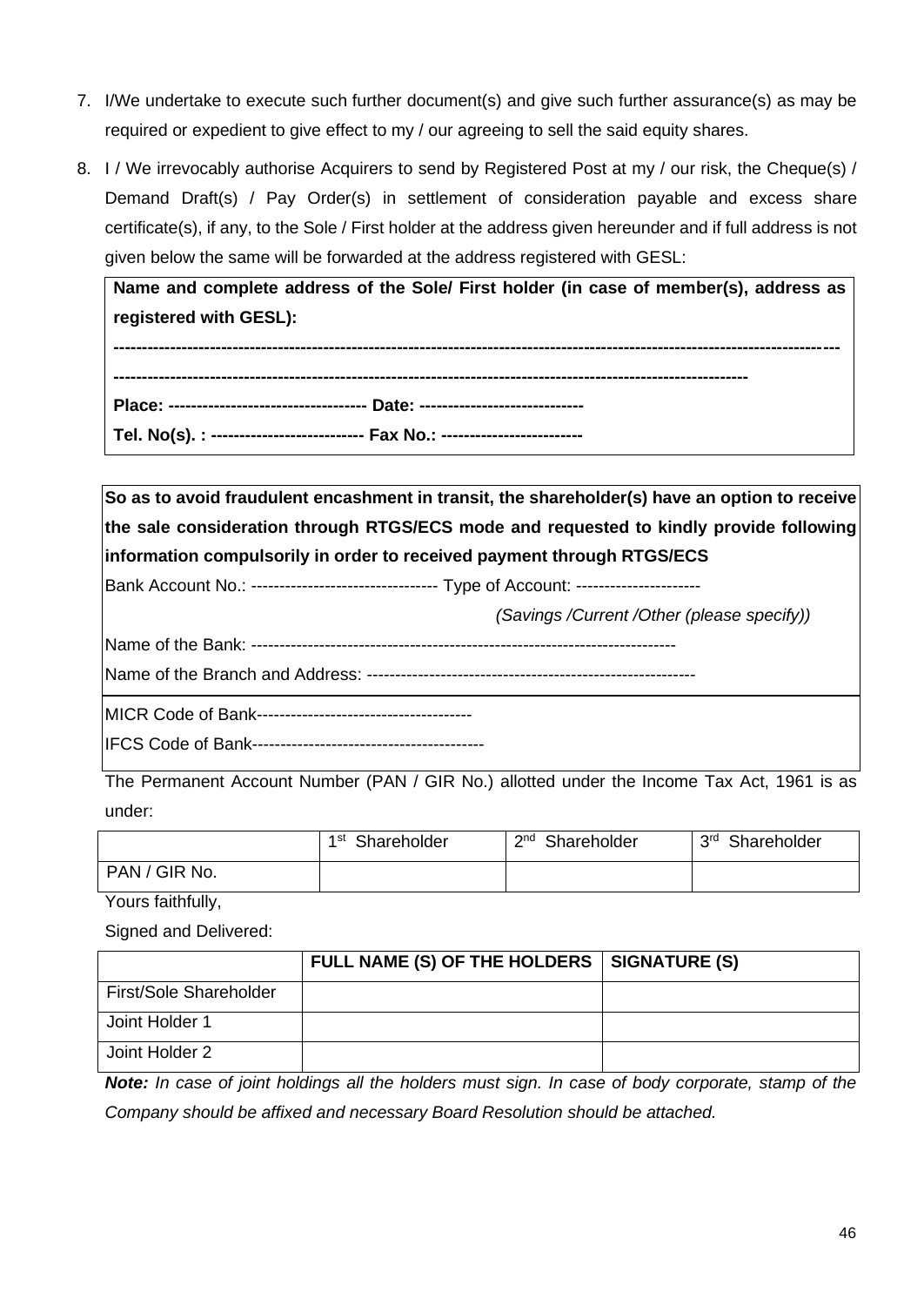7. I/We undertake to execute such further document(s) and give such further assurance(s) as may be required or expedient to give effect to my / our agreeing to sell the said equity shares.

8. I / We irrevocably authorise Acquirers to send by Registered Post at my / our risk, the Cheque(s) / Demand Draft(s) / Pay Order(s) in settlement of consideration payable and excess share certificate(s), if any, to the Sole / First holder at the address given hereunder and if full address is not given below the same will be forwarded at the address registered with GESL:

**Name and complete address of the Sole/ First holder (in case of member(s), address as registered with GESL):**

**-----------------------------------------------------------------------------------------------------------------------------**

**-------------------------------------------------------------------------------------------------------------**

**Place: ---------------------------------- Date: ----------------------------**

**Tel. No(s). : -------------------------- Fax No.: ------------------------**

**So as to avoid fraudulent encashment in transit, the shareholder(s) have an option to receive the sale consideration through RTGS/ECS mode and requested to kindly provide following information compulsorily in order to received payment through RTGS/ECS**

Bank Account No.: -------------------------------- Type of Account: ---------------------

*(Savings /Current /Other (please specify))*

Name of the Bank: -------------------------------------------------------------------------

Name of the Branch and Address: --------------------------------------------------------

MICR Code of Bank-------------------------------------

IFCS Code of Bank----------------------------------------

The Permanent Account Number (PAN / GIR No.) allotted under the Income Tax Act, 1961 is as under:

| | 1st Shareholder | 2nd Shareholder | 3rd Shareholder |
|---|---|---|---|
| PAN / GIR No. | | | |

Yours faithfully,

Signed and Delivered:

| | FULL NAME (S) OF THE HOLDERS | SIGNATURE (S) |
|---|---|---|
| First/Sole Shareholder | | |
| Joint Holder 1 | | |
| Joint Holder 2 | | |

***Note:*** *In case of joint holdings all the holders must sign. In case of body corporate, stamp of the Company should be affixed and necessary Board Resolution should be attached.*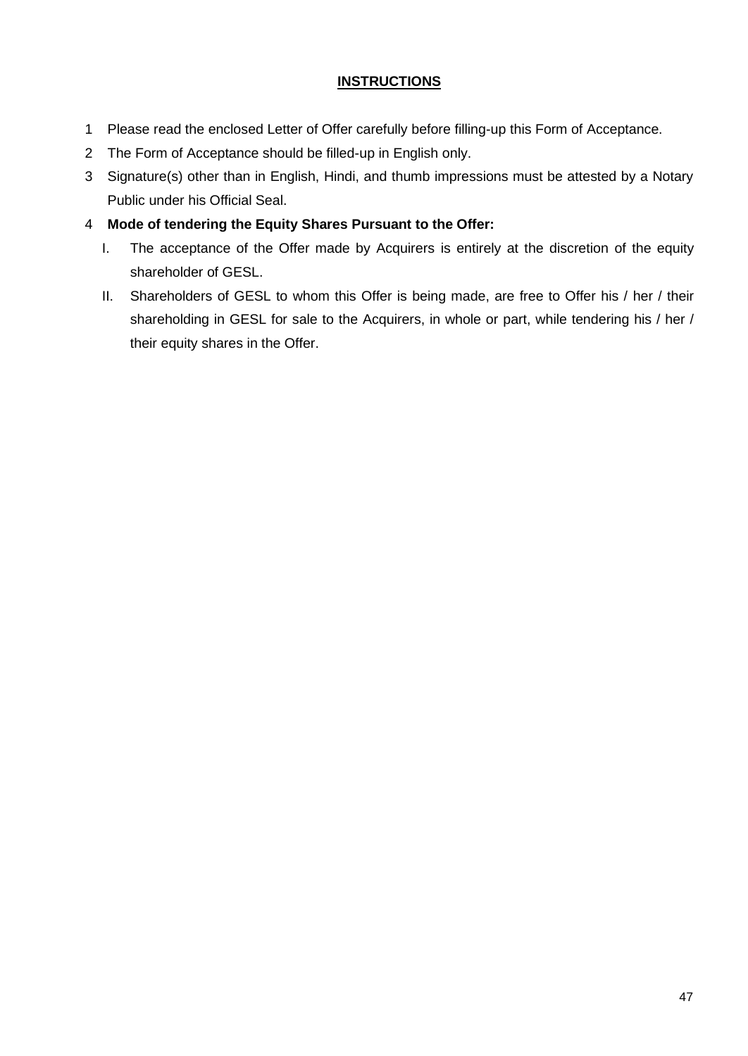## INSTRUCTIONS

1. Please read the enclosed Letter of Offer carefully before filling-up this Form of Acceptance.
2. The Form of Acceptance should be filled-up in English only.
3. Signature(s) other than in English, Hindi, and thumb impressions must be attested by a Notary Public under his Official Seal.
4. **Mode of tendering the Equity Shares Pursuant to the Offer:**
   I. The acceptance of the Offer made by Acquirers is entirely at the discretion of the equity shareholder of GESL.
   II. Shareholders of GESL to whom this Offer is being made, are free to Offer his / her / their shareholding in GESL for sale to the Acquirers, in whole or part, while tendering his / her / their equity shares in the Offer.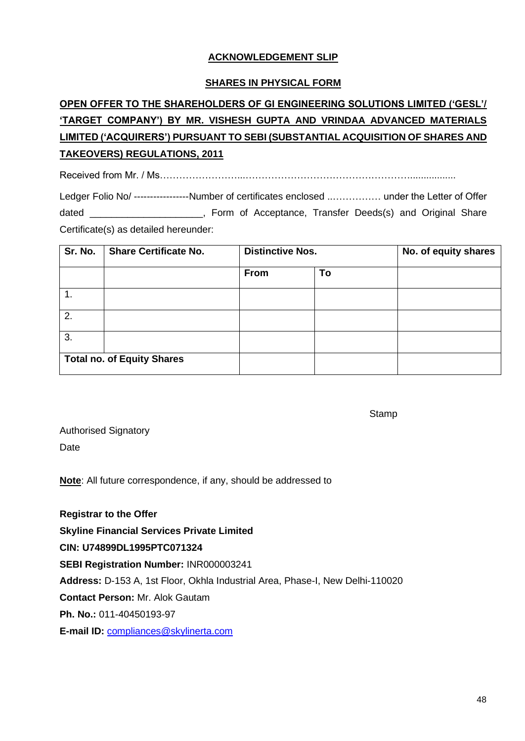**ACKNOWLEDGEMENT SLIP**

**SHARES IN PHYSICAL FORM**

**OPEN OFFER TO THE SHAREHOLDERS OF GI ENGINEERING SOLUTIONS LIMITED ('GESL'/ 'TARGET COMPANY') BY MR. VISHESH GUPTA AND VRINDAA ADVANCED MATERIALS LIMITED ('ACQUIRERS') PURSUANT TO SEBI (SUBSTANTIAL ACQUISITION OF SHARES AND TAKEOVERS) REGULATIONS, 2011**

Received from Mr. / Ms……………………..……………………………………………..................

Ledger Folio No/ -----------------Number of certificates enclosed ..…………… under the Letter of Offer dated ____________________, Form of Acceptance, Transfer Deeds(s) and Original Share Certificate(s) as detailed hereunder:

| Sr. No. | Share Certificate No. | Distinctive Nos. | | No. of equity shares |
|---|---|---|---|---|
| | | **From** | **To** | |
| 1. | | | | |
| 2. | | | | |
| 3. | | | | |
| **Total no. of Equity Shares** | | | | |

Stamp

Authorised Signatory

Date

**Note**: All future correspondence, if any, should be addressed to

**Registrar to the Offer**
**Skyline Financial Services Private Limited**
**CIN: U74899DL1995PTC071324**
**SEBI Registration Number:** INR000003241
**Address:** D-153 A, 1st Floor, Okhla Industrial Area, Phase-I, New Delhi-110020
**Contact Person:** Mr. Alok Gautam
**Ph. No.:** 011-40450193-97
**E-mail ID:** compliances@skylinerta.com